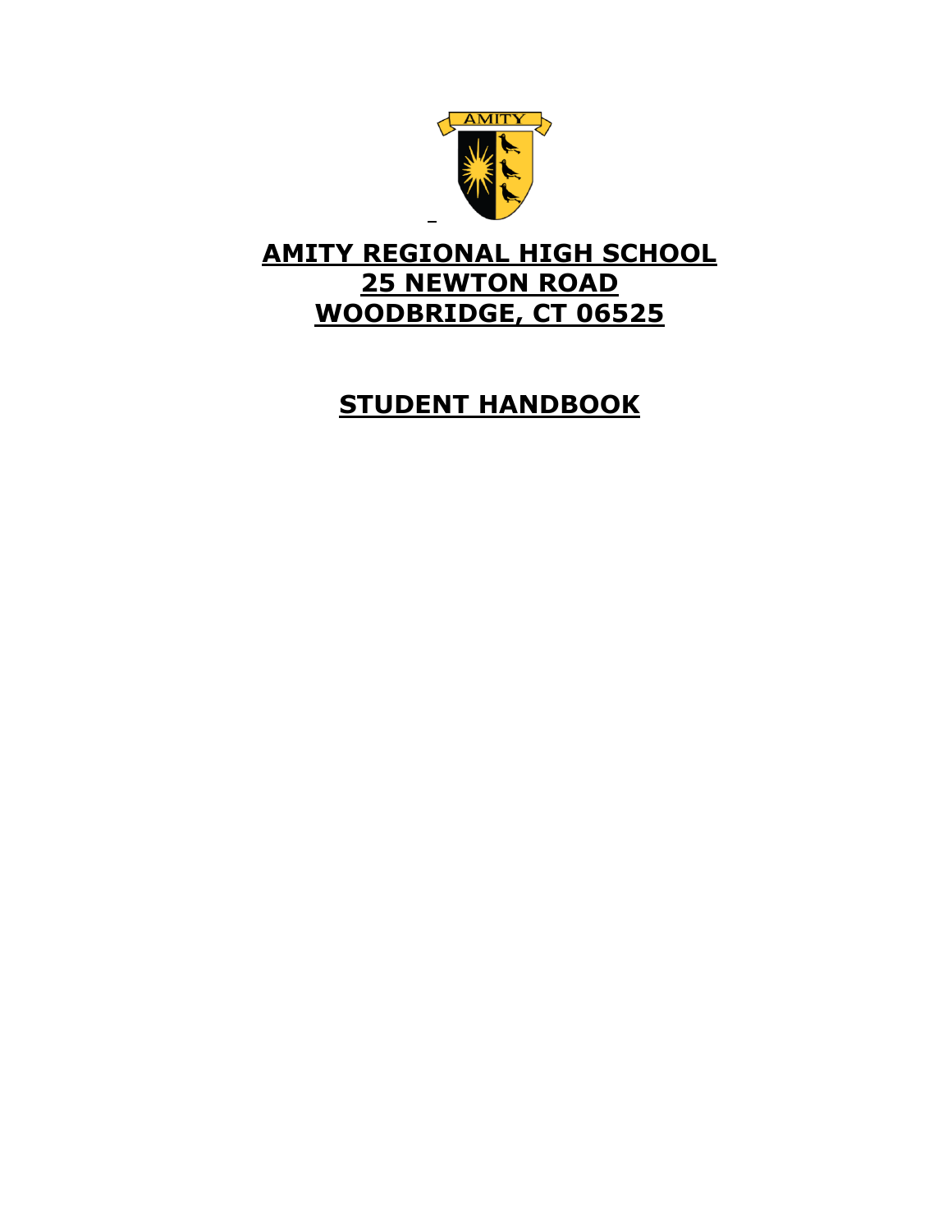# AMITY REGIONAL HIGH SCHOOL
# 25 NEWTON ROAD
# WOODBRIDGE, CT 06525

# STUDENT HANDBOOK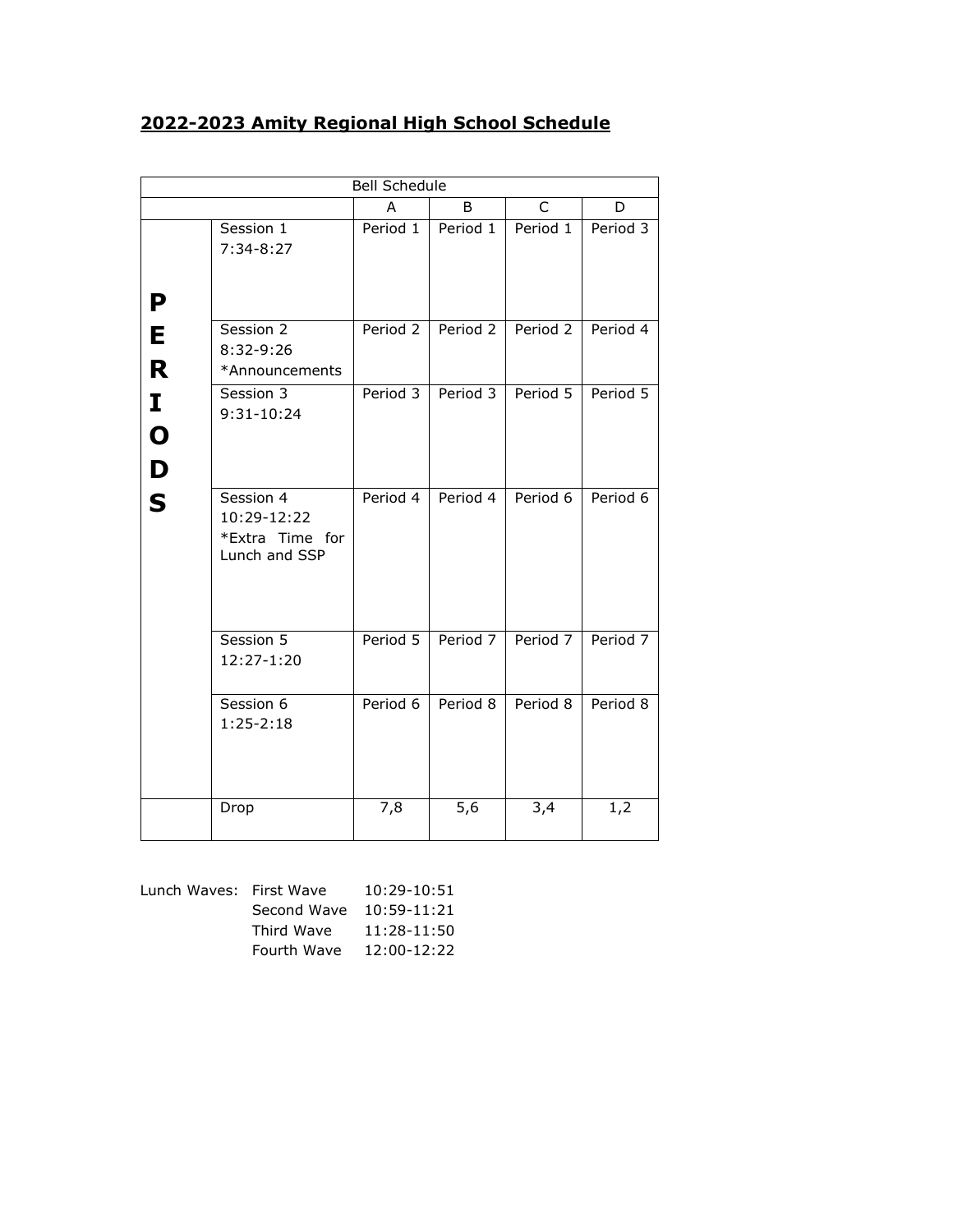## 2022-2023 Amity Regional High School Schedule

| Bell Schedule | | | | | |
|---|---|---|---|---|---|
| | | A | B | C | D |
| PERIODS | Session 1<br>7:34-8:27 | Period 1 | Period 1 | Period 1 | Period 3 |
| | Session 2<br>8:32-9:26<br>*Announcements | Period 2 | Period 2 | Period 2 | Period 4 |
| | Session 3<br>9:31-10:24 | Period 3 | Period 3 | Period 5 | Period 5 |
| | Session 4<br>10:29-12:22<br>*Extra Time for Lunch and SSP | Period 4 | Period 4 | Period 6 | Period 6 |
| | Session 5<br>12:27-1:20 | Period 5 | Period 7 | Period 7 | Period 7 |
| | Session 6<br>1:25-2:18 | Period 6 | Period 8 | Period 8 | Period 8 |
| | Drop | 7,8 | 5,6 | 3,4 | 1,2 |

Lunch Waves:

| | |
|---|---|
| First Wave | 10:29-10:51 |
| Second Wave | 10:59-11:21 |
| Third Wave | 11:28-11:50 |
| Fourth Wave | 12:00-12:22 |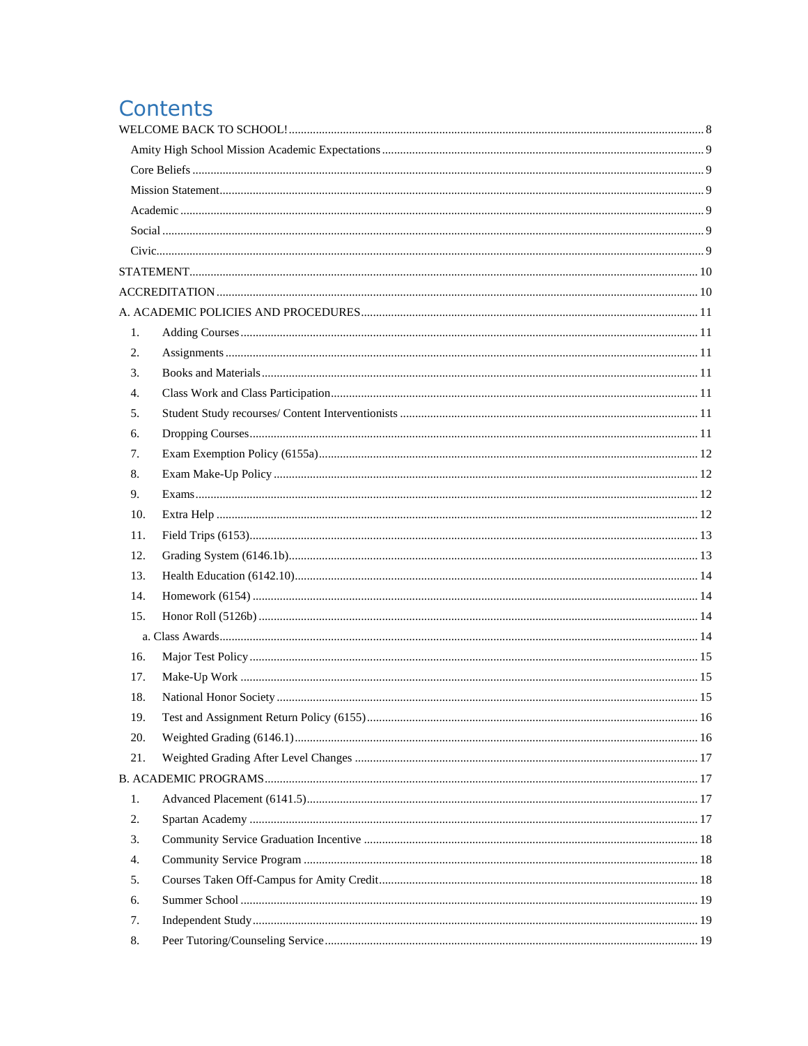# Contents

WELCOME BACK TO SCHOOL! ........ 8

- Amity High School Mission Academic Expectations ........ 9
- Core Beliefs ........ 9
- Mission Statement ........ 9
- Academic ........ 9
- Social ........ 9
- Civic ........ 9

STATEMENT ........ 10

ACCREDITATION ........ 10

A. ACADEMIC POLICIES AND PROCEDURES ........ 11

1. Adding Courses ........ 11
2. Assignments ........ 11
3. Books and Materials ........ 11
4. Class Work and Class Participation ........ 11
5. Student Study recourses/ Content Interventionists ........ 11
6. Dropping Courses ........ 11
7. Exam Exemption Policy (6155a) ........ 12
8. Exam Make-Up Policy ........ 12
9. Exams ........ 12
10. Extra Help ........ 12
11. Field Trips (6153) ........ 13
12. Grading System (6146.1b) ........ 13
13. Health Education (6142.10) ........ 14
14. Homework (6154) ........ 14
15. Honor Roll (5126b) ........ 14
    - a. Class Awards ........ 14
16. Major Test Policy ........ 15
17. Make-Up Work ........ 15
18. National Honor Society ........ 15
19. Test and Assignment Return Policy (6155) ........ 16
20. Weighted Grading (6146.1) ........ 16
21. Weighted Grading After Level Changes ........ 17

B. ACADEMIC PROGRAMS ........ 17

1. Advanced Placement (6141.5) ........ 17
2. Spartan Academy ........ 17
3. Community Service Graduation Incentive ........ 18
4. Community Service Program ........ 18
5. Courses Taken Off-Campus for Amity Credit ........ 18
6. Summer School ........ 19
7. Independent Study ........ 19
8. Peer Tutoring/Counseling Service ........ 19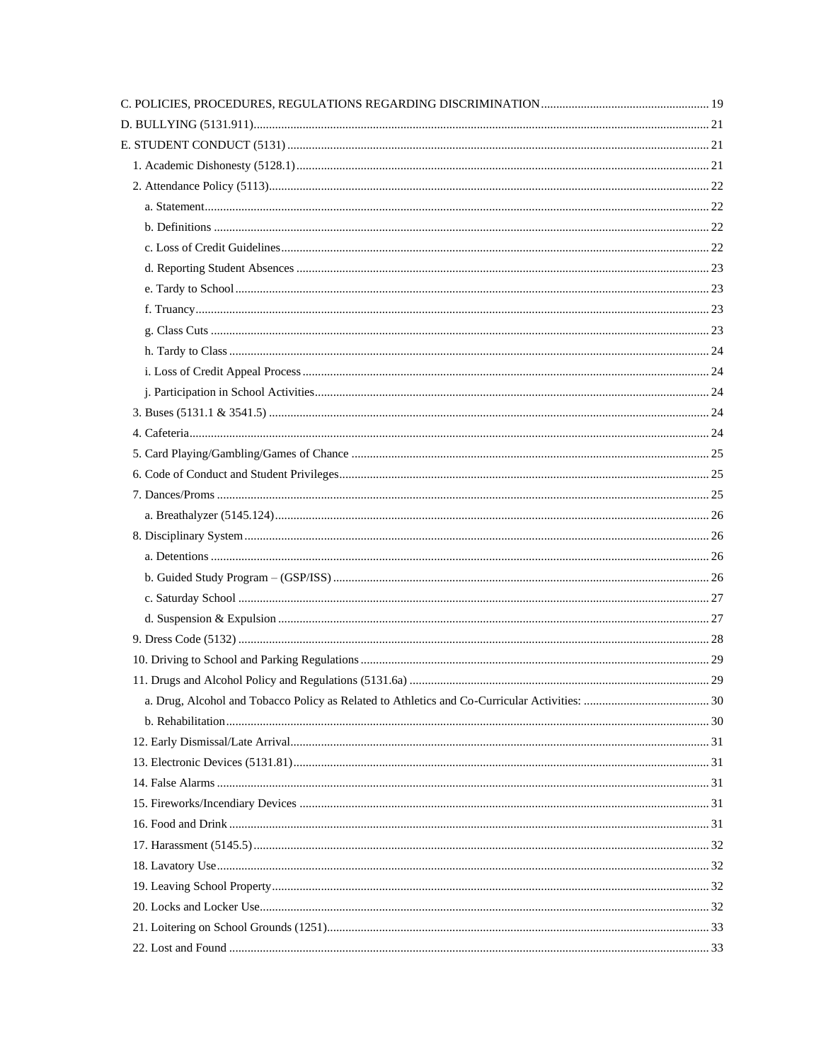C. POLICIES, PROCEDURES, REGULATIONS REGARDING DISCRIMINATION ........ 19
D. BULLYING (5131.911) ........ 21
E. STUDENT CONDUCT (5131) ........ 21
- 1. Academic Dishonesty (5128.1) ........ 21
- 2. Attendance Policy (5113) ........ 22
  - a. Statement ........ 22
  - b. Definitions ........ 22
  - c. Loss of Credit Guidelines ........ 22
  - d. Reporting Student Absences ........ 23
  - e. Tardy to School ........ 23
  - f. Truancy ........ 23
  - g. Class Cuts ........ 23
  - h. Tardy to Class ........ 24
  - i. Loss of Credit Appeal Process ........ 24
  - j. Participation in School Activities ........ 24
- 3. Buses (5131.1 & 3541.5) ........ 24
- 4. Cafeteria ........ 24
- 5. Card Playing/Gambling/Games of Chance ........ 25
- 6. Code of Conduct and Student Privileges ........ 25
- 7. Dances/Proms ........ 25
  - a. Breathalyzer (5145.124) ........ 26
- 8. Disciplinary System ........ 26
  - a. Detentions ........ 26
  - b. Guided Study Program – (GSP/ISS) ........ 26
  - c. Saturday School ........ 27
  - d. Suspension & Expulsion ........ 27
- 9. Dress Code (5132) ........ 28
- 10. Driving to School and Parking Regulations ........ 29
- 11. Drugs and Alcohol Policy and Regulations (5131.6a) ........ 29
  - a. Drug, Alcohol and Tobacco Policy as Related to Athletics and Co-Curricular Activities: ........ 30
  - b. Rehabilitation ........ 30
- 12. Early Dismissal/Late Arrival ........ 31
- 13. Electronic Devices (5131.81) ........ 31
- 14. False Alarms ........ 31
- 15. Fireworks/Incendiary Devices ........ 31
- 16. Food and Drink ........ 31
- 17. Harassment (5145.5) ........ 32
- 18. Lavatory Use ........ 32
- 19. Leaving School Property ........ 32
- 20. Locks and Locker Use ........ 32
- 21. Loitering on School Grounds (1251) ........ 33
- 22. Lost and Found ........ 33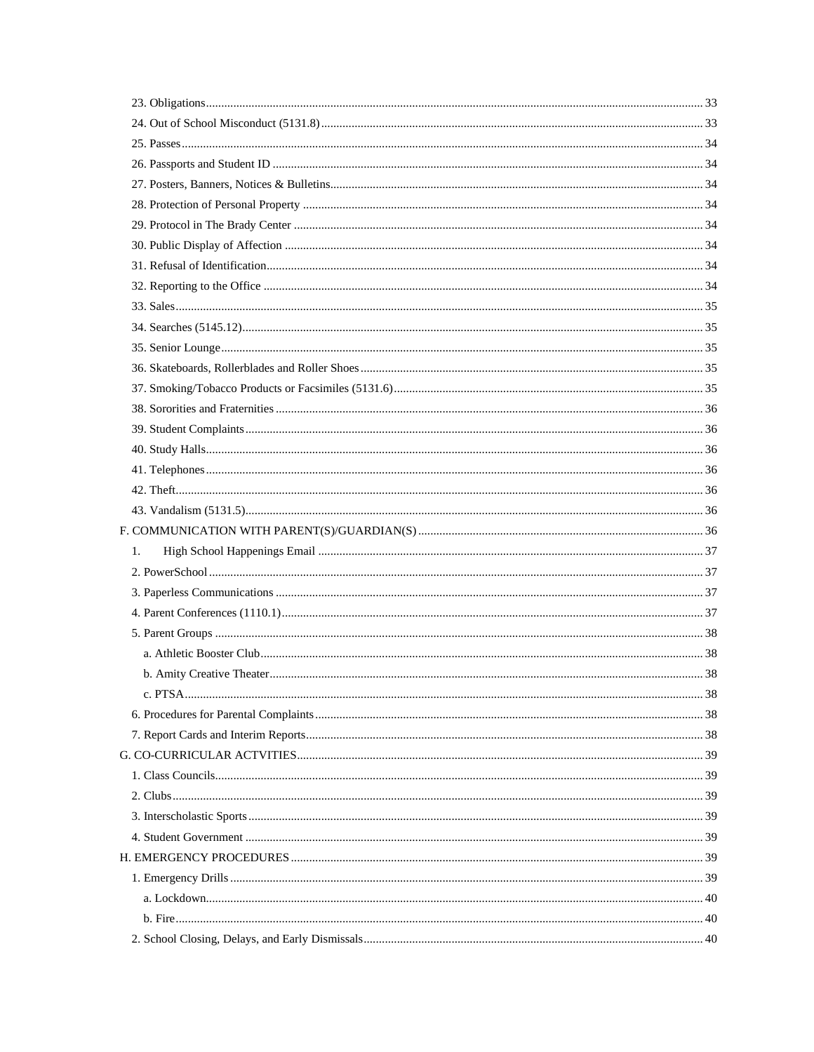23. Obligations ... 33
24. Out of School Misconduct (5131.8) ... 33
25. Passes ... 34
26. Passports and Student ID ... 34
27. Posters, Banners, Notices & Bulletins ... 34
28. Protection of Personal Property ... 34
29. Protocol in The Brady Center ... 34
30. Public Display of Affection ... 34
31. Refusal of Identification ... 34
32. Reporting to the Office ... 34
33. Sales ... 35
34. Searches (5145.12) ... 35
35. Senior Lounge ... 35
36. Skateboards, Rollerblades and Roller Shoes ... 35
37. Smoking/Tobacco Products or Facsimiles (5131.6) ... 35
38. Sororities and Fraternities ... 36
39. Student Complaints ... 36
40. Study Halls ... 36
41. Telephones ... 36
42. Theft ... 36
43. Vandalism (5131.5) ... 36

F. COMMUNICATION WITH PARENT(S)/GUARDIAN(S) ... 36

1. High School Happenings Email ... 37
2. PowerSchool ... 37
3. Paperless Communications ... 37
4. Parent Conferences (1110.1) ... 37
5. Parent Groups ... 38
   a. Athletic Booster Club ... 38
   b. Amity Creative Theater ... 38
   c. PTSA ... 38
6. Procedures for Parental Complaints ... 38
7. Report Cards and Interim Reports ... 38

G. CO-CURRICULAR ACTVITIES ... 39

1. Class Councils ... 39
2. Clubs ... 39
3. Interscholastic Sports ... 39
4. Student Government ... 39

H. EMERGENCY PROCEDURES ... 39

1. Emergency Drills ... 39
   a. Lockdown ... 40
   b. Fire ... 40
2. School Closing, Delays, and Early Dismissals ... 40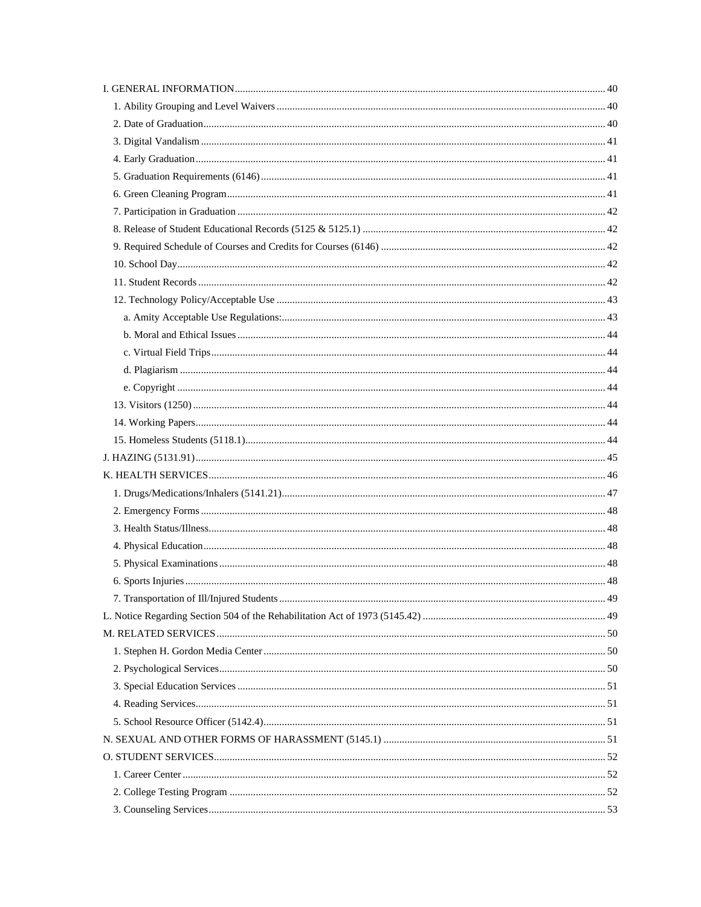I. GENERAL INFORMATION ........ 40
- 1. Ability Grouping and Level Waivers ........ 40
- 2. Date of Graduation ........ 40
- 3. Digital Vandalism ........ 41
- 4. Early Graduation ........ 41
- 5. Graduation Requirements (6146) ........ 41
- 6. Green Cleaning Program ........ 41
- 7. Participation in Graduation ........ 42
- 8. Release of Student Educational Records (5125 & 5125.1) ........ 42
- 9. Required Schedule of Courses and Credits for Courses (6146) ........ 42
- 10. School Day ........ 42
- 11. Student Records ........ 42
- 12. Technology Policy/Acceptable Use ........ 43
  - a. Amity Acceptable Use Regulations: ........ 43
  - b. Moral and Ethical Issues ........ 44
  - c. Virtual Field Trips ........ 44
  - d. Plagiarism ........ 44
  - e. Copyright ........ 44
- 13. Visitors (1250) ........ 44
- 14. Working Papers ........ 44
- 15. Homeless Students (5118.1) ........ 44

J. HAZING (5131.91) ........ 45

K. HEALTH SERVICES ........ 46
- 1. Drugs/Medications/Inhalers (5141.21) ........ 47
- 2. Emergency Forms ........ 48
- 3. Health Status/Illness ........ 48
- 4. Physical Education ........ 48
- 5. Physical Examinations ........ 48
- 6. Sports Injuries ........ 48
- 7. Transportation of Ill/Injured Students ........ 49

L. Notice Regarding Section 504 of the Rehabilitation Act of 1973 (5145.42) ........ 49

M. RELATED SERVICES ........ 50
- 1. Stephen H. Gordon Media Center ........ 50
- 2. Psychological Services ........ 50
- 3. Special Education Services ........ 51
- 4. Reading Services ........ 51
- 5. School Resource Officer (5142.4) ........ 51

N. SEXUAL AND OTHER FORMS OF HARASSMENT (5145.1) ........ 51

O. STUDENT SERVICES ........ 52
- 1. Career Center ........ 52
- 2. College Testing Program ........ 52
- 3. Counseling Services ........ 53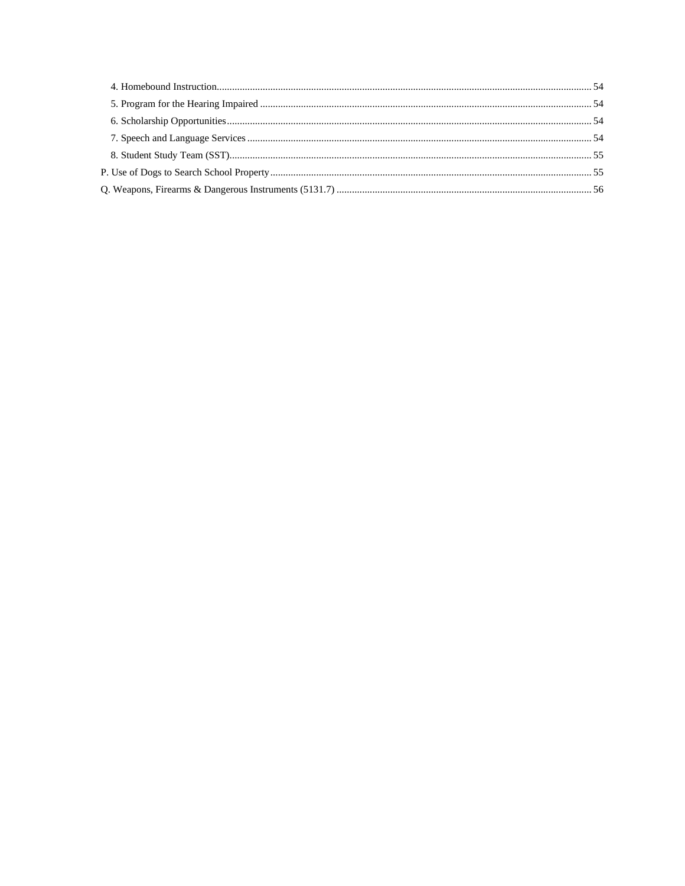4. Homebound Instruction 54
5. Program for the Hearing Impaired 54
6. Scholarship Opportunities 54
7. Speech and Language Services 54
8. Student Study Team (SST) 55

P. Use of Dogs to Search School Property 55

Q. Weapons, Firearms & Dangerous Instruments (5131.7) 56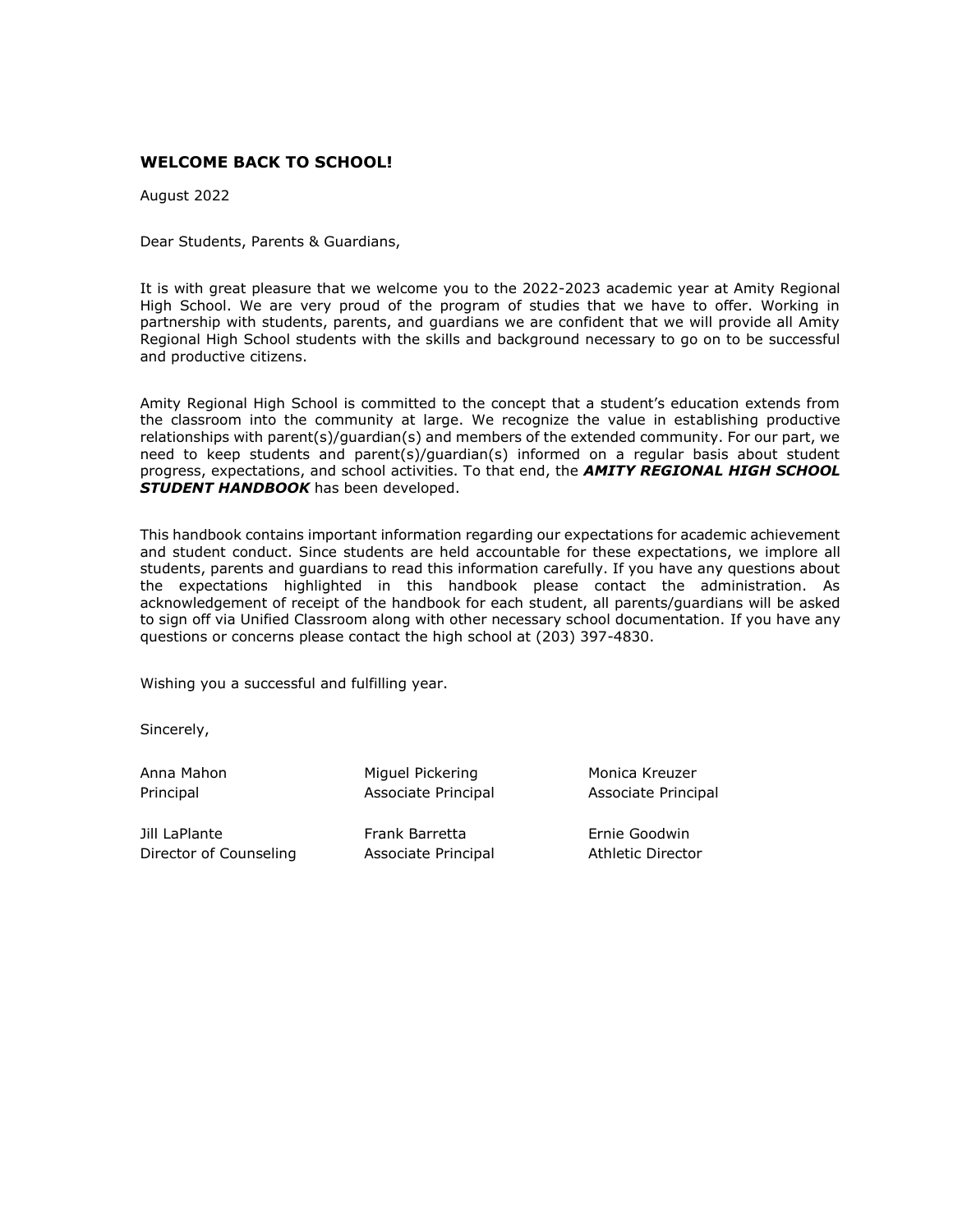## WELCOME BACK TO SCHOOL!

August 2022

Dear Students, Parents & Guardians,

It is with great pleasure that we welcome you to the 2022-2023 academic year at Amity Regional High School. We are very proud of the program of studies that we have to offer. Working in partnership with students, parents, and guardians we are confident that we will provide all Amity Regional High School students with the skills and background necessary to go on to be successful and productive citizens.

Amity Regional High School is committed to the concept that a student's education extends from the classroom into the community at large. We recognize the value in establishing productive relationships with parent(s)/guardian(s) and members of the extended community. For our part, we need to keep students and parent(s)/guardian(s) informed on a regular basis about student progress, expectations, and school activities. To that end, the ***AMITY REGIONAL HIGH SCHOOL STUDENT HANDBOOK*** has been developed.

This handbook contains important information regarding our expectations for academic achievement and student conduct. Since students are held accountable for these expectations, we implore all students, parents and guardians to read this information carefully. If you have any questions about the expectations highlighted in this handbook please contact the administration. As acknowledgement of receipt of the handbook for each student, all parents/guardians will be asked to sign off via Unified Classroom along with other necessary school documentation. If you have any questions or concerns please contact the high school at (203) 397-4830.

Wishing you a successful and fulfilling year.

Sincerely,

Anna Mahon
Principal

Miguel Pickering
Associate Principal

Monica Kreuzer
Associate Principal

Jill LaPlante
Director of Counseling

Frank Barretta
Associate Principal

Ernie Goodwin
Athletic Director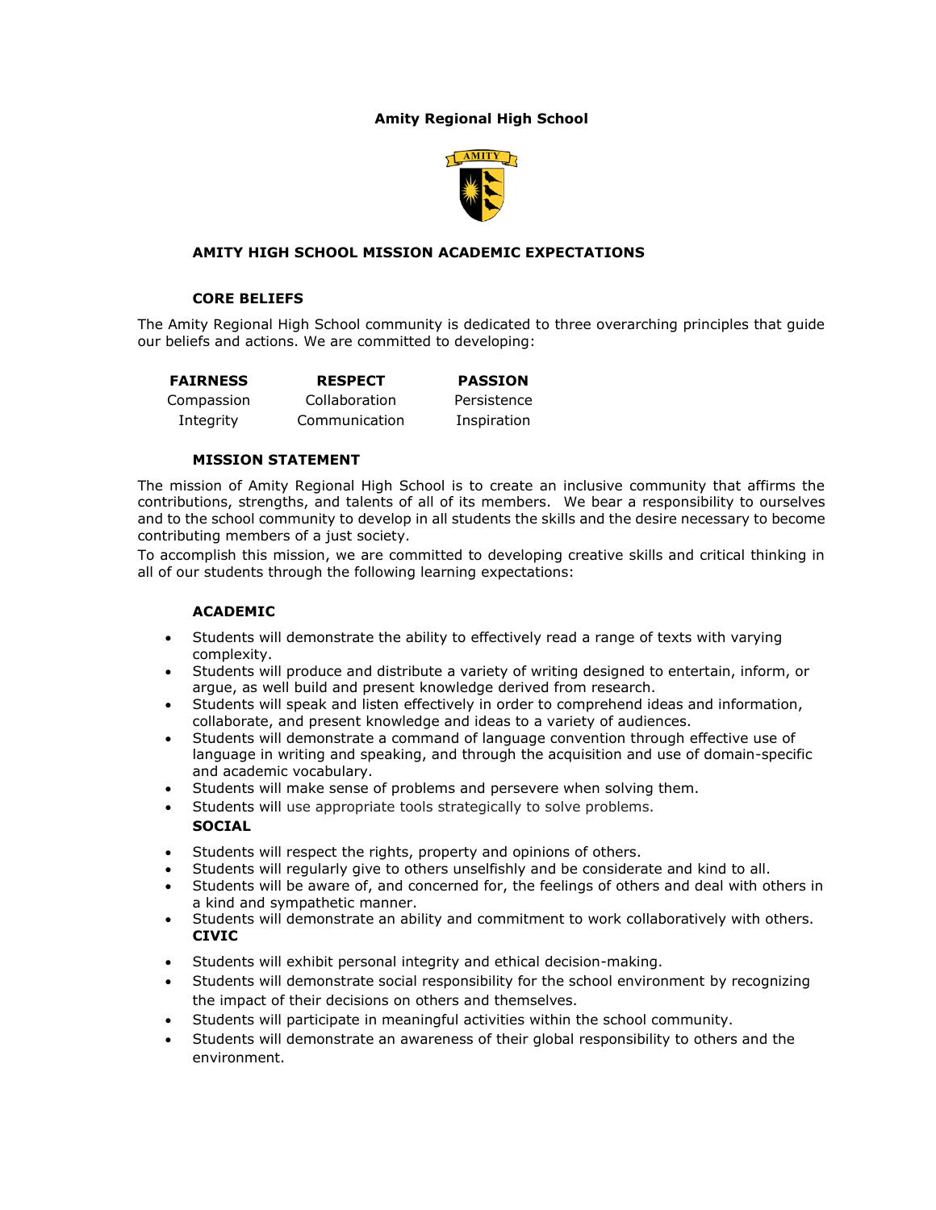**Amity Regional High School**

## AMITY HIGH SCHOOL MISSION ACADEMIC EXPECTATIONS

### CORE BELIEFS

The Amity Regional High School community is dedicated to three overarching principles that guide our beliefs and actions. We are committed to developing:

| FAIRNESS | RESPECT | PASSION |
|---|---|---|
| Compassion | Collaboration | Persistence |
| Integrity | Communication | Inspiration |

### MISSION STATEMENT

The mission of Amity Regional High School is to create an inclusive community that affirms the contributions, strengths, and talents of all of its members. We bear a responsibility to ourselves and to the school community to develop in all students the skills and the desire necessary to become contributing members of a just society.

To accomplish this mission, we are committed to developing creative skills and critical thinking in all of our students through the following learning expectations:

### ACADEMIC

- Students will demonstrate the ability to effectively read a range of texts with varying complexity.
- Students will produce and distribute a variety of writing designed to entertain, inform, or argue, as well build and present knowledge derived from research.
- Students will speak and listen effectively in order to comprehend ideas and information, collaborate, and present knowledge and ideas to a variety of audiences.
- Students will demonstrate a command of language convention through effective use of language in writing and speaking, and through the acquisition and use of domain-specific and academic vocabulary.
- Students will make sense of problems and persevere when solving them.
- Students will use appropriate tools strategically to solve problems.

### SOCIAL

- Students will respect the rights, property and opinions of others.
- Students will regularly give to others unselfishly and be considerate and kind to all.
- Students will be aware of, and concerned for, the feelings of others and deal with others in a kind and sympathetic manner.
- Students will demonstrate an ability and commitment to work collaboratively with others.

### CIVIC

- Students will exhibit personal integrity and ethical decision-making.
- Students will demonstrate social responsibility for the school environment by recognizing the impact of their decisions on others and themselves.
- Students will participate in meaningful activities within the school community.
- Students will demonstrate an awareness of their global responsibility to others and the environment.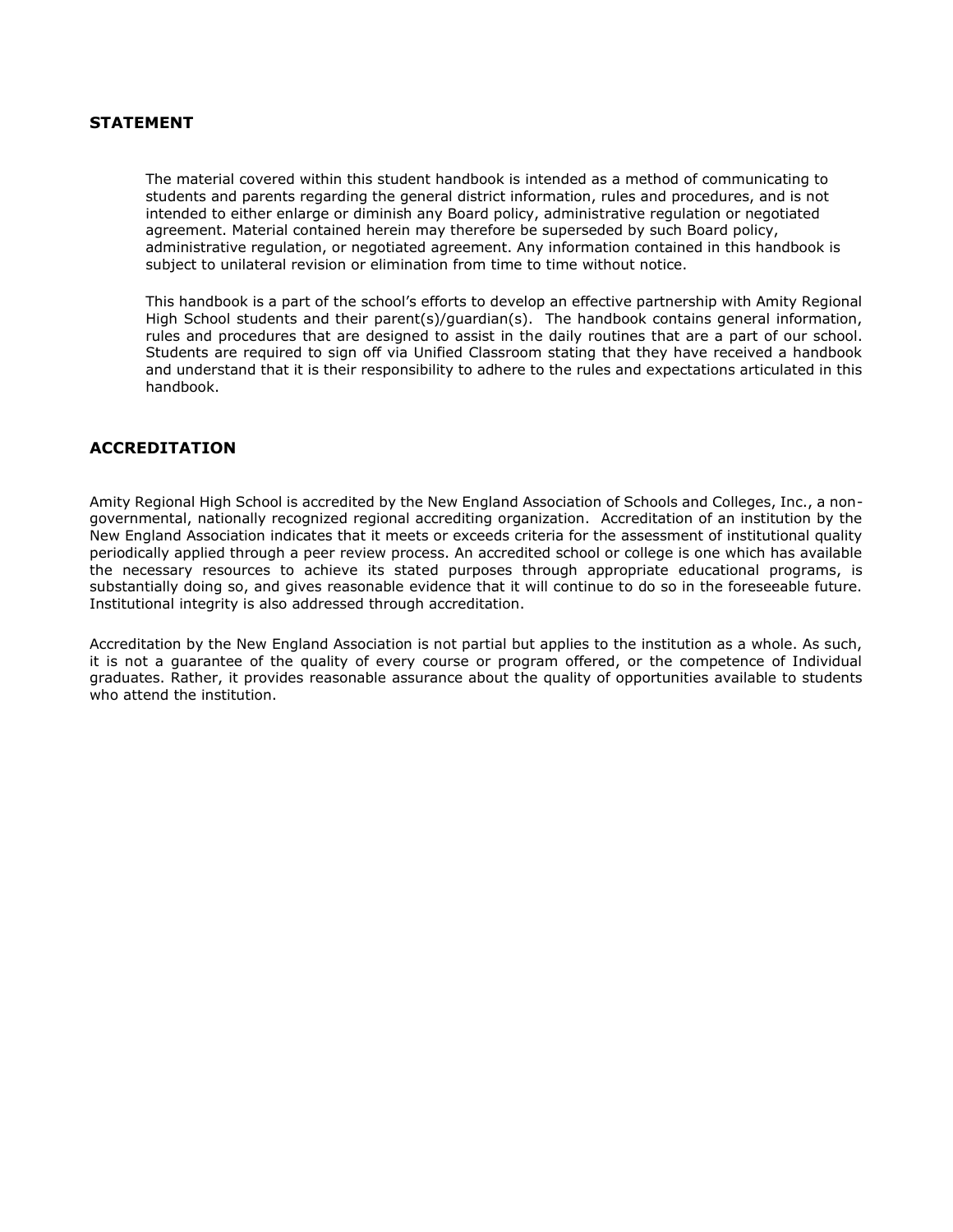## STATEMENT

The material covered within this student handbook is intended as a method of communicating to students and parents regarding the general district information, rules and procedures, and is not intended to either enlarge or diminish any Board policy, administrative regulation or negotiated agreement. Material contained herein may therefore be superseded by such Board policy, administrative regulation, or negotiated agreement. Any information contained in this handbook is subject to unilateral revision or elimination from time to time without notice.

This handbook is a part of the school's efforts to develop an effective partnership with Amity Regional High School students and their parent(s)/guardian(s). The handbook contains general information, rules and procedures that are designed to assist in the daily routines that are a part of our school. Students are required to sign off via Unified Classroom stating that they have received a handbook and understand that it is their responsibility to adhere to the rules and expectations articulated in this handbook.

## ACCREDITATION

Amity Regional High School is accredited by the New England Association of Schools and Colleges, Inc., a non-governmental, nationally recognized regional accrediting organization. Accreditation of an institution by the New England Association indicates that it meets or exceeds criteria for the assessment of institutional quality periodically applied through a peer review process. An accredited school or college is one which has available the necessary resources to achieve its stated purposes through appropriate educational programs, is substantially doing so, and gives reasonable evidence that it will continue to do so in the foreseeable future. Institutional integrity is also addressed through accreditation.

Accreditation by the New England Association is not partial but applies to the institution as a whole. As such, it is not a guarantee of the quality of every course or program offered, or the competence of Individual graduates. Rather, it provides reasonable assurance about the quality of opportunities available to students who attend the institution.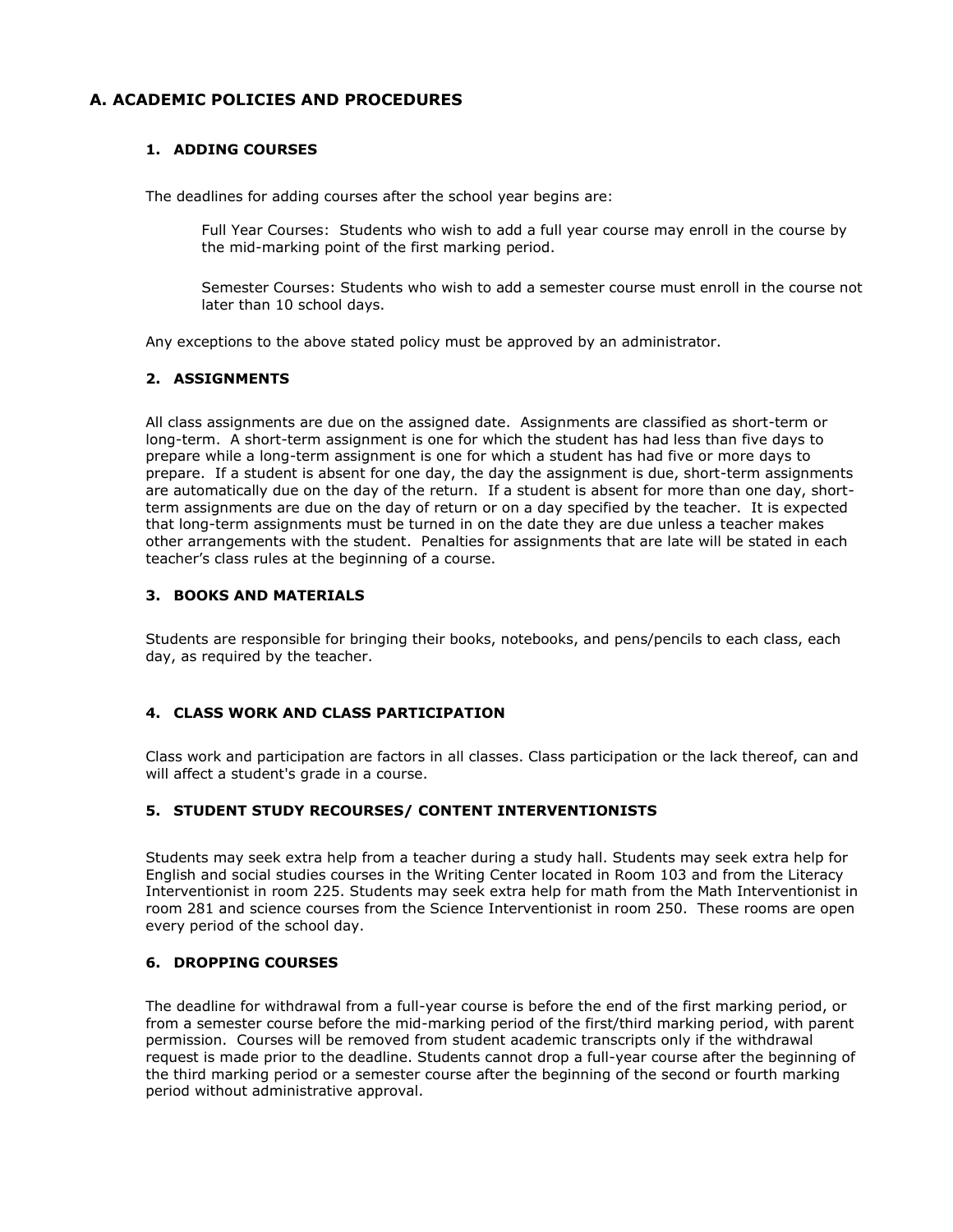## A. ACADEMIC POLICIES AND PROCEDURES

### 1. ADDING COURSES

The deadlines for adding courses after the school year begins are:

Full Year Courses: Students who wish to add a full year course may enroll in the course by the mid-marking point of the first marking period.

Semester Courses: Students who wish to add a semester course must enroll in the course not later than 10 school days.

Any exceptions to the above stated policy must be approved by an administrator.

### 2. ASSIGNMENTS

All class assignments are due on the assigned date. Assignments are classified as short-term or long-term. A short-term assignment is one for which the student has had less than five days to prepare while a long-term assignment is one for which a student has had five or more days to prepare. If a student is absent for one day, the day the assignment is due, short-term assignments are automatically due on the day of the return. If a student is absent for more than one day, short-term assignments are due on the day of return or on a day specified by the teacher. It is expected that long-term assignments must be turned in on the date they are due unless a teacher makes other arrangements with the student. Penalties for assignments that are late will be stated in each teacher's class rules at the beginning of a course.

### 3. BOOKS AND MATERIALS

Students are responsible for bringing their books, notebooks, and pens/pencils to each class, each day, as required by the teacher.

### 4. CLASS WORK AND CLASS PARTICIPATION

Class work and participation are factors in all classes. Class participation or the lack thereof, can and will affect a student's grade in a course.

### 5. STUDENT STUDY RECOURSES/ CONTENT INTERVENTIONISTS

Students may seek extra help from a teacher during a study hall. Students may seek extra help for English and social studies courses in the Writing Center located in Room 103 and from the Literacy Interventionist in room 225. Students may seek extra help for math from the Math Interventionist in room 281 and science courses from the Science Interventionist in room 250. These rooms are open every period of the school day.

### 6. DROPPING COURSES

The deadline for withdrawal from a full-year course is before the end of the first marking period, or from a semester course before the mid-marking period of the first/third marking period, with parent permission. Courses will be removed from student academic transcripts only if the withdrawal request is made prior to the deadline. Students cannot drop a full-year course after the beginning of the third marking period or a semester course after the beginning of the second or fourth marking period without administrative approval.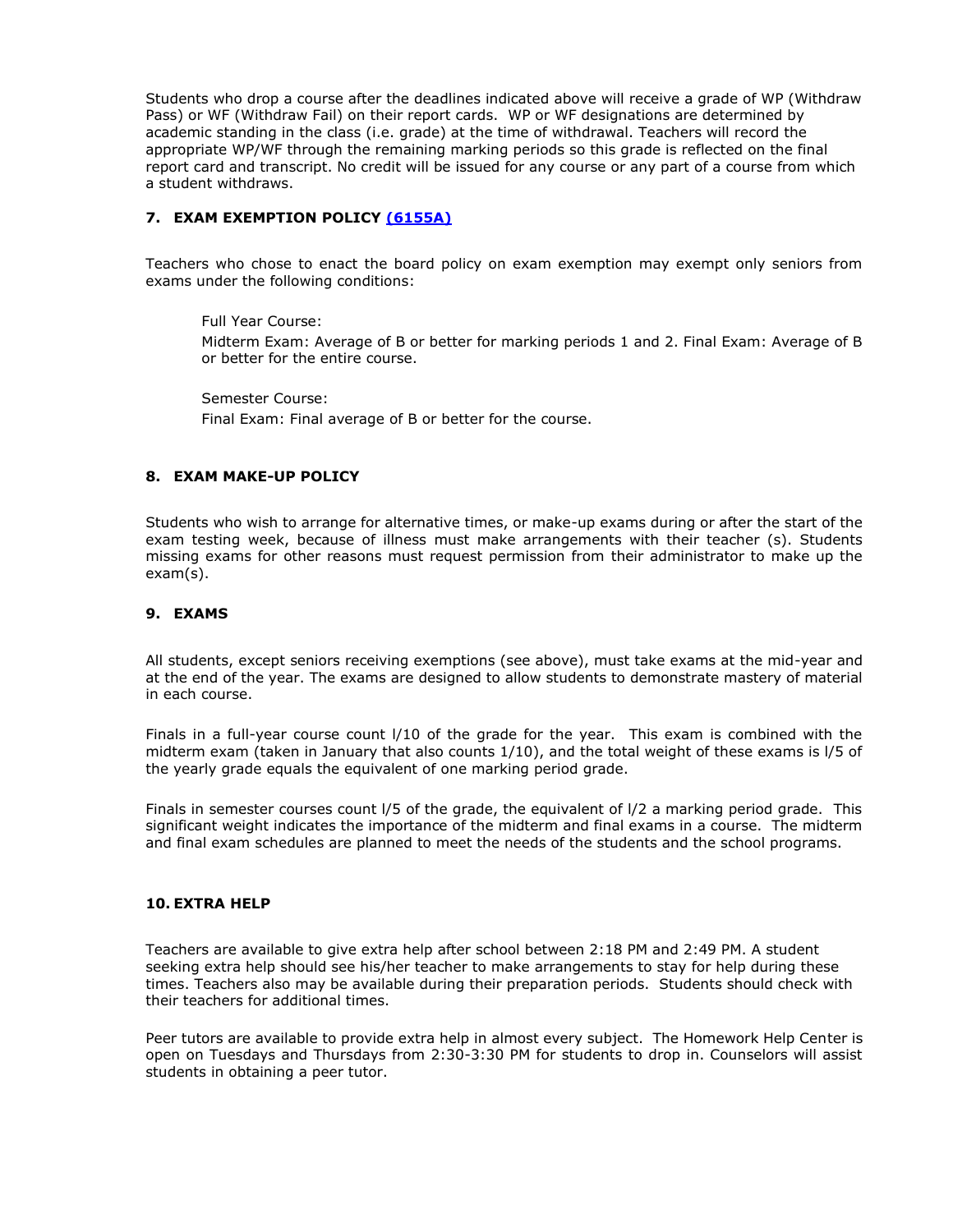Students who drop a course after the deadlines indicated above will receive a grade of WP (Withdraw Pass) or WF (Withdraw Fail) on their report cards. WP or WF designations are determined by academic standing in the class (i.e. grade) at the time of withdrawal. Teachers will record the appropriate WP/WF through the remaining marking periods so this grade is reflected on the final report card and transcript. No credit will be issued for any course or any part of a course from which a student withdraws.

### 7. EXAM EXEMPTION POLICY [(6155A)]

Teachers who chose to enact the board policy on exam exemption may exempt only seniors from exams under the following conditions:

Full Year Course:
Midterm Exam: Average of B or better for marking periods 1 and 2. Final Exam: Average of B or better for the entire course.

Semester Course:
Final Exam: Final average of B or better for the course.

### 8. EXAM MAKE-UP POLICY

Students who wish to arrange for alternative times, or make-up exams during or after the start of the exam testing week, because of illness must make arrangements with their teacher (s). Students missing exams for other reasons must request permission from their administrator to make up the exam(s).

### 9. EXAMS

All students, except seniors receiving exemptions (see above), must take exams at the mid-year and at the end of the year. The exams are designed to allow students to demonstrate mastery of material in each course.

Finals in a full-year course count l/10 of the grade for the year. This exam is combined with the midterm exam (taken in January that also counts 1/10), and the total weight of these exams is l/5 of the yearly grade equals the equivalent of one marking period grade.

Finals in semester courses count l/5 of the grade, the equivalent of l/2 a marking period grade. This significant weight indicates the importance of the midterm and final exams in a course. The midterm and final exam schedules are planned to meet the needs of the students and the school programs.

### 10. EXTRA HELP

Teachers are available to give extra help after school between 2:18 PM and 2:49 PM. A student seeking extra help should see his/her teacher to make arrangements to stay for help during these times. Teachers also may be available during their preparation periods. Students should check with their teachers for additional times.

Peer tutors are available to provide extra help in almost every subject. The Homework Help Center is open on Tuesdays and Thursdays from 2:30-3:30 PM for students to drop in. Counselors will assist students in obtaining a peer tutor.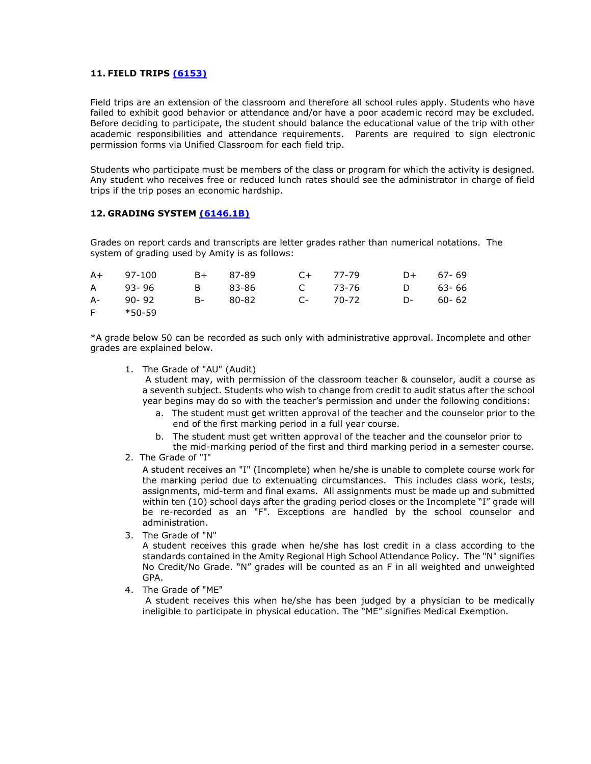**11. FIELD TRIPS [(6153)]**

Field trips are an extension of the classroom and therefore all school rules apply. Students who have failed to exhibit good behavior or attendance and/or have a poor academic record may be excluded. Before deciding to participate, the student should balance the educational value of the trip with other academic responsibilities and attendance requirements. Parents are required to sign electronic permission forms via Unified Classroom for each field trip.

Students who participate must be members of the class or program for which the activity is designed. Any student who receives free or reduced lunch rates should see the administrator in charge of field trips if the trip poses an economic hardship.

**12. GRADING SYSTEM [(6146.1B)]**

Grades on report cards and transcripts are letter grades rather than numerical notations. The system of grading used by Amity is as follows:

| | | | | | | | |
|---|---|---|---|---|---|---|---|
| A+ | 97-100 | B+ | 87-89 | C+ | 77-79 | D+ | 67- 69 |
| A | 93- 96 | B | 83-86 | C | 73-76 | D | 63- 66 |
| A- | 90- 92 | B- | 80-82 | C- | 70-72 | D- | 60- 62 |
| F | *50-59 | | | | | | |

*A grade below 50 can be recorded as such only with administrative approval. Incomplete and other grades are explained below.

1. The Grade of "AU" (Audit)
   A student may, with permission of the classroom teacher & counselor, audit a course as a seventh subject. Students who wish to change from credit to audit status after the school year begins may do so with the teacher's permission and under the following conditions:
   a. The student must get written approval of the teacher and the counselor prior to the end of the first marking period in a full year course.
   b. The student must get written approval of the teacher and the counselor prior to the mid-marking period of the first and third marking period in a semester course.
2. The Grade of "I"
   A student receives an "I" (Incomplete) when he/she is unable to complete course work for the marking period due to extenuating circumstances. This includes class work, tests, assignments, mid-term and final exams. All assignments must be made up and submitted within ten (10) school days after the grading period closes or the Incomplete "I" grade will be re-recorded as an "F". Exceptions are handled by the school counselor and administration.
3. The Grade of "N"
   A student receives this grade when he/she has lost credit in a class according to the standards contained in the Amity Regional High School Attendance Policy. The "N" signifies No Credit/No Grade. "N" grades will be counted as an F in all weighted and unweighted GPA.
4. The Grade of "ME"
   A student receives this when he/she has been judged by a physician to be medically ineligible to participate in physical education. The "ME" signifies Medical Exemption.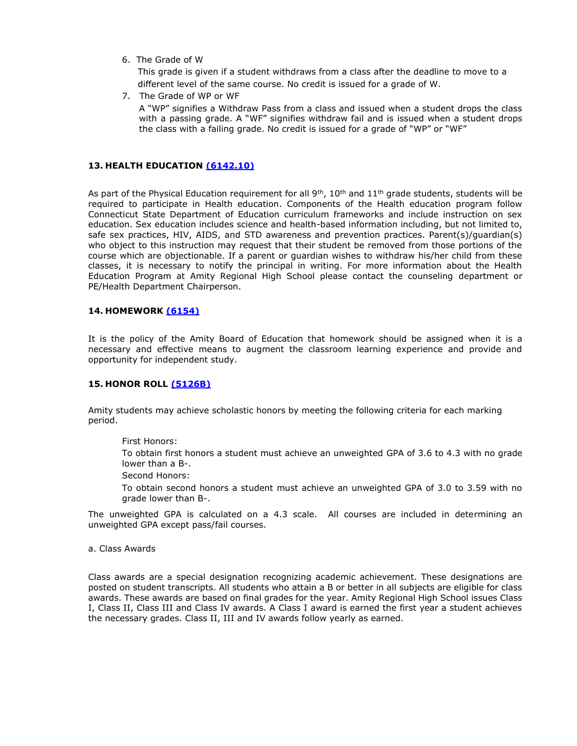6. The Grade of W

   This grade is given if a student withdraws from a class after the deadline to move to a different level of the same course. No credit is issued for a grade of W.

7. The Grade of WP or WF

   A "WP" signifies a Withdraw Pass from a class and issued when a student drops the class with a passing grade. A "WF" signifies withdraw fail and is issued when a student drops the class with a failing grade. No credit is issued for a grade of "WP" or "WF"

### 13. HEALTH EDUCATION [(6142.10)]

As part of the Physical Education requirement for all 9th, 10th and 11th grade students, students will be required to participate in Health education. Components of the Health education program follow Connecticut State Department of Education curriculum frameworks and include instruction on sex education. Sex education includes science and health-based information including, but not limited to, safe sex practices, HIV, AIDS, and STD awareness and prevention practices. Parent(s)/guardian(s) who object to this instruction may request that their student be removed from those portions of the course which are objectionable. If a parent or guardian wishes to withdraw his/her child from these classes, it is necessary to notify the principal in writing. For more information about the Health Education Program at Amity Regional High School please contact the counseling department or PE/Health Department Chairperson.

### 14. HOMEWORK [(6154)]

It is the policy of the Amity Board of Education that homework should be assigned when it is a necessary and effective means to augment the classroom learning experience and provide and opportunity for independent study.

### 15. HONOR ROLL [(5126B)]

Amity students may achieve scholastic honors by meeting the following criteria for each marking period.

First Honors:

To obtain first honors a student must achieve an unweighted GPA of 3.6 to 4.3 with no grade lower than a B-.

Second Honors:

To obtain second honors a student must achieve an unweighted GPA of 3.0 to 3.59 with no grade lower than B-.

The unweighted GPA is calculated on a 4.3 scale. All courses are included in determining an unweighted GPA except pass/fail courses.

a. Class Awards

Class awards are a special designation recognizing academic achievement. These designations are posted on student transcripts. All students who attain a B or better in all subjects are eligible for class awards. These awards are based on final grades for the year. Amity Regional High School issues Class I, Class II, Class III and Class IV awards. A Class I award is earned the first year a student achieves the necessary grades. Class II, III and IV awards follow yearly as earned.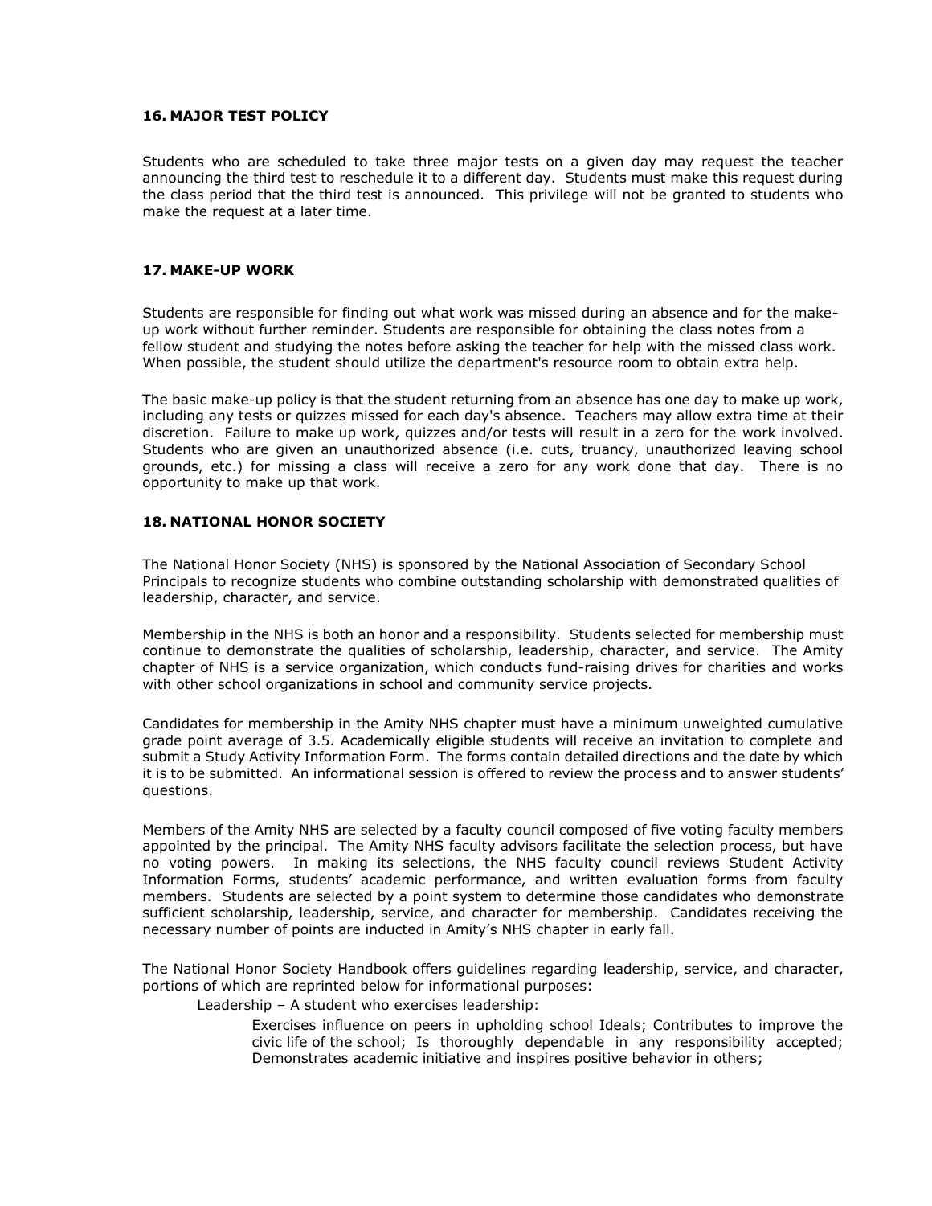## 16. MAJOR TEST POLICY

Students who are scheduled to take three major tests on a given day may request the teacher announcing the third test to reschedule it to a different day. Students must make this request during the class period that the third test is announced. This privilege will not be granted to students who make the request at a later time.

## 17. MAKE-UP WORK

Students are responsible for finding out what work was missed during an absence and for the make-up work without further reminder. Students are responsible for obtaining the class notes from a fellow student and studying the notes before asking the teacher for help with the missed class work. When possible, the student should utilize the department's resource room to obtain extra help.

The basic make-up policy is that the student returning from an absence has one day to make up work, including any tests or quizzes missed for each day's absence. Teachers may allow extra time at their discretion. Failure to make up work, quizzes and/or tests will result in a zero for the work involved. Students who are given an unauthorized absence (i.e. cuts, truancy, unauthorized leaving school grounds, etc.) for missing a class will receive a zero for any work done that day. There is no opportunity to make up that work.

## 18. NATIONAL HONOR SOCIETY

The National Honor Society (NHS) is sponsored by the National Association of Secondary School Principals to recognize students who combine outstanding scholarship with demonstrated qualities of leadership, character, and service.

Membership in the NHS is both an honor and a responsibility. Students selected for membership must continue to demonstrate the qualities of scholarship, leadership, character, and service. The Amity chapter of NHS is a service organization, which conducts fund-raising drives for charities and works with other school organizations in school and community service projects.

Candidates for membership in the Amity NHS chapter must have a minimum unweighted cumulative grade point average of 3.5. Academically eligible students will receive an invitation to complete and submit a Study Activity Information Form. The forms contain detailed directions and the date by which it is to be submitted. An informational session is offered to review the process and to answer students' questions.

Members of the Amity NHS are selected by a faculty council composed of five voting faculty members appointed by the principal. The Amity NHS faculty advisors facilitate the selection process, but have no voting powers. In making its selections, the NHS faculty council reviews Student Activity Information Forms, students' academic performance, and written evaluation forms from faculty members. Students are selected by a point system to determine those candidates who demonstrate sufficient scholarship, leadership, service, and character for membership. Candidates receiving the necessary number of points are inducted in Amity's NHS chapter in early fall.

The National Honor Society Handbook offers guidelines regarding leadership, service, and character, portions of which are reprinted below for informational purposes:

Leadership – A student who exercises leadership:

> Exercises influence on peers in upholding school Ideals; Contributes to improve the civic life of the school; Is thoroughly dependable in any responsibility accepted; Demonstrates academic initiative and inspires positive behavior in others;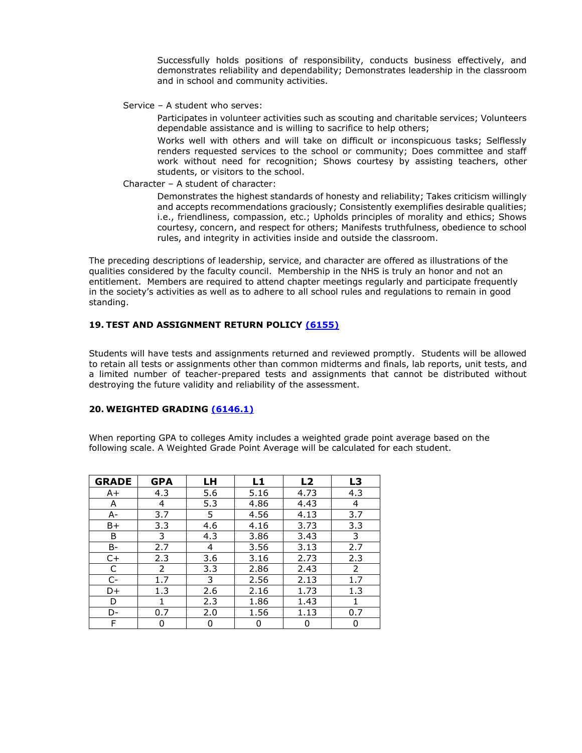Successfully holds positions of responsibility, conducts business effectively, and demonstrates reliability and dependability; Demonstrates leadership in the classroom and in school and community activities.

Service – A student who serves:

Participates in volunteer activities such as scouting and charitable services; Volunteers dependable assistance and is willing to sacrifice to help others;

Works well with others and will take on difficult or inconspicuous tasks; Selflessly renders requested services to the school or community; Does committee and staff work without need for recognition; Shows courtesy by assisting teachers, other students, or visitors to the school.

Character – A student of character:

Demonstrates the highest standards of honesty and reliability; Takes criticism willingly and accepts recommendations graciously; Consistently exemplifies desirable qualities; i.e., friendliness, compassion, etc.; Upholds principles of morality and ethics; Shows courtesy, concern, and respect for others; Manifests truthfulness, obedience to school rules, and integrity in activities inside and outside the classroom.

The preceding descriptions of leadership, service, and character are offered as illustrations of the qualities considered by the faculty council. Membership in the NHS is truly an honor and not an entitlement. Members are required to attend chapter meetings regularly and participate frequently in the society's activities as well as to adhere to all school rules and regulations to remain in good standing.

## 19. TEST AND ASSIGNMENT RETURN POLICY (6155)

Students will have tests and assignments returned and reviewed promptly. Students will be allowed to retain all tests or assignments other than common midterms and finals, lab reports, unit tests, and a limited number of teacher-prepared tests and assignments that cannot be distributed without destroying the future validity and reliability of the assessment.

## 20. WEIGHTED GRADING (6146.1)

When reporting GPA to colleges Amity includes a weighted grade point average based on the following scale. A Weighted Grade Point Average will be calculated for each student.

| GRADE | GPA | LH | L1 | L2 | L3 |
|---|---|---|---|---|---|
| A+ | 4.3 | 5.6 | 5.16 | 4.73 | 4.3 |
| A | 4 | 5.3 | 4.86 | 4.43 | 4 |
| A- | 3.7 | 5 | 4.56 | 4.13 | 3.7 |
| B+ | 3.3 | 4.6 | 4.16 | 3.73 | 3.3 |
| B | 3 | 4.3 | 3.86 | 3.43 | 3 |
| B- | 2.7 | 4 | 3.56 | 3.13 | 2.7 |
| C+ | 2.3 | 3.6 | 3.16 | 2.73 | 2.3 |
| C | 2 | 3.3 | 2.86 | 2.43 | 2 |
| C- | 1.7 | 3 | 2.56 | 2.13 | 1.7 |
| D+ | 1.3 | 2.6 | 2.16 | 1.73 | 1.3 |
| D | 1 | 2.3 | 1.86 | 1.43 | 1 |
| D- | 0.7 | 2.0 | 1.56 | 1.13 | 0.7 |
| F | 0 | 0 | 0 | 0 | 0 |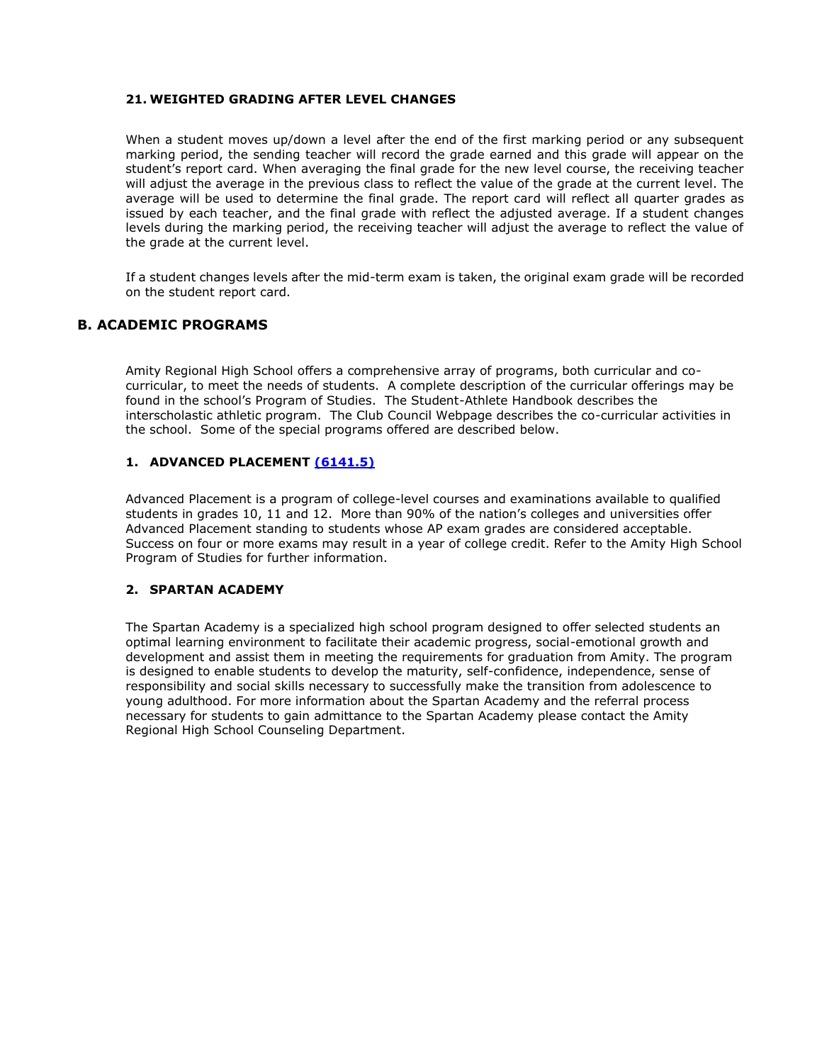### 21. WEIGHTED GRADING AFTER LEVEL CHANGES

When a student moves up/down a level after the end of the first marking period or any subsequent marking period, the sending teacher will record the grade earned and this grade will appear on the student's report card. When averaging the final grade for the new level course, the receiving teacher will adjust the average in the previous class to reflect the value of the grade at the current level. The average will be used to determine the final grade. The report card will reflect all quarter grades as issued by each teacher, and the final grade with reflect the adjusted average. If a student changes levels during the marking period, the receiving teacher will adjust the average to reflect the value of the grade at the current level.

If a student changes levels after the mid-term exam is taken, the original exam grade will be recorded on the student report card.

## B. ACADEMIC PROGRAMS

Amity Regional High School offers a comprehensive array of programs, both curricular and co-curricular, to meet the needs of students. A complete description of the curricular offerings may be found in the school's Program of Studies. The Student-Athlete Handbook describes the interscholastic athletic program. The Club Council Webpage describes the co-curricular activities in the school. Some of the special programs offered are described below.

### 1. ADVANCED PLACEMENT (6141.5)

Advanced Placement is a program of college-level courses and examinations available to qualified students in grades 10, 11 and 12. More than 90% of the nation's colleges and universities offer Advanced Placement standing to students whose AP exam grades are considered acceptable. Success on four or more exams may result in a year of college credit. Refer to the Amity High School Program of Studies for further information.

### 2. SPARTAN ACADEMY

The Spartan Academy is a specialized high school program designed to offer selected students an optimal learning environment to facilitate their academic progress, social-emotional growth and development and assist them in meeting the requirements for graduation from Amity. The program is designed to enable students to develop the maturity, self-confidence, independence, sense of responsibility and social skills necessary to successfully make the transition from adolescence to young adulthood. For more information about the Spartan Academy and the referral process necessary for students to gain admittance to the Spartan Academy please contact the Amity Regional High School Counseling Department.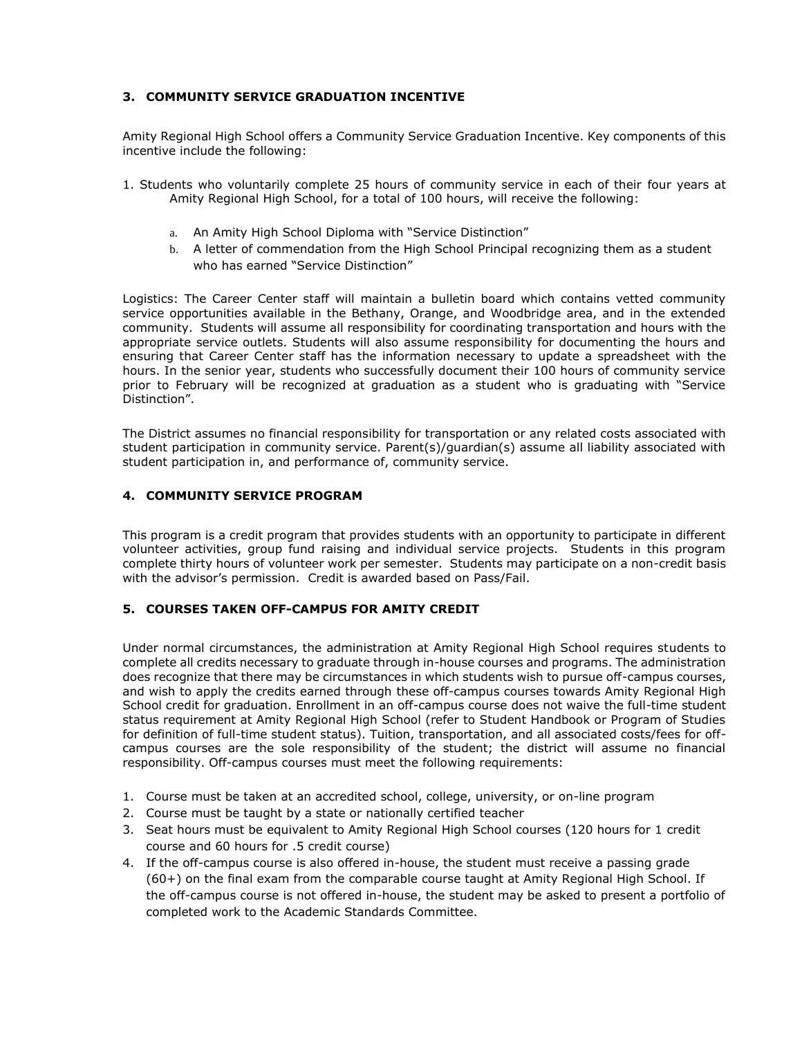### 3. COMMUNITY SERVICE GRADUATION INCENTIVE

Amity Regional High School offers a Community Service Graduation Incentive. Key components of this incentive include the following:

1. Students who voluntarily complete 25 hours of community service in each of their four years at Amity Regional High School, for a total of 100 hours, will receive the following:
   a. An Amity High School Diploma with "Service Distinction"
   b. A letter of commendation from the High School Principal recognizing them as a student who has earned "Service Distinction"

Logistics: The Career Center staff will maintain a bulletin board which contains vetted community service opportunities available in the Bethany, Orange, and Woodbridge area, and in the extended community. Students will assume all responsibility for coordinating transportation and hours with the appropriate service outlets. Students will also assume responsibility for documenting the hours and ensuring that Career Center staff has the information necessary to update a spreadsheet with the hours. In the senior year, students who successfully document their 100 hours of community service prior to February will be recognized at graduation as a student who is graduating with "Service Distinction".

The District assumes no financial responsibility for transportation or any related costs associated with student participation in community service. Parent(s)/guardian(s) assume all liability associated with student participation in, and performance of, community service.

### 4. COMMUNITY SERVICE PROGRAM

This program is a credit program that provides students with an opportunity to participate in different volunteer activities, group fund raising and individual service projects. Students in this program complete thirty hours of volunteer work per semester. Students may participate on a non-credit basis with the advisor's permission. Credit is awarded based on Pass/Fail.

### 5. COURSES TAKEN OFF-CAMPUS FOR AMITY CREDIT

Under normal circumstances, the administration at Amity Regional High School requires students to complete all credits necessary to graduate through in-house courses and programs. The administration does recognize that there may be circumstances in which students wish to pursue off-campus courses, and wish to apply the credits earned through these off-campus courses towards Amity Regional High School credit for graduation. Enrollment in an off-campus course does not waive the full-time student status requirement at Amity Regional High School (refer to Student Handbook or Program of Studies for definition of full-time student status). Tuition, transportation, and all associated costs/fees for off-campus courses are the sole responsibility of the student; the district will assume no financial responsibility. Off-campus courses must meet the following requirements:

1. Course must be taken at an accredited school, college, university, or on-line program
2. Course must be taught by a state or nationally certified teacher
3. Seat hours must be equivalent to Amity Regional High School courses (120 hours for 1 credit course and 60 hours for .5 credit course)
4. If the off-campus course is also offered in-house, the student must receive a passing grade (60+) on the final exam from the comparable course taught at Amity Regional High School. If the off-campus course is not offered in-house, the student may be asked to present a portfolio of completed work to the Academic Standards Committee.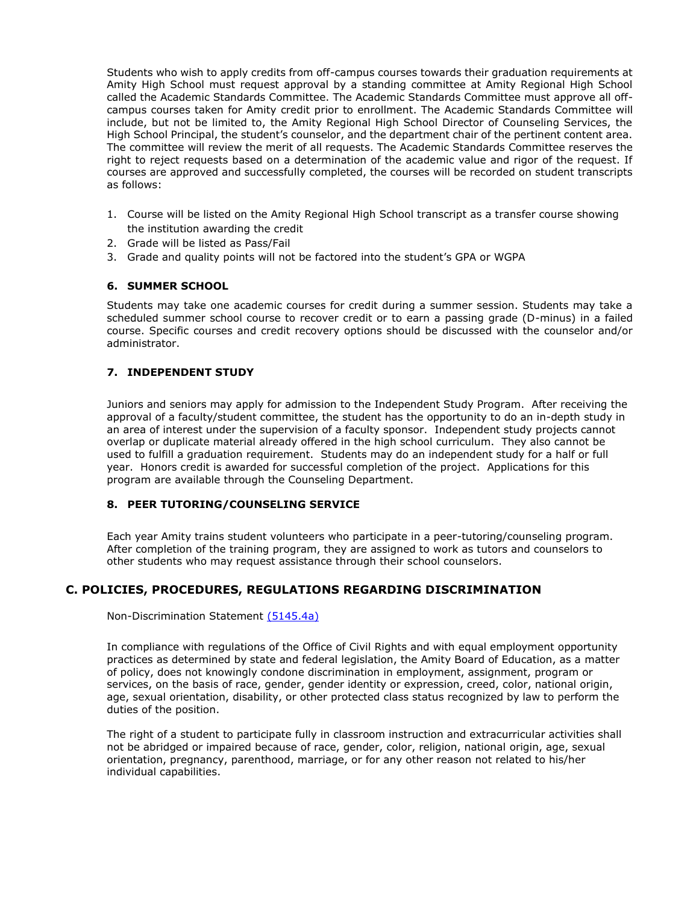Students who wish to apply credits from off-campus courses towards their graduation requirements at Amity High School must request approval by a standing committee at Amity Regional High School called the Academic Standards Committee. The Academic Standards Committee must approve all off-campus courses taken for Amity credit prior to enrollment. The Academic Standards Committee will include, but not be limited to, the Amity Regional High School Director of Counseling Services, the High School Principal, the student's counselor, and the department chair of the pertinent content area. The committee will review the merit of all requests. The Academic Standards Committee reserves the right to reject requests based on a determination of the academic value and rigor of the request. If courses are approved and successfully completed, the courses will be recorded on student transcripts as follows:

1. Course will be listed on the Amity Regional High School transcript as a transfer course showing the institution awarding the credit
2. Grade will be listed as Pass/Fail
3. Grade and quality points will not be factored into the student's GPA or WGPA

### 6. SUMMER SCHOOL

Students may take one academic courses for credit during a summer session. Students may take a scheduled summer school course to recover credit or to earn a passing grade (D-minus) in a failed course. Specific courses and credit recovery options should be discussed with the counselor and/or administrator.

### 7. INDEPENDENT STUDY

Juniors and seniors may apply for admission to the Independent Study Program. After receiving the approval of a faculty/student committee, the student has the opportunity to do an in-depth study in an area of interest under the supervision of a faculty sponsor. Independent study projects cannot overlap or duplicate material already offered in the high school curriculum. They also cannot be used to fulfill a graduation requirement. Students may do an independent study for a half or full year. Honors credit is awarded for successful completion of the project. Applications for this program are available through the Counseling Department.

### 8. PEER TUTORING/COUNSELING SERVICE

Each year Amity trains student volunteers who participate in a peer-tutoring/counseling program. After completion of the training program, they are assigned to work as tutors and counselors to other students who may request assistance through their school counselors.

## C. POLICIES, PROCEDURES, REGULATIONS REGARDING DISCRIMINATION

Non-Discrimination Statement (5145.4a)

In compliance with regulations of the Office of Civil Rights and with equal employment opportunity practices as determined by state and federal legislation, the Amity Board of Education, as a matter of policy, does not knowingly condone discrimination in employment, assignment, program or services, on the basis of race, gender, gender identity or expression, creed, color, national origin, age, sexual orientation, disability, or other protected class status recognized by law to perform the duties of the position.

The right of a student to participate fully in classroom instruction and extracurricular activities shall not be abridged or impaired because of race, gender, color, religion, national origin, age, sexual orientation, pregnancy, parenthood, marriage, or for any other reason not related to his/her individual capabilities.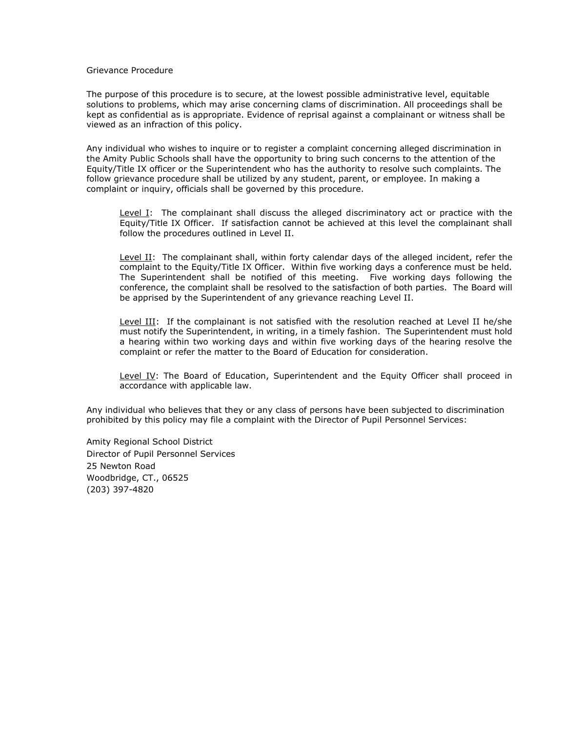Grievance Procedure

The purpose of this procedure is to secure, at the lowest possible administrative level, equitable solutions to problems, which may arise concerning clams of discrimination. All proceedings shall be kept as confidential as is appropriate. Evidence of reprisal against a complainant or witness shall be viewed as an infraction of this policy.

Any individual who wishes to inquire or to register a complaint concerning alleged discrimination in the Amity Public Schools shall have the opportunity to bring such concerns to the attention of the Equity/Title IX officer or the Superintendent who has the authority to resolve such complaints. The follow grievance procedure shall be utilized by any student, parent, or employee. In making a complaint or inquiry, officials shall be governed by this procedure.

> <u>Level I</u>: The complainant shall discuss the alleged discriminatory act or practice with the Equity/Title IX Officer. If satisfaction cannot be achieved at this level the complainant shall follow the procedures outlined in Level II.
>
> <u>Level II</u>: The complainant shall, within forty calendar days of the alleged incident, refer the complaint to the Equity/Title IX Officer. Within five working days a conference must be held. The Superintendent shall be notified of this meeting. Five working days following the conference, the complaint shall be resolved to the satisfaction of both parties. The Board will be apprised by the Superintendent of any grievance reaching Level II.
>
> <u>Level III</u>: If the complainant is not satisfied with the resolution reached at Level II he/she must notify the Superintendent, in writing, in a timely fashion. The Superintendent must hold a hearing within two working days and within five working days of the hearing resolve the complaint or refer the matter to the Board of Education for consideration.
>
> <u>Level IV</u>: The Board of Education, Superintendent and the Equity Officer shall proceed in accordance with applicable law.

Any individual who believes that they or any class of persons have been subjected to discrimination prohibited by this policy may file a complaint with the Director of Pupil Personnel Services:

Amity Regional School District
Director of Pupil Personnel Services
25 Newton Road
Woodbridge, CT., 06525
(203) 397-4820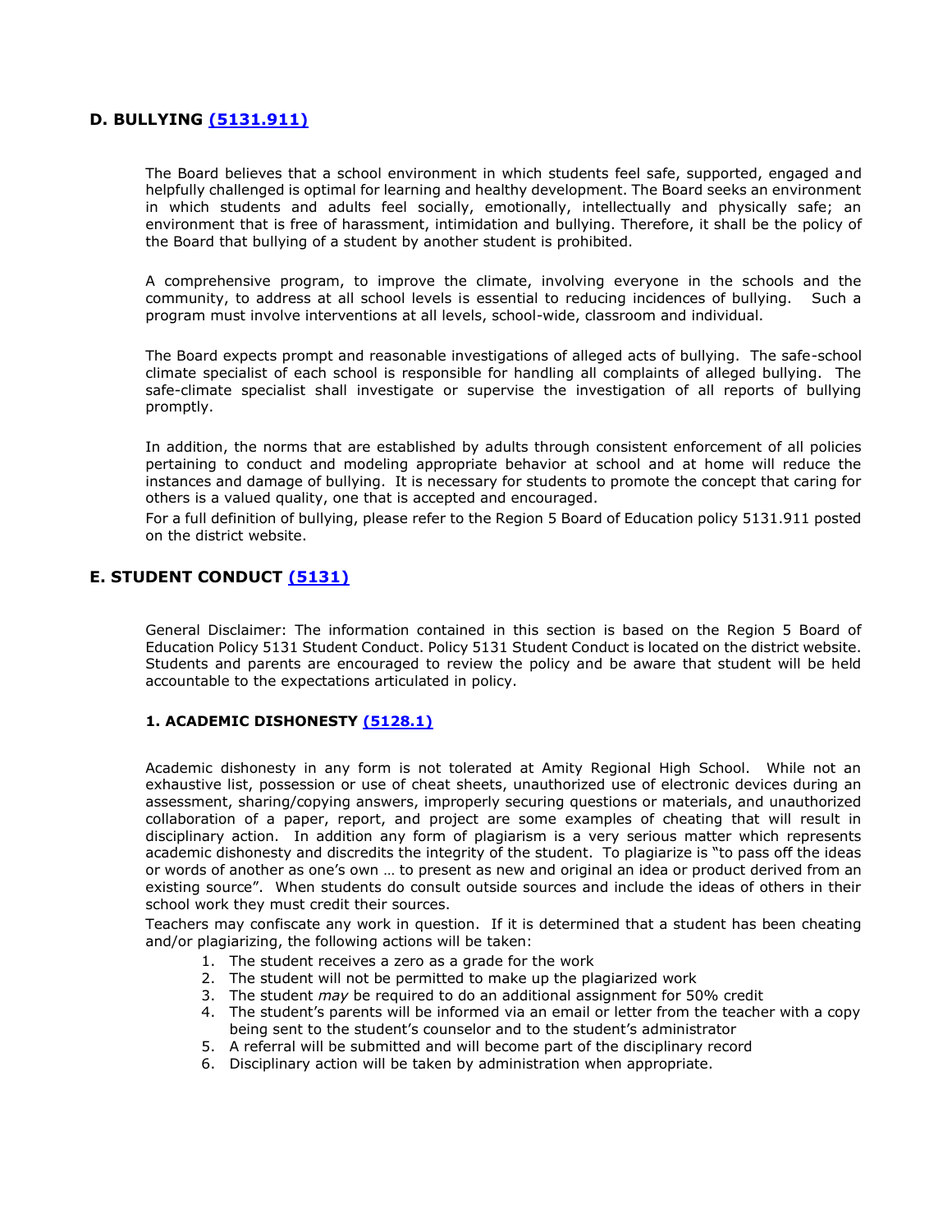## D. BULLYING (5131.911)

The Board believes that a school environment in which students feel safe, supported, engaged and helpfully challenged is optimal for learning and healthy development. The Board seeks an environment in which students and adults feel socially, emotionally, intellectually and physically safe; an environment that is free of harassment, intimidation and bullying. Therefore, it shall be the policy of the Board that bullying of a student by another student is prohibited.

A comprehensive program, to improve the climate, involving everyone in the schools and the community, to address at all school levels is essential to reducing incidences of bullying. Such a program must involve interventions at all levels, school-wide, classroom and individual.

The Board expects prompt and reasonable investigations of alleged acts of bullying. The safe-school climate specialist of each school is responsible for handling all complaints of alleged bullying. The safe-climate specialist shall investigate or supervise the investigation of all reports of bullying promptly.

In addition, the norms that are established by adults through consistent enforcement of all policies pertaining to conduct and modeling appropriate behavior at school and at home will reduce the instances and damage of bullying. It is necessary for students to promote the concept that caring for others is a valued quality, one that is accepted and encouraged.

For a full definition of bullying, please refer to the Region 5 Board of Education policy 5131.911 posted on the district website.

## E. STUDENT CONDUCT (5131)

General Disclaimer: The information contained in this section is based on the Region 5 Board of Education Policy 5131 Student Conduct. Policy 5131 Student Conduct is located on the district website. Students and parents are encouraged to review the policy and be aware that student will be held accountable to the expectations articulated in policy.

### 1. ACADEMIC DISHONESTY (5128.1)

Academic dishonesty in any form is not tolerated at Amity Regional High School. While not an exhaustive list, possession or use of cheat sheets, unauthorized use of electronic devices during an assessment, sharing/copying answers, improperly securing questions or materials, and unauthorized collaboration of a paper, report, and project are some examples of cheating that will result in disciplinary action. In addition any form of plagiarism is a very serious matter which represents academic dishonesty and discredits the integrity of the student. To plagiarize is "to pass off the ideas or words of another as one's own … to present as new and original an idea or product derived from an existing source". When students do consult outside sources and include the ideas of others in their school work they must credit their sources.

Teachers may confiscate any work in question. If it is determined that a student has been cheating and/or plagiarizing, the following actions will be taken:

1. The student receives a zero as a grade for the work
2. The student will not be permitted to make up the plagiarized work
3. The student *may* be required to do an additional assignment for 50% credit
4. The student's parents will be informed via an email or letter from the teacher with a copy being sent to the student's counselor and to the student's administrator
5. A referral will be submitted and will become part of the disciplinary record
6. Disciplinary action will be taken by administration when appropriate.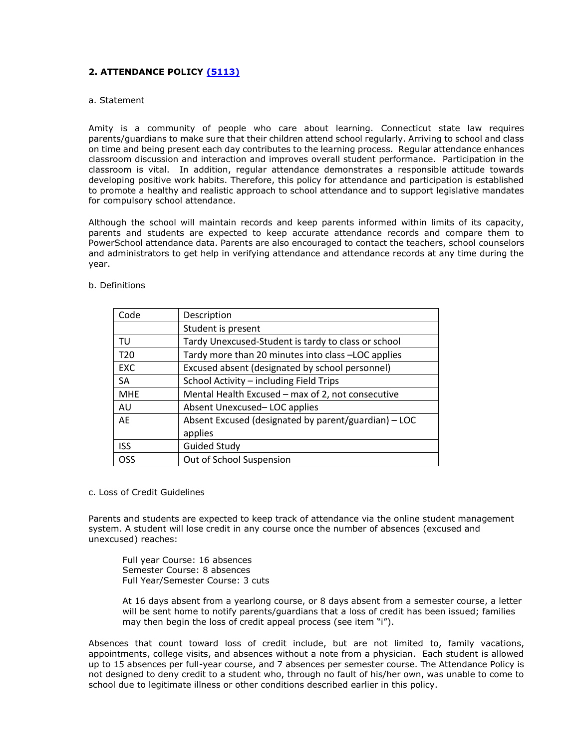## 2. ATTENDANCE POLICY [(5113)]

a. Statement

Amity is a community of people who care about learning. Connecticut state law requires parents/guardians to make sure that their children attend school regularly. Arriving to school and class on time and being present each day contributes to the learning process. Regular attendance enhances classroom discussion and interaction and improves overall student performance. Participation in the classroom is vital. In addition, regular attendance demonstrates a responsible attitude towards developing positive work habits. Therefore, this policy for attendance and participation is established to promote a healthy and realistic approach to school attendance and to support legislative mandates for compulsory school attendance.

Although the school will maintain records and keep parents informed within limits of its capacity, parents and students are expected to keep accurate attendance records and compare them to PowerSchool attendance data. Parents are also encouraged to contact the teachers, school counselors and administrators to get help in verifying attendance and attendance records at any time during the year.

b. Definitions

| Code | Description |
|---|---|
| | Student is present |
| TU | Tardy Unexcused-Student is tardy to class or school |
| T20 | Tardy more than 20 minutes into class –LOC applies |
| EXC | Excused absent (designated by school personnel) |
| SA | School Activity – including Field Trips |
| MHE | Mental Health Excused – max of 2, not consecutive |
| AU | Absent Unexcused– LOC applies |
| AE | Absent Excused (designated by parent/guardian) – LOC applies |
| ISS | Guided Study |
| OSS | Out of School Suspension |

c. Loss of Credit Guidelines

Parents and students are expected to keep track of attendance via the online student management system. A student will lose credit in any course once the number of absences (excused and unexcused) reaches:

Full year Course: 16 absences
Semester Course: 8 absences
Full Year/Semester Course: 3 cuts

At 16 days absent from a yearlong course, or 8 days absent from a semester course, a letter will be sent home to notify parents/guardians that a loss of credit has been issued; families may then begin the loss of credit appeal process (see item "i").

Absences that count toward loss of credit include, but are not limited to, family vacations, appointments, college visits, and absences without a note from a physician. Each student is allowed up to 15 absences per full-year course, and 7 absences per semester course. The Attendance Policy is not designed to deny credit to a student who, through no fault of his/her own, was unable to come to school due to legitimate illness or other conditions described earlier in this policy.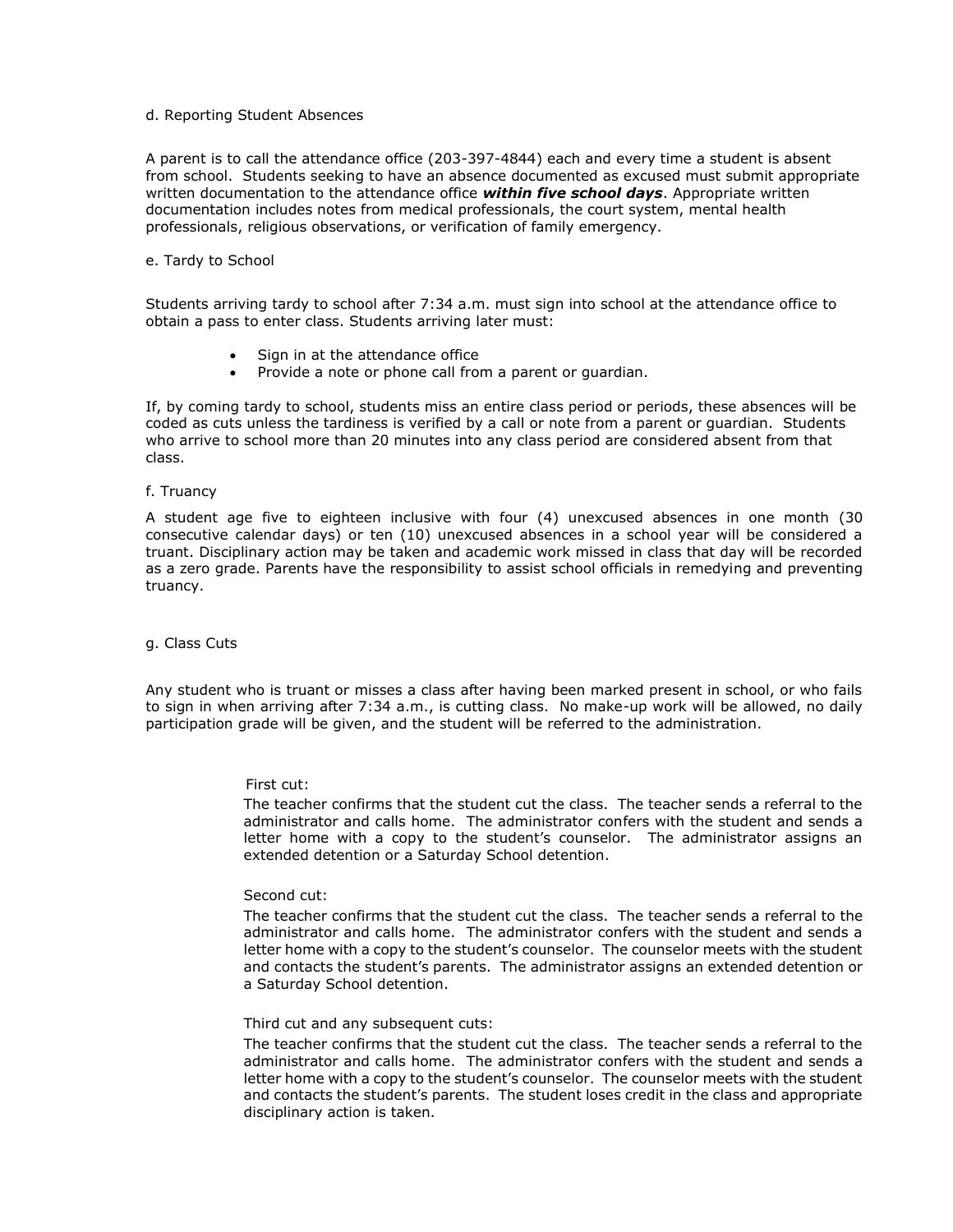d. Reporting Student Absences

A parent is to call the attendance office (203-397-4844) each and every time a student is absent from school. Students seeking to have an absence documented as excused must submit appropriate written documentation to the attendance office ***within five school days***. Appropriate written documentation includes notes from medical professionals, the court system, mental health professionals, religious observations, or verification of family emergency.

e. Tardy to School

Students arriving tardy to school after 7:34 a.m. must sign into school at the attendance office to obtain a pass to enter class. Students arriving later must:

- Sign in at the attendance office
- Provide a note or phone call from a parent or guardian.

If, by coming tardy to school, students miss an entire class period or periods, these absences will be coded as cuts unless the tardiness is verified by a call or note from a parent or guardian. Students who arrive to school more than 20 minutes into any class period are considered absent from that class.

f. Truancy

A student age five to eighteen inclusive with four (4) unexcused absences in one month (30 consecutive calendar days) or ten (10) unexcused absences in a school year will be considered a truant. Disciplinary action may be taken and academic work missed in class that day will be recorded as a zero grade. Parents have the responsibility to assist school officials in remedying and preventing truancy.

g. Class Cuts

Any student who is truant or misses a class after having been marked present in school, or who fails to sign in when arriving after 7:34 a.m., is cutting class. No make-up work will be allowed, no daily participation grade will be given, and the student will be referred to the administration.

First cut:

The teacher confirms that the student cut the class. The teacher sends a referral to the administrator and calls home. The administrator confers with the student and sends a letter home with a copy to the student's counselor. The administrator assigns an extended detention or a Saturday School detention.

Second cut:

The teacher confirms that the student cut the class. The teacher sends a referral to the administrator and calls home. The administrator confers with the student and sends a letter home with a copy to the student's counselor. The counselor meets with the student and contacts the student's parents. The administrator assigns an extended detention or a Saturday School detention.

Third cut and any subsequent cuts:

The teacher confirms that the student cut the class. The teacher sends a referral to the administrator and calls home. The administrator confers with the student and sends a letter home with a copy to the student's counselor. The counselor meets with the student and contacts the student's parents. The student loses credit in the class and appropriate disciplinary action is taken.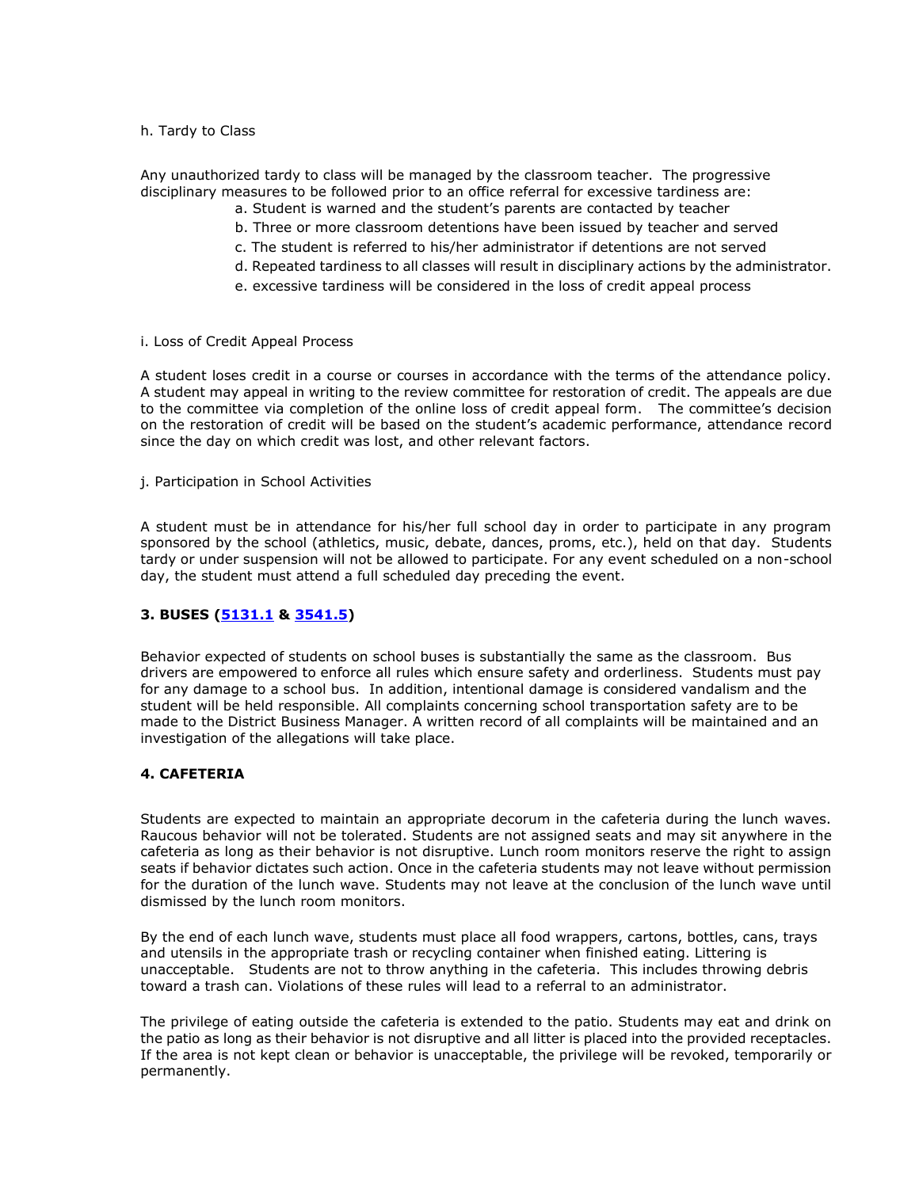h. Tardy to Class

Any unauthorized tardy to class will be managed by the classroom teacher. The progressive disciplinary measures to be followed prior to an office referral for excessive tardiness are:

a. Student is warned and the student's parents are contacted by teacher
b. Three or more classroom detentions have been issued by teacher and served
c. The student is referred to his/her administrator if detentions are not served
d. Repeated tardiness to all classes will result in disciplinary actions by the administrator.
e. excessive tardiness will be considered in the loss of credit appeal process

i. Loss of Credit Appeal Process

A student loses credit in a course or courses in accordance with the terms of the attendance policy. A student may appeal in writing to the review committee for restoration of credit. The appeals are due to the committee via completion of the online loss of credit appeal form. The committee's decision on the restoration of credit will be based on the student's academic performance, attendance record since the day on which credit was lost, and other relevant factors.

j. Participation in School Activities

A student must be in attendance for his/her full school day in order to participate in any program sponsored by the school (athletics, music, debate, dances, proms, etc.), held on that day. Students tardy or under suspension will not be allowed to participate. For any event scheduled on a non-school day, the student must attend a full scheduled day preceding the event.

### 3. BUSES (5131.1 & 3541.5)

Behavior expected of students on school buses is substantially the same as the classroom. Bus drivers are empowered to enforce all rules which ensure safety and orderliness. Students must pay for any damage to a school bus. In addition, intentional damage is considered vandalism and the student will be held responsible. All complaints concerning school transportation safety are to be made to the District Business Manager. A written record of all complaints will be maintained and an investigation of the allegations will take place.

### 4. CAFETERIA

Students are expected to maintain an appropriate decorum in the cafeteria during the lunch waves. Raucous behavior will not be tolerated. Students are not assigned seats and may sit anywhere in the cafeteria as long as their behavior is not disruptive. Lunch room monitors reserve the right to assign seats if behavior dictates such action. Once in the cafeteria students may not leave without permission for the duration of the lunch wave. Students may not leave at the conclusion of the lunch wave until dismissed by the lunch room monitors.

By the end of each lunch wave, students must place all food wrappers, cartons, bottles, cans, trays and utensils in the appropriate trash or recycling container when finished eating. Littering is unacceptable. Students are not to throw anything in the cafeteria. This includes throwing debris toward a trash can. Violations of these rules will lead to a referral to an administrator.

The privilege of eating outside the cafeteria is extended to the patio. Students may eat and drink on the patio as long as their behavior is not disruptive and all litter is placed into the provided receptacles. If the area is not kept clean or behavior is unacceptable, the privilege will be revoked, temporarily or permanently.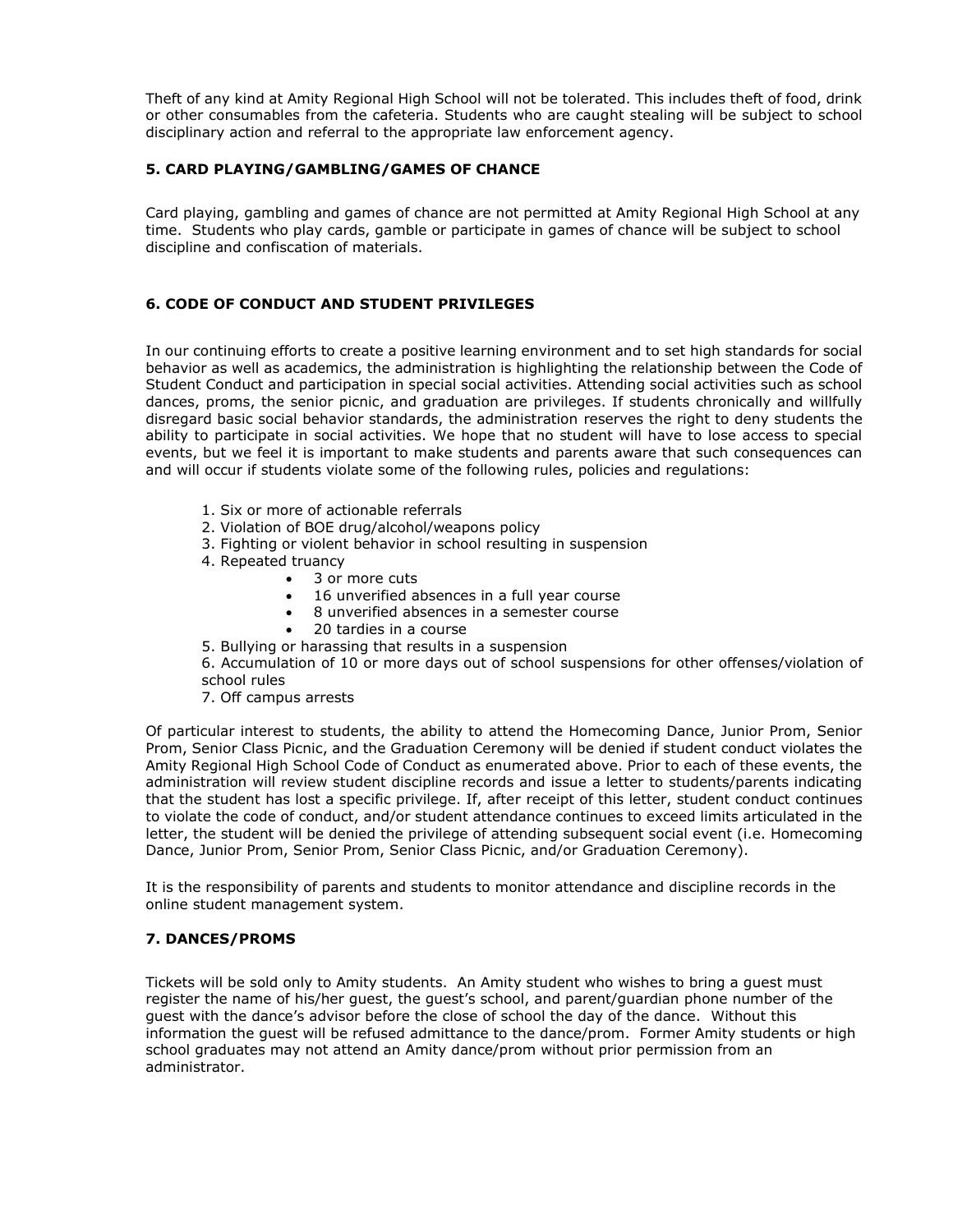Theft of any kind at Amity Regional High School will not be tolerated. This includes theft of food, drink or other consumables from the cafeteria. Students who are caught stealing will be subject to school disciplinary action and referral to the appropriate law enforcement agency.

### 5. CARD PLAYING/GAMBLING/GAMES OF CHANCE

Card playing, gambling and games of chance are not permitted at Amity Regional High School at any time. Students who play cards, gamble or participate in games of chance will be subject to school discipline and confiscation of materials.

### 6. CODE OF CONDUCT AND STUDENT PRIVILEGES

In our continuing efforts to create a positive learning environment and to set high standards for social behavior as well as academics, the administration is highlighting the relationship between the Code of Student Conduct and participation in special social activities. Attending social activities such as school dances, proms, the senior picnic, and graduation are privileges. If students chronically and willfully disregard basic social behavior standards, the administration reserves the right to deny students the ability to participate in social activities. We hope that no student will have to lose access to special events, but we feel it is important to make students and parents aware that such consequences can and will occur if students violate some of the following rules, policies and regulations:

1. Six or more of actionable referrals
2. Violation of BOE drug/alcohol/weapons policy
3. Fighting or violent behavior in school resulting in suspension
4. Repeated truancy
   - 3 or more cuts
   - 16 unverified absences in a full year course
   - 8 unverified absences in a semester course
   - 20 tardies in a course
5. Bullying or harassing that results in a suspension
6. Accumulation of 10 or more days out of school suspensions for other offenses/violation of school rules
7. Off campus arrests

Of particular interest to students, the ability to attend the Homecoming Dance, Junior Prom, Senior Prom, Senior Class Picnic, and the Graduation Ceremony will be denied if student conduct violates the Amity Regional High School Code of Conduct as enumerated above. Prior to each of these events, the administration will review student discipline records and issue a letter to students/parents indicating that the student has lost a specific privilege. If, after receipt of this letter, student conduct continues to violate the code of conduct, and/or student attendance continues to exceed limits articulated in the letter, the student will be denied the privilege of attending subsequent social event (i.e. Homecoming Dance, Junior Prom, Senior Prom, Senior Class Picnic, and/or Graduation Ceremony).

It is the responsibility of parents and students to monitor attendance and discipline records in the online student management system.

### 7. DANCES/PROMS

Tickets will be sold only to Amity students. An Amity student who wishes to bring a guest must register the name of his/her guest, the guest's school, and parent/guardian phone number of the guest with the dance's advisor before the close of school the day of the dance. Without this information the guest will be refused admittance to the dance/prom. Former Amity students or high school graduates may not attend an Amity dance/prom without prior permission from an administrator.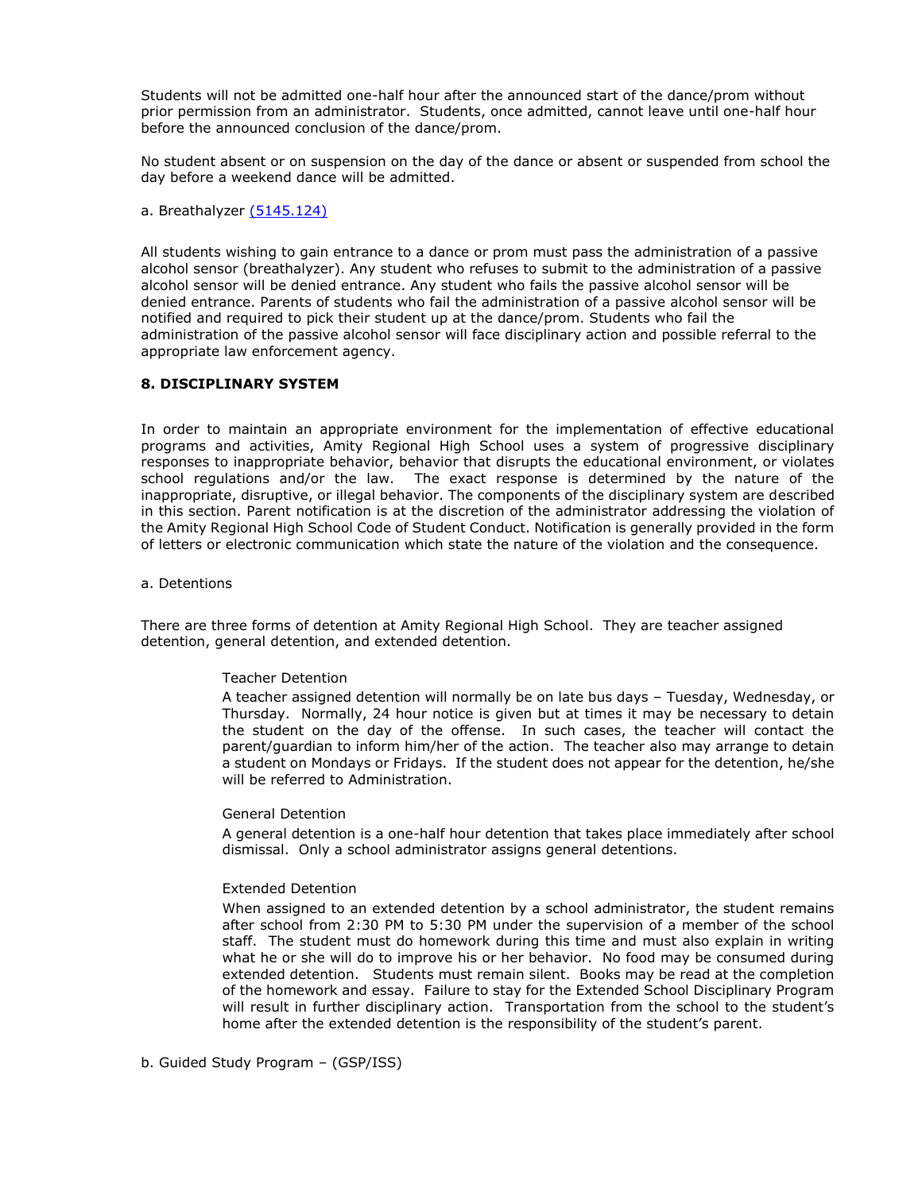Students will not be admitted one-half hour after the announced start of the dance/prom without prior permission from an administrator. Students, once admitted, cannot leave until one-half hour before the announced conclusion of the dance/prom.

No student absent or on suspension on the day of the dance or absent or suspended from school the day before a weekend dance will be admitted.

a. Breathalyzer [(5145.124)]

All students wishing to gain entrance to a dance or prom must pass the administration of a passive alcohol sensor (breathalyzer). Any student who refuses to submit to the administration of a passive alcohol sensor will be denied entrance. Any student who fails the passive alcohol sensor will be denied entrance. Parents of students who fail the administration of a passive alcohol sensor will be notified and required to pick their student up at the dance/prom. Students who fail the administration of the passive alcohol sensor will face disciplinary action and possible referral to the appropriate law enforcement agency.

## 8. DISCIPLINARY SYSTEM

In order to maintain an appropriate environment for the implementation of effective educational programs and activities, Amity Regional High School uses a system of progressive disciplinary responses to inappropriate behavior, behavior that disrupts the educational environment, or violates school regulations and/or the law. The exact response is determined by the nature of the inappropriate, disruptive, or illegal behavior. The components of the disciplinary system are described in this section. Parent notification is at the discretion of the administrator addressing the violation of the Amity Regional High School Code of Student Conduct. Notification is generally provided in the form of letters or electronic communication which state the nature of the violation and the consequence.

a. Detentions

There are three forms of detention at Amity Regional High School. They are teacher assigned detention, general detention, and extended detention.

Teacher Detention

A teacher assigned detention will normally be on late bus days – Tuesday, Wednesday, or Thursday. Normally, 24 hour notice is given but at times it may be necessary to detain the student on the day of the offense. In such cases, the teacher will contact the parent/guardian to inform him/her of the action. The teacher also may arrange to detain a student on Mondays or Fridays. If the student does not appear for the detention, he/she will be referred to Administration.

General Detention

A general detention is a one-half hour detention that takes place immediately after school dismissal. Only a school administrator assigns general detentions.

Extended Detention

When assigned to an extended detention by a school administrator, the student remains after school from 2:30 PM to 5:30 PM under the supervision of a member of the school staff. The student must do homework during this time and must also explain in writing what he or she will do to improve his or her behavior. No food may be consumed during extended detention. Students must remain silent. Books may be read at the completion of the homework and essay. Failure to stay for the Extended School Disciplinary Program will result in further disciplinary action. Transportation from the school to the student's home after the extended detention is the responsibility of the student's parent.

b. Guided Study Program – (GSP/ISS)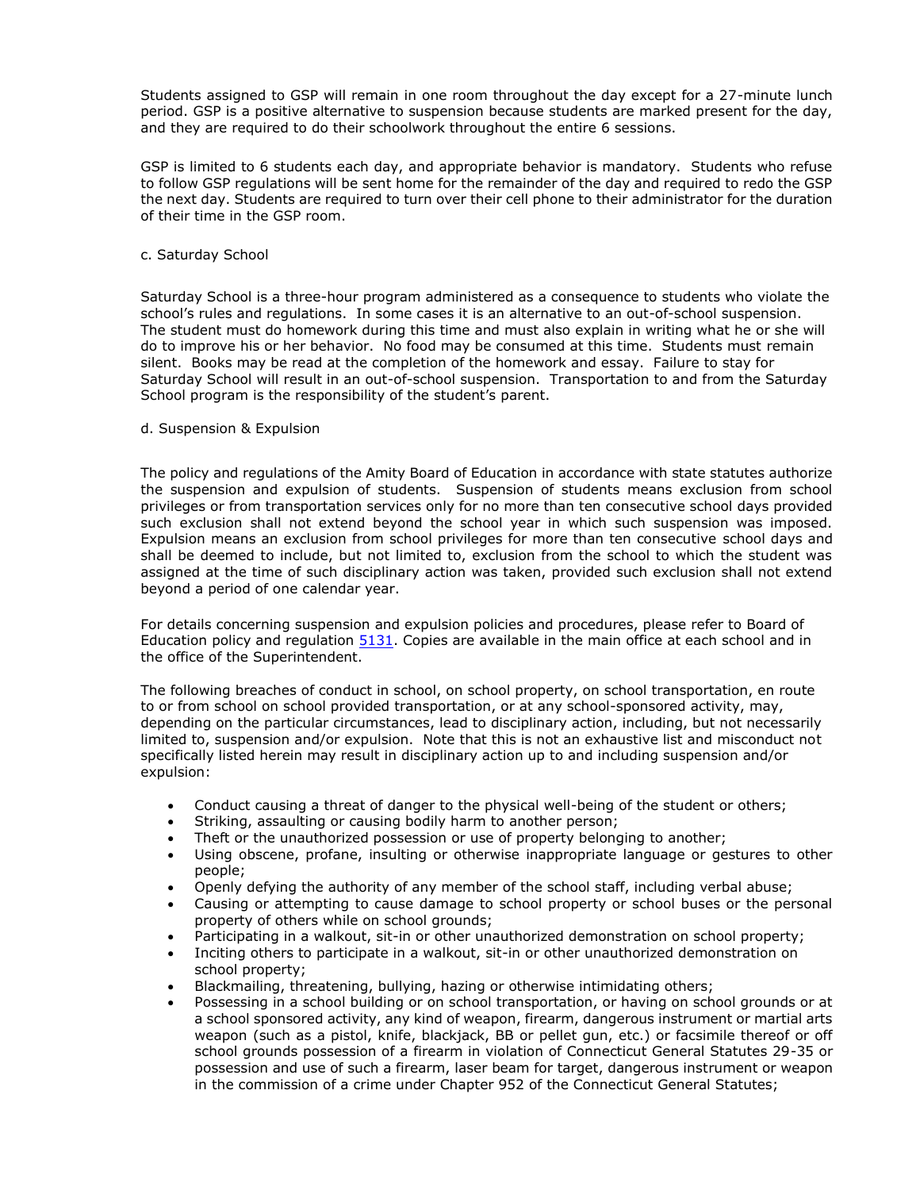Students assigned to GSP will remain in one room throughout the day except for a 27-minute lunch period. GSP is a positive alternative to suspension because students are marked present for the day, and they are required to do their schoolwork throughout the entire 6 sessions.

GSP is limited to 6 students each day, and appropriate behavior is mandatory. Students who refuse to follow GSP regulations will be sent home for the remainder of the day and required to redo the GSP the next day. Students are required to turn over their cell phone to their administrator for the duration of their time in the GSP room.

c. Saturday School

Saturday School is a three-hour program administered as a consequence to students who violate the school's rules and regulations. In some cases it is an alternative to an out-of-school suspension. The student must do homework during this time and must also explain in writing what he or she will do to improve his or her behavior. No food may be consumed at this time. Students must remain silent. Books may be read at the completion of the homework and essay. Failure to stay for Saturday School will result in an out-of-school suspension. Transportation to and from the Saturday School program is the responsibility of the student's parent.

d. Suspension & Expulsion

The policy and regulations of the Amity Board of Education in accordance with state statutes authorize the suspension and expulsion of students. Suspension of students means exclusion from school privileges or from transportation services only for no more than ten consecutive school days provided such exclusion shall not extend beyond the school year in which such suspension was imposed. Expulsion means an exclusion from school privileges for more than ten consecutive school days and shall be deemed to include, but not limited to, exclusion from the school to which the student was assigned at the time of such disciplinary action was taken, provided such exclusion shall not extend beyond a period of one calendar year.

For details concerning suspension and expulsion policies and procedures, please refer to Board of Education policy and regulation 5131. Copies are available in the main office at each school and in the office of the Superintendent.

The following breaches of conduct in school, on school property, on school transportation, en route to or from school on school provided transportation, or at any school-sponsored activity, may, depending on the particular circumstances, lead to disciplinary action, including, but not necessarily limited to, suspension and/or expulsion. Note that this is not an exhaustive list and misconduct not specifically listed herein may result in disciplinary action up to and including suspension and/or expulsion:

- Conduct causing a threat of danger to the physical well-being of the student or others;
- Striking, assaulting or causing bodily harm to another person;
- Theft or the unauthorized possession or use of property belonging to another;
- Using obscene, profane, insulting or otherwise inappropriate language or gestures to other people;
- Openly defying the authority of any member of the school staff, including verbal abuse;
- Causing or attempting to cause damage to school property or school buses or the personal property of others while on school grounds;
- Participating in a walkout, sit-in or other unauthorized demonstration on school property;
- Inciting others to participate in a walkout, sit-in or other unauthorized demonstration on school property;
- Blackmailing, threatening, bullying, hazing or otherwise intimidating others;
- Possessing in a school building or on school transportation, or having on school grounds or at a school sponsored activity, any kind of weapon, firearm, dangerous instrument or martial arts weapon (such as a pistol, knife, blackjack, BB or pellet gun, etc.) or facsimile thereof or off school grounds possession of a firearm in violation of Connecticut General Statutes 29-35 or possession and use of such a firearm, laser beam for target, dangerous instrument or weapon in the commission of a crime under Chapter 952 of the Connecticut General Statutes;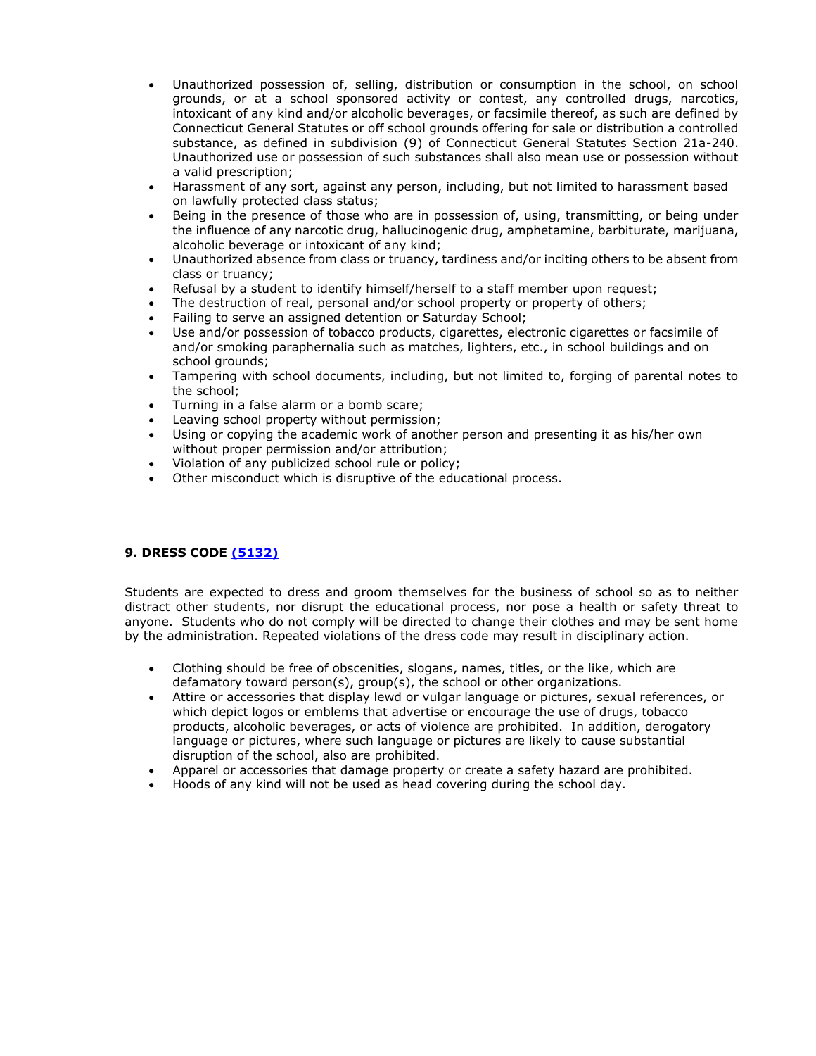- Unauthorized possession of, selling, distribution or consumption in the school, on school grounds, or at a school sponsored activity or contest, any controlled drugs, narcotics, intoxicant of any kind and/or alcoholic beverages, or facsimile thereof, as such are defined by Connecticut General Statutes or off school grounds offering for sale or distribution a controlled substance, as defined in subdivision (9) of Connecticut General Statutes Section 21a-240. Unauthorized use or possession of such substances shall also mean use or possession without a valid prescription;
- Harassment of any sort, against any person, including, but not limited to harassment based on lawfully protected class status;
- Being in the presence of those who are in possession of, using, transmitting, or being under the influence of any narcotic drug, hallucinogenic drug, amphetamine, barbiturate, marijuana, alcoholic beverage or intoxicant of any kind;
- Unauthorized absence from class or truancy, tardiness and/or inciting others to be absent from class or truancy;
- Refusal by a student to identify himself/herself to a staff member upon request;
- The destruction of real, personal and/or school property or property of others;
- Failing to serve an assigned detention or Saturday School;
- Use and/or possession of tobacco products, cigarettes, electronic cigarettes or facsimile of and/or smoking paraphernalia such as matches, lighters, etc., in school buildings and on school grounds;
- Tampering with school documents, including, but not limited to, forging of parental notes to the school;
- Turning in a false alarm or a bomb scare;
- Leaving school property without permission;
- Using or copying the academic work of another person and presenting it as his/her own without proper permission and/or attribution;
- Violation of any publicized school rule or policy;
- Other misconduct which is disruptive of the educational process.

### 9. DRESS CODE (5132)

Students are expected to dress and groom themselves for the business of school so as to neither distract other students, nor disrupt the educational process, nor pose a health or safety threat to anyone. Students who do not comply will be directed to change their clothes and may be sent home by the administration. Repeated violations of the dress code may result in disciplinary action.

- Clothing should be free of obscenities, slogans, names, titles, or the like, which are defamatory toward person(s), group(s), the school or other organizations.
- Attire or accessories that display lewd or vulgar language or pictures, sexual references, or which depict logos or emblems that advertise or encourage the use of drugs, tobacco products, alcoholic beverages, or acts of violence are prohibited. In addition, derogatory language or pictures, where such language or pictures are likely to cause substantial disruption of the school, also are prohibited.
- Apparel or accessories that damage property or create a safety hazard are prohibited.
- Hoods of any kind will not be used as head covering during the school day.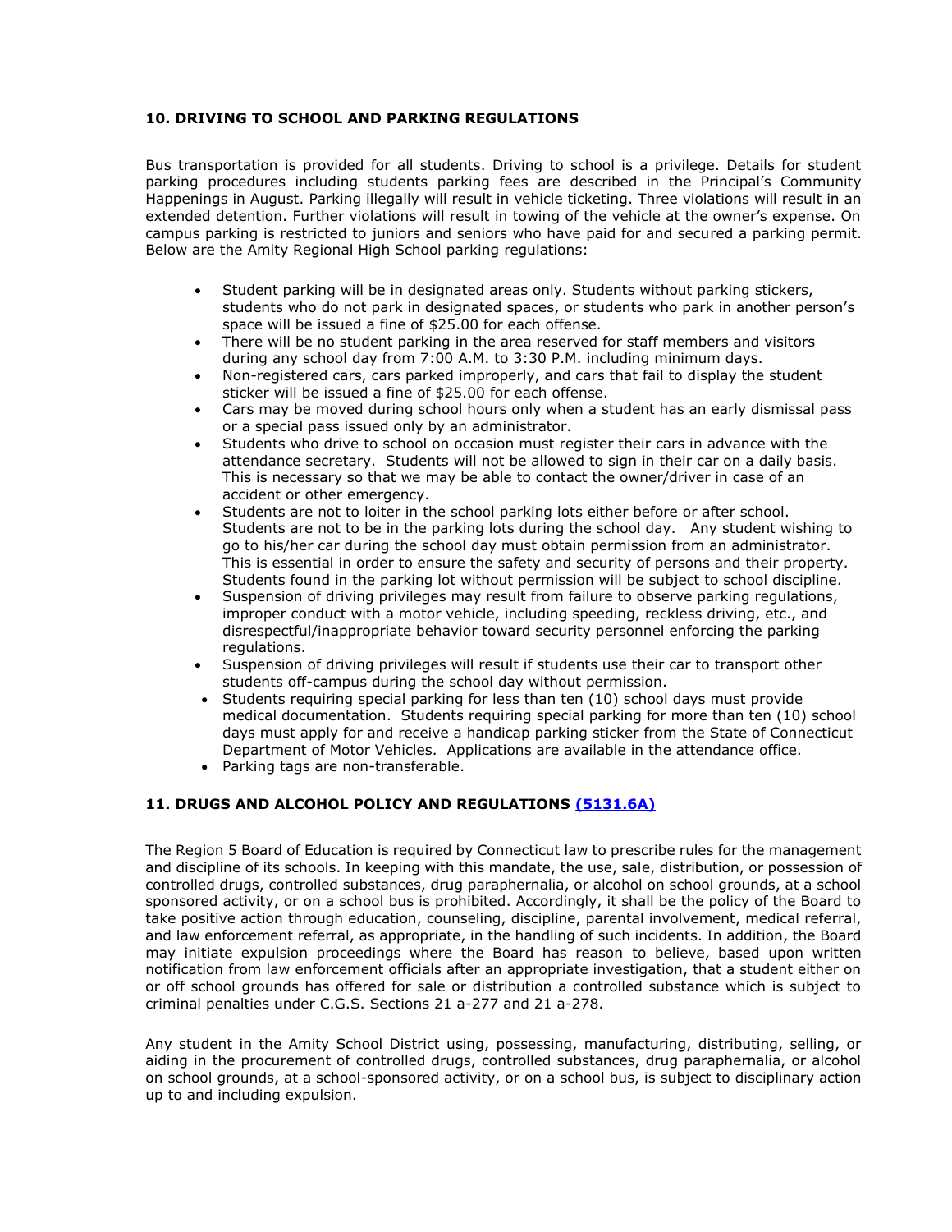## 10. DRIVING TO SCHOOL AND PARKING REGULATIONS

Bus transportation is provided for all students. Driving to school is a privilege. Details for student parking procedures including students parking fees are described in the Principal's Community Happenings in August. Parking illegally will result in vehicle ticketing. Three violations will result in an extended detention. Further violations will result in towing of the vehicle at the owner's expense. On campus parking is restricted to juniors and seniors who have paid for and secured a parking permit. Below are the Amity Regional High School parking regulations:

- Student parking will be in designated areas only. Students without parking stickers, students who do not park in designated spaces, or students who park in another person's space will be issued a fine of $25.00 for each offense.
- There will be no student parking in the area reserved for staff members and visitors during any school day from 7:00 A.M. to 3:30 P.M. including minimum days.
- Non-registered cars, cars parked improperly, and cars that fail to display the student sticker will be issued a fine of $25.00 for each offense.
- Cars may be moved during school hours only when a student has an early dismissal pass or a special pass issued only by an administrator.
- Students who drive to school on occasion must register their cars in advance with the attendance secretary. Students will not be allowed to sign in their car on a daily basis. This is necessary so that we may be able to contact the owner/driver in case of an accident or other emergency.
- Students are not to loiter in the school parking lots either before or after school. Students are not to be in the parking lots during the school day. Any student wishing to go to his/her car during the school day must obtain permission from an administrator. This is essential in order to ensure the safety and security of persons and their property. Students found in the parking lot without permission will be subject to school discipline.
- Suspension of driving privileges may result from failure to observe parking regulations, improper conduct with a motor vehicle, including speeding, reckless driving, etc., and disrespectful/inappropriate behavior toward security personnel enforcing the parking regulations.
- Suspension of driving privileges will result if students use their car to transport other students off-campus during the school day without permission.
- Students requiring special parking for less than ten (10) school days must provide medical documentation. Students requiring special parking for more than ten (10) school days must apply for and receive a handicap parking sticker from the State of Connecticut Department of Motor Vehicles. Applications are available in the attendance office.
- Parking tags are non-transferable.

## 11. DRUGS AND ALCOHOL POLICY AND REGULATIONS (5131.6A)

The Region 5 Board of Education is required by Connecticut law to prescribe rules for the management and discipline of its schools. In keeping with this mandate, the use, sale, distribution, or possession of controlled drugs, controlled substances, drug paraphernalia, or alcohol on school grounds, at a school sponsored activity, or on a school bus is prohibited. Accordingly, it shall be the policy of the Board to take positive action through education, counseling, discipline, parental involvement, medical referral, and law enforcement referral, as appropriate, in the handling of such incidents. In addition, the Board may initiate expulsion proceedings where the Board has reason to believe, based upon written notification from law enforcement officials after an appropriate investigation, that a student either on or off school grounds has offered for sale or distribution a controlled substance which is subject to criminal penalties under C.G.S. Sections 21 a-277 and 21 a-278.

Any student in the Amity School District using, possessing, manufacturing, distributing, selling, or aiding in the procurement of controlled drugs, controlled substances, drug paraphernalia, or alcohol on school grounds, at a school-sponsored activity, or on a school bus, is subject to disciplinary action up to and including expulsion.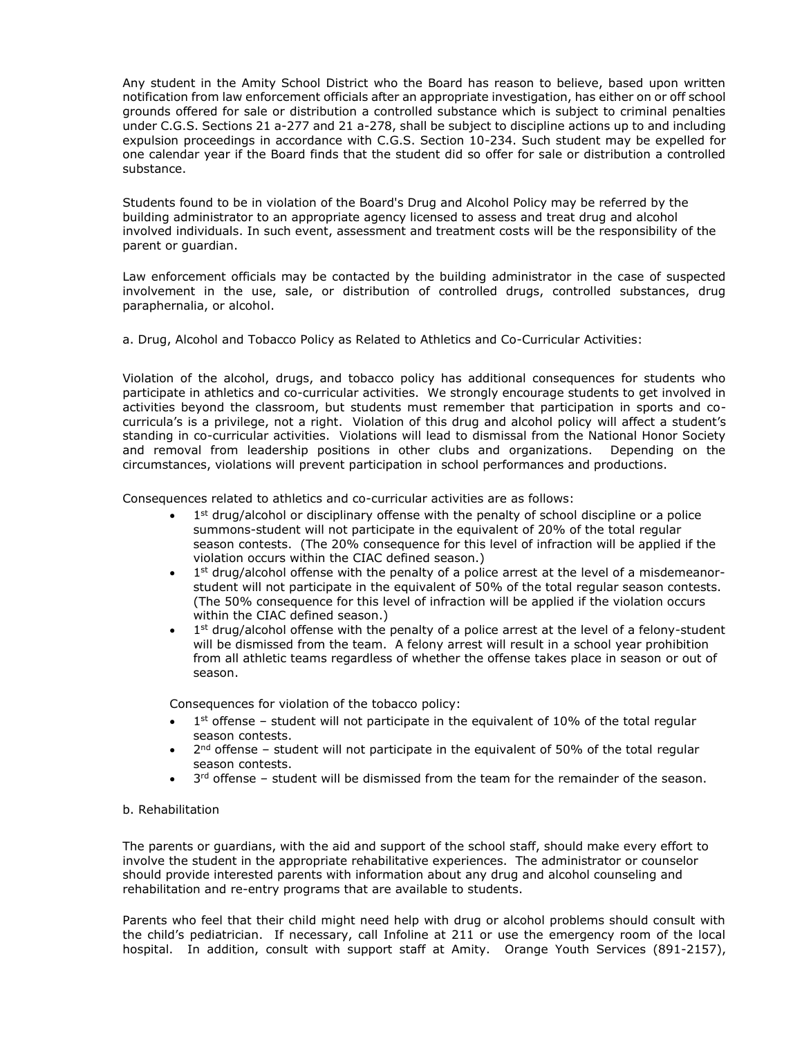Any student in the Amity School District who the Board has reason to believe, based upon written notification from law enforcement officials after an appropriate investigation, has either on or off school grounds offered for sale or distribution a controlled substance which is subject to criminal penalties under C.G.S. Sections 21 a-277 and 21 a-278, shall be subject to discipline actions up to and including expulsion proceedings in accordance with C.G.S. Section 10-234. Such student may be expelled for one calendar year if the Board finds that the student did so offer for sale or distribution a controlled substance.

Students found to be in violation of the Board's Drug and Alcohol Policy may be referred by the building administrator to an appropriate agency licensed to assess and treat drug and alcohol involved individuals. In such event, assessment and treatment costs will be the responsibility of the parent or guardian.

Law enforcement officials may be contacted by the building administrator in the case of suspected involvement in the use, sale, or distribution of controlled drugs, controlled substances, drug paraphernalia, or alcohol.

a. Drug, Alcohol and Tobacco Policy as Related to Athletics and Co-Curricular Activities:

Violation of the alcohol, drugs, and tobacco policy has additional consequences for students who participate in athletics and co-curricular activities. We strongly encourage students to get involved in activities beyond the classroom, but students must remember that participation in sports and co-curricula's is a privilege, not a right. Violation of this drug and alcohol policy will affect a student's standing in co-curricular activities. Violations will lead to dismissal from the National Honor Society and removal from leadership positions in other clubs and organizations. Depending on the circumstances, violations will prevent participation in school performances and productions.

Consequences related to athletics and co-curricular activities are as follows:

- 1st drug/alcohol or disciplinary offense with the penalty of school discipline or a police summons-student will not participate in the equivalent of 20% of the total regular season contests. (The 20% consequence for this level of infraction will be applied if the violation occurs within the CIAC defined season.)
- 1st drug/alcohol offense with the penalty of a police arrest at the level of a misdemeanor-student will not participate in the equivalent of 50% of the total regular season contests. (The 50% consequence for this level of infraction will be applied if the violation occurs within the CIAC defined season.)
- 1st drug/alcohol offense with the penalty of a police arrest at the level of a felony-student will be dismissed from the team. A felony arrest will result in a school year prohibition from all athletic teams regardless of whether the offense takes place in season or out of season.

Consequences for violation of the tobacco policy:

- 1st offense – student will not participate in the equivalent of 10% of the total regular season contests.
- 2nd offense – student will not participate in the equivalent of 50% of the total regular season contests.
- 3rd offense – student will be dismissed from the team for the remainder of the season.

b. Rehabilitation

The parents or guardians, with the aid and support of the school staff, should make every effort to involve the student in the appropriate rehabilitative experiences. The administrator or counselor should provide interested parents with information about any drug and alcohol counseling and rehabilitation and re-entry programs that are available to students.

Parents who feel that their child might need help with drug or alcohol problems should consult with the child's pediatrician. If necessary, call Infoline at 211 or use the emergency room of the local hospital. In addition, consult with support staff at Amity. Orange Youth Services (891-2157),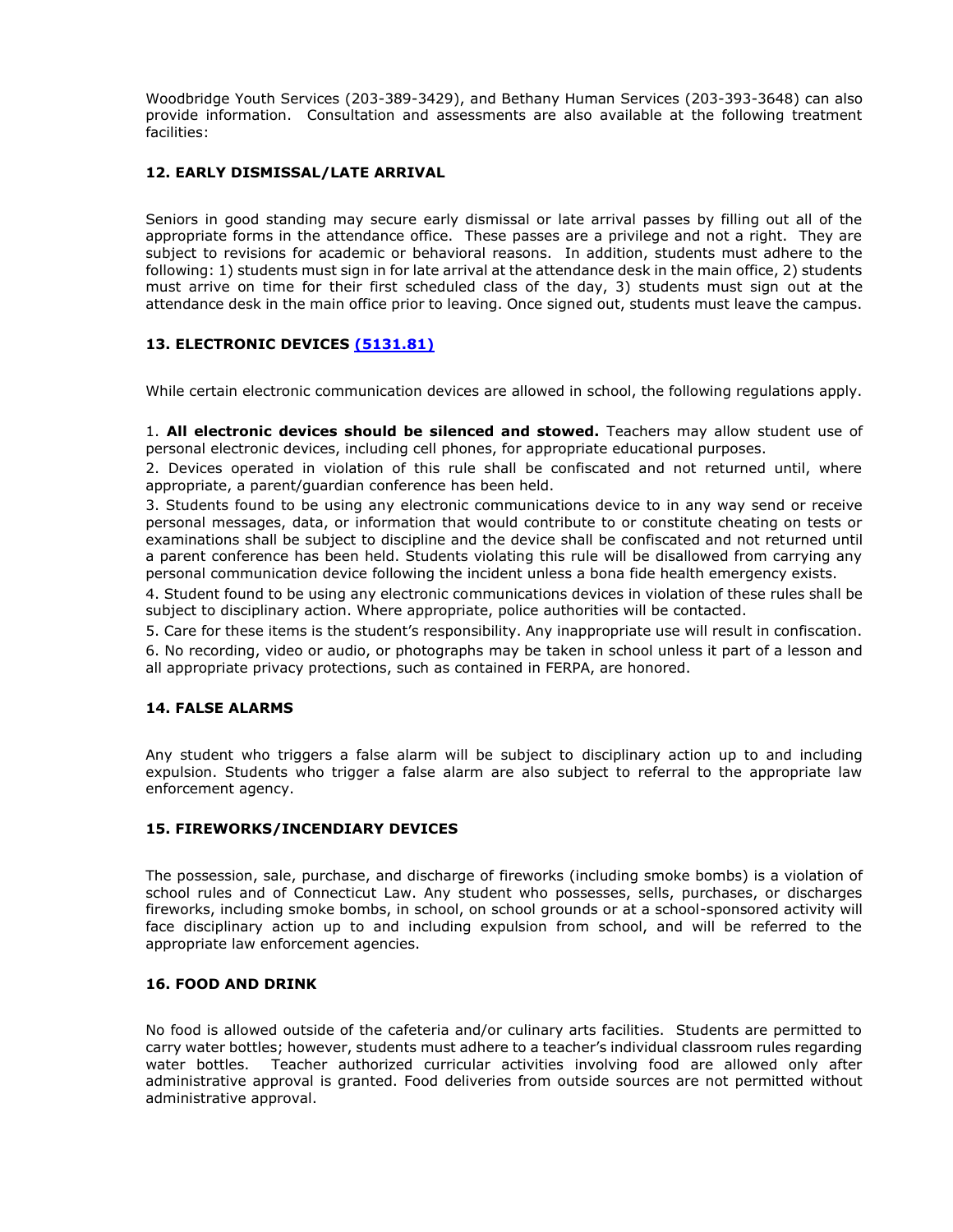Woodbridge Youth Services (203-389-3429), and Bethany Human Services (203-393-3648) can also provide information. Consultation and assessments are also available at the following treatment facilities:

### 12. EARLY DISMISSAL/LATE ARRIVAL

Seniors in good standing may secure early dismissal or late arrival passes by filling out all of the appropriate forms in the attendance office. These passes are a privilege and not a right. They are subject to revisions for academic or behavioral reasons. In addition, students must adhere to the following: 1) students must sign in for late arrival at the attendance desk in the main office, 2) students must arrive on time for their first scheduled class of the day, 3) students must sign out at the attendance desk in the main office prior to leaving. Once signed out, students must leave the campus.

### 13. ELECTRONIC DEVICES (5131.81)

While certain electronic communication devices are allowed in school, the following regulations apply.

1. **All electronic devices should be silenced and stowed.** Teachers may allow student use of personal electronic devices, including cell phones, for appropriate educational purposes.
2. Devices operated in violation of this rule shall be confiscated and not returned until, where appropriate, a parent/guardian conference has been held.
3. Students found to be using any electronic communications device to in any way send or receive personal messages, data, or information that would contribute to or constitute cheating on tests or examinations shall be subject to discipline and the device shall be confiscated and not returned until a parent conference has been held. Students violating this rule will be disallowed from carrying any personal communication device following the incident unless a bona fide health emergency exists.
4. Student found to be using any electronic communications devices in violation of these rules shall be subject to disciplinary action. Where appropriate, police authorities will be contacted.
5. Care for these items is the student's responsibility. Any inappropriate use will result in confiscation.
6. No recording, video or audio, or photographs may be taken in school unless it part of a lesson and all appropriate privacy protections, such as contained in FERPA, are honored.

### 14. FALSE ALARMS

Any student who triggers a false alarm will be subject to disciplinary action up to and including expulsion. Students who trigger a false alarm are also subject to referral to the appropriate law enforcement agency.

### 15. FIREWORKS/INCENDIARY DEVICES

The possession, sale, purchase, and discharge of fireworks (including smoke bombs) is a violation of school rules and of Connecticut Law. Any student who possesses, sells, purchases, or discharges fireworks, including smoke bombs, in school, on school grounds or at a school-sponsored activity will face disciplinary action up to and including expulsion from school, and will be referred to the appropriate law enforcement agencies.

### 16. FOOD AND DRINK

No food is allowed outside of the cafeteria and/or culinary arts facilities. Students are permitted to carry water bottles; however, students must adhere to a teacher's individual classroom rules regarding water bottles. Teacher authorized curricular activities involving food are allowed only after administrative approval is granted. Food deliveries from outside sources are not permitted without administrative approval.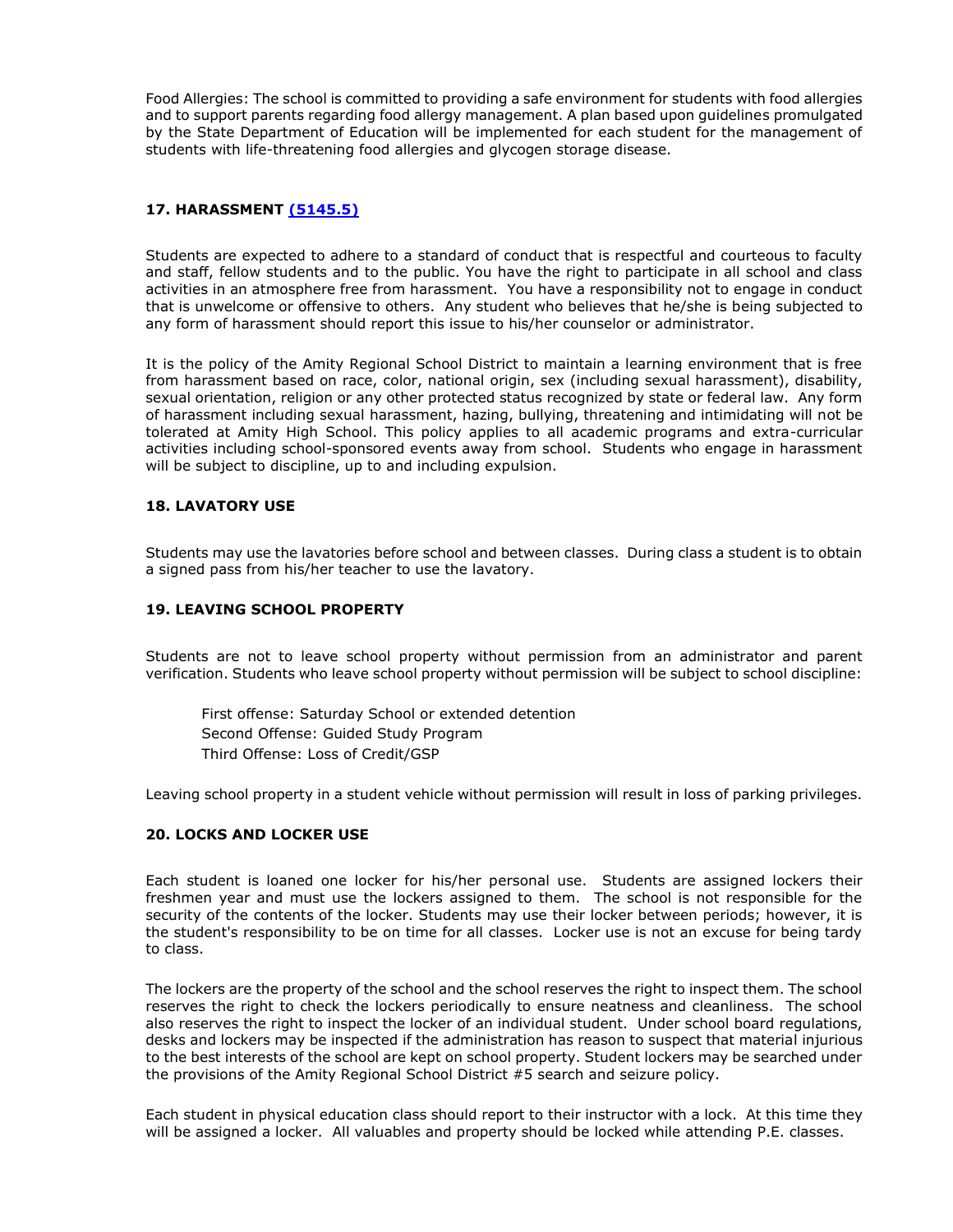Food Allergies: The school is committed to providing a safe environment for students with food allergies and to support parents regarding food allergy management. A plan based upon guidelines promulgated by the State Department of Education will be implemented for each student for the management of students with life-threatening food allergies and glycogen storage disease.

### 17. HARASSMENT [(5145.5)]

Students are expected to adhere to a standard of conduct that is respectful and courteous to faculty and staff, fellow students and to the public. You have the right to participate in all school and class activities in an atmosphere free from harassment. You have a responsibility not to engage in conduct that is unwelcome or offensive to others. Any student who believes that he/she is being subjected to any form of harassment should report this issue to his/her counselor or administrator.

It is the policy of the Amity Regional School District to maintain a learning environment that is free from harassment based on race, color, national origin, sex (including sexual harassment), disability, sexual orientation, religion or any other protected status recognized by state or federal law. Any form of harassment including sexual harassment, hazing, bullying, threatening and intimidating will not be tolerated at Amity High School. This policy applies to all academic programs and extra-curricular activities including school-sponsored events away from school. Students who engage in harassment will be subject to discipline, up to and including expulsion.

### 18. LAVATORY USE

Students may use the lavatories before school and between classes. During class a student is to obtain a signed pass from his/her teacher to use the lavatory.

### 19. LEAVING SCHOOL PROPERTY

Students are not to leave school property without permission from an administrator and parent verification. Students who leave school property without permission will be subject to school discipline:

First offense: Saturday School or extended detention
Second Offense: Guided Study Program
Third Offense: Loss of Credit/GSP

Leaving school property in a student vehicle without permission will result in loss of parking privileges.

### 20. LOCKS AND LOCKER USE

Each student is loaned one locker for his/her personal use. Students are assigned lockers their freshmen year and must use the lockers assigned to them. The school is not responsible for the security of the contents of the locker. Students may use their locker between periods; however, it is the student's responsibility to be on time for all classes. Locker use is not an excuse for being tardy to class.

The lockers are the property of the school and the school reserves the right to inspect them. The school reserves the right to check the lockers periodically to ensure neatness and cleanliness. The school also reserves the right to inspect the locker of an individual student. Under school board regulations, desks and lockers may be inspected if the administration has reason to suspect that material injurious to the best interests of the school are kept on school property. Student lockers may be searched under the provisions of the Amity Regional School District #5 search and seizure policy.

Each student in physical education class should report to their instructor with a lock. At this time they will be assigned a locker. All valuables and property should be locked while attending P.E. classes.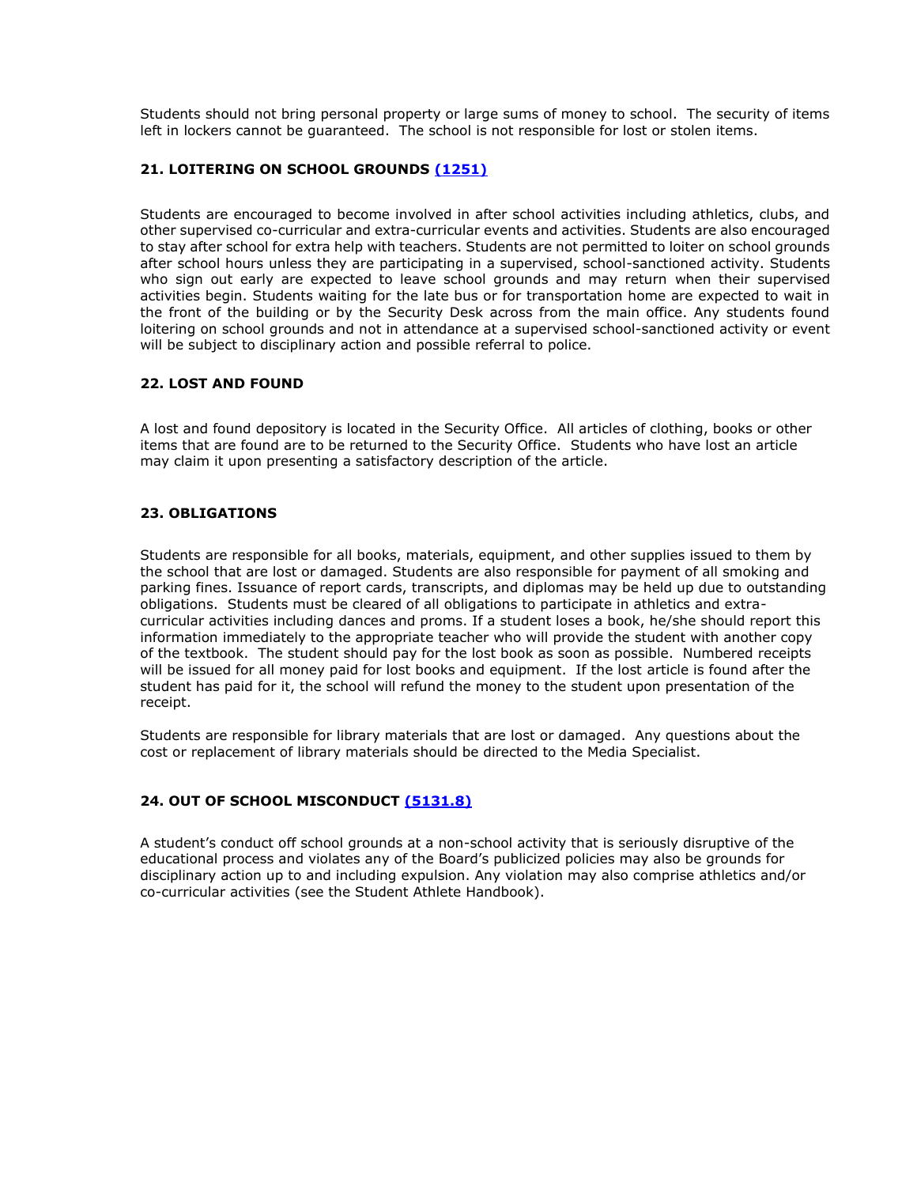Students should not bring personal property or large sums of money to school. The security of items left in lockers cannot be guaranteed. The school is not responsible for lost or stolen items.

### 21. LOITERING ON SCHOOL GROUNDS [(1251)]()

Students are encouraged to become involved in after school activities including athletics, clubs, and other supervised co-curricular and extra-curricular events and activities. Students are also encouraged to stay after school for extra help with teachers. Students are not permitted to loiter on school grounds after school hours unless they are participating in a supervised, school-sanctioned activity. Students who sign out early are expected to leave school grounds and may return when their supervised activities begin. Students waiting for the late bus or for transportation home are expected to wait in the front of the building or by the Security Desk across from the main office. Any students found loitering on school grounds and not in attendance at a supervised school-sanctioned activity or event will be subject to disciplinary action and possible referral to police.

### 22. LOST AND FOUND

A lost and found depository is located in the Security Office. All articles of clothing, books or other items that are found are to be returned to the Security Office. Students who have lost an article may claim it upon presenting a satisfactory description of the article.

### 23. OBLIGATIONS

Students are responsible for all books, materials, equipment, and other supplies issued to them by the school that are lost or damaged. Students are also responsible for payment of all smoking and parking fines. Issuance of report cards, transcripts, and diplomas may be held up due to outstanding obligations. Students must be cleared of all obligations to participate in athletics and extra-curricular activities including dances and proms. If a student loses a book, he/she should report this information immediately to the appropriate teacher who will provide the student with another copy of the textbook. The student should pay for the lost book as soon as possible. Numbered receipts will be issued for all money paid for lost books and equipment. If the lost article is found after the student has paid for it, the school will refund the money to the student upon presentation of the receipt.

Students are responsible for library materials that are lost or damaged. Any questions about the cost or replacement of library materials should be directed to the Media Specialist.

### 24. OUT OF SCHOOL MISCONDUCT [(5131.8)]()

A student's conduct off school grounds at a non-school activity that is seriously disruptive of the educational process and violates any of the Board's publicized policies may also be grounds for disciplinary action up to and including expulsion. Any violation may also comprise athletics and/or co-curricular activities (see the Student Athlete Handbook).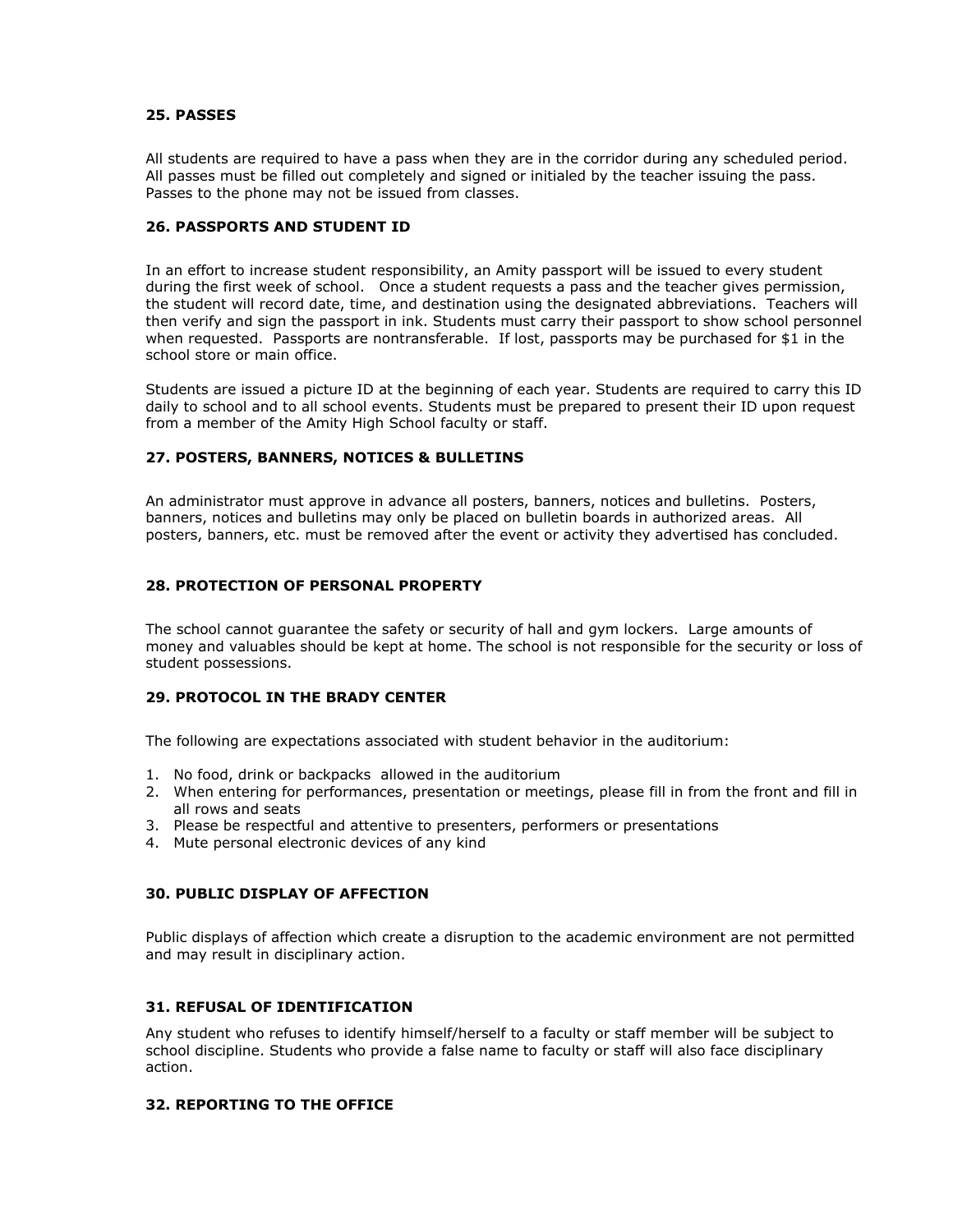### 25. PASSES

All students are required to have a pass when they are in the corridor during any scheduled period. All passes must be filled out completely and signed or initialed by the teacher issuing the pass. Passes to the phone may not be issued from classes.

### 26. PASSPORTS AND STUDENT ID

In an effort to increase student responsibility, an Amity passport will be issued to every student during the first week of school. Once a student requests a pass and the teacher gives permission, the student will record date, time, and destination using the designated abbreviations. Teachers will then verify and sign the passport in ink. Students must carry their passport to show school personnel when requested. Passports are nontransferable. If lost, passports may be purchased for $1 in the school store or main office.

Students are issued a picture ID at the beginning of each year. Students are required to carry this ID daily to school and to all school events. Students must be prepared to present their ID upon request from a member of the Amity High School faculty or staff.

### 27. POSTERS, BANNERS, NOTICES & BULLETINS

An administrator must approve in advance all posters, banners, notices and bulletins. Posters, banners, notices and bulletins may only be placed on bulletin boards in authorized areas. All posters, banners, etc. must be removed after the event or activity they advertised has concluded.

### 28. PROTECTION OF PERSONAL PROPERTY

The school cannot guarantee the safety or security of hall and gym lockers. Large amounts of money and valuables should be kept at home. The school is not responsible for the security or loss of student possessions.

### 29. PROTOCOL IN THE BRADY CENTER

The following are expectations associated with student behavior in the auditorium:

1. No food, drink or backpacks allowed in the auditorium
2. When entering for performances, presentation or meetings, please fill in from the front and fill in all rows and seats
3. Please be respectful and attentive to presenters, performers or presentations
4. Mute personal electronic devices of any kind

### 30. PUBLIC DISPLAY OF AFFECTION

Public displays of affection which create a disruption to the academic environment are not permitted and may result in disciplinary action.

### 31. REFUSAL OF IDENTIFICATION

Any student who refuses to identify himself/herself to a faculty or staff member will be subject to school discipline. Students who provide a false name to faculty or staff will also face disciplinary action.

### 32. REPORTING TO THE OFFICE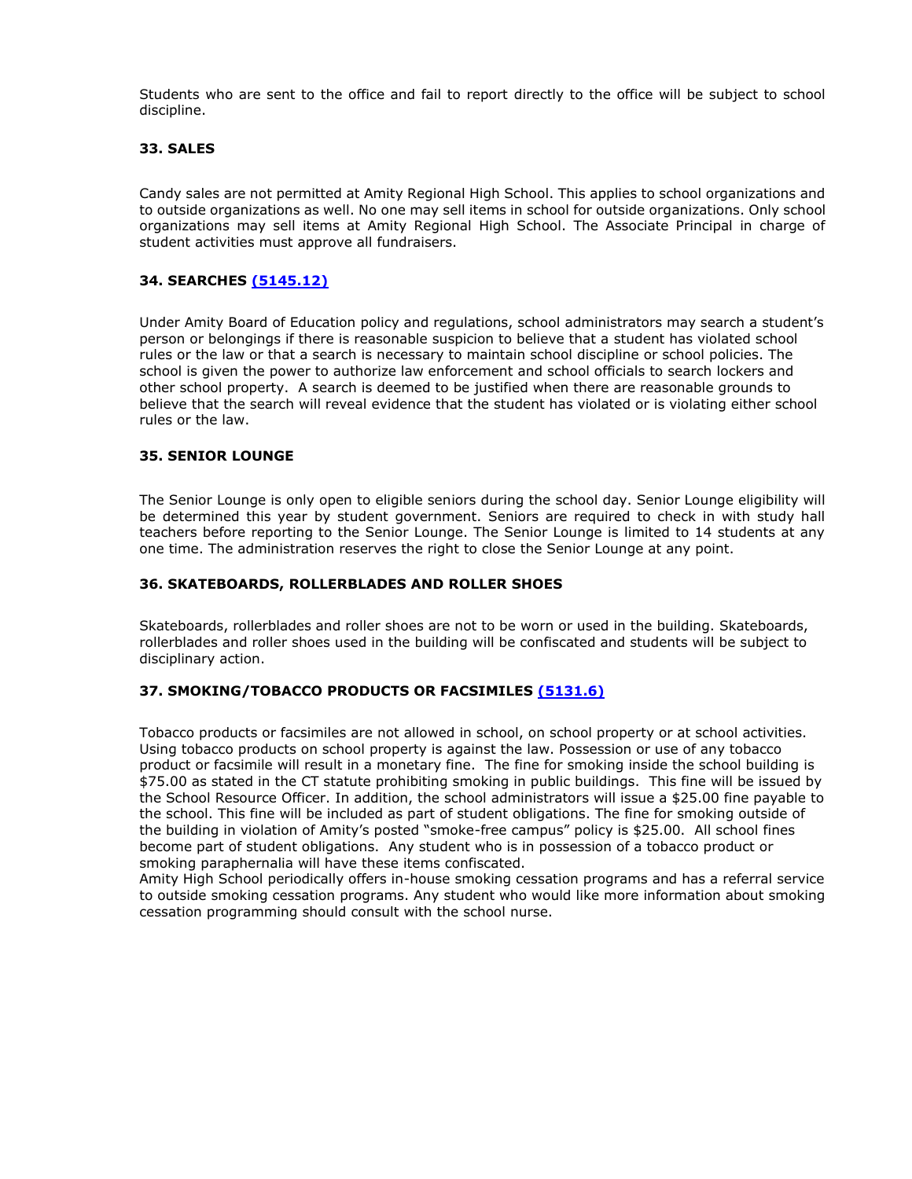Students who are sent to the office and fail to report directly to the office will be subject to school discipline.

### 33. SALES

Candy sales are not permitted at Amity Regional High School. This applies to school organizations and to outside organizations as well. No one may sell items in school for outside organizations. Only school organizations may sell items at Amity Regional High School. The Associate Principal in charge of student activities must approve all fundraisers.

### 34. SEARCHES (5145.12)

Under Amity Board of Education policy and regulations, school administrators may search a student's person or belongings if there is reasonable suspicion to believe that a student has violated school rules or the law or that a search is necessary to maintain school discipline or school policies. The school is given the power to authorize law enforcement and school officials to search lockers and other school property. A search is deemed to be justified when there are reasonable grounds to believe that the search will reveal evidence that the student has violated or is violating either school rules or the law.

### 35. SENIOR LOUNGE

The Senior Lounge is only open to eligible seniors during the school day. Senior Lounge eligibility will be determined this year by student government. Seniors are required to check in with study hall teachers before reporting to the Senior Lounge. The Senior Lounge is limited to 14 students at any one time. The administration reserves the right to close the Senior Lounge at any point.

### 36. SKATEBOARDS, ROLLERBLADES AND ROLLER SHOES

Skateboards, rollerblades and roller shoes are not to be worn or used in the building. Skateboards, rollerblades and roller shoes used in the building will be confiscated and students will be subject to disciplinary action.

### 37. SMOKING/TOBACCO PRODUCTS OR FACSIMILES (5131.6)

Tobacco products or facsimiles are not allowed in school, on school property or at school activities. Using tobacco products on school property is against the law. Possession or use of any tobacco product or facsimile will result in a monetary fine. The fine for smoking inside the school building is $75.00 as stated in the CT statute prohibiting smoking in public buildings. This fine will be issued by the School Resource Officer. In addition, the school administrators will issue a $25.00 fine payable to the school. This fine will be included as part of student obligations. The fine for smoking outside of the building in violation of Amity's posted "smoke-free campus" policy is $25.00. All school fines become part of student obligations. Any student who is in possession of a tobacco product or smoking paraphernalia will have these items confiscated.
Amity High School periodically offers in-house smoking cessation programs and has a referral service to outside smoking cessation programs. Any student who would like more information about smoking cessation programming should consult with the school nurse.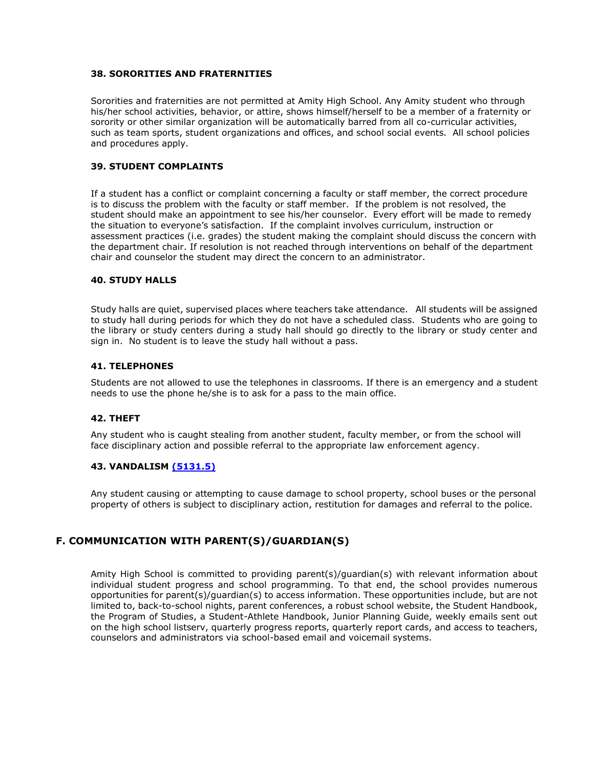#### 38. SORORITIES AND FRATERNITIES

Sororities and fraternities are not permitted at Amity High School. Any Amity student who through his/her school activities, behavior, or attire, shows himself/herself to be a member of a fraternity or sorority or other similar organization will be automatically barred from all co-curricular activities, such as team sports, student organizations and offices, and school social events. All school policies and procedures apply.

#### 39. STUDENT COMPLAINTS

If a student has a conflict or complaint concerning a faculty or staff member, the correct procedure is to discuss the problem with the faculty or staff member. If the problem is not resolved, the student should make an appointment to see his/her counselor. Every effort will be made to remedy the situation to everyone's satisfaction. If the complaint involves curriculum, instruction or assessment practices (i.e. grades) the student making the complaint should discuss the concern with the department chair. If resolution is not reached through interventions on behalf of the department chair and counselor the student may direct the concern to an administrator.

#### 40. STUDY HALLS

Study halls are quiet, supervised places where teachers take attendance. All students will be assigned to study hall during periods for which they do not have a scheduled class. Students who are going to the library or study centers during a study hall should go directly to the library or study center and sign in. No student is to leave the study hall without a pass.

#### 41. TELEPHONES

Students are not allowed to use the telephones in classrooms. If there is an emergency and a student needs to use the phone he/she is to ask for a pass to the main office.

#### 42. THEFT

Any student who is caught stealing from another student, faculty member, or from the school will face disciplinary action and possible referral to the appropriate law enforcement agency.

#### 43. VANDALISM (5131.5)

Any student causing or attempting to cause damage to school property, school buses or the personal property of others is subject to disciplinary action, restitution for damages and referral to the police.

## F. COMMUNICATION WITH PARENT(S)/GUARDIAN(S)

Amity High School is committed to providing parent(s)/guardian(s) with relevant information about individual student progress and school programming. To that end, the school provides numerous opportunities for parent(s)/guardian(s) to access information. These opportunities include, but are not limited to, back-to-school nights, parent conferences, a robust school website, the Student Handbook, the Program of Studies, a Student-Athlete Handbook, Junior Planning Guide, weekly emails sent out on the high school listserv, quarterly progress reports, quarterly report cards, and access to teachers, counselors and administrators via school-based email and voicemail systems.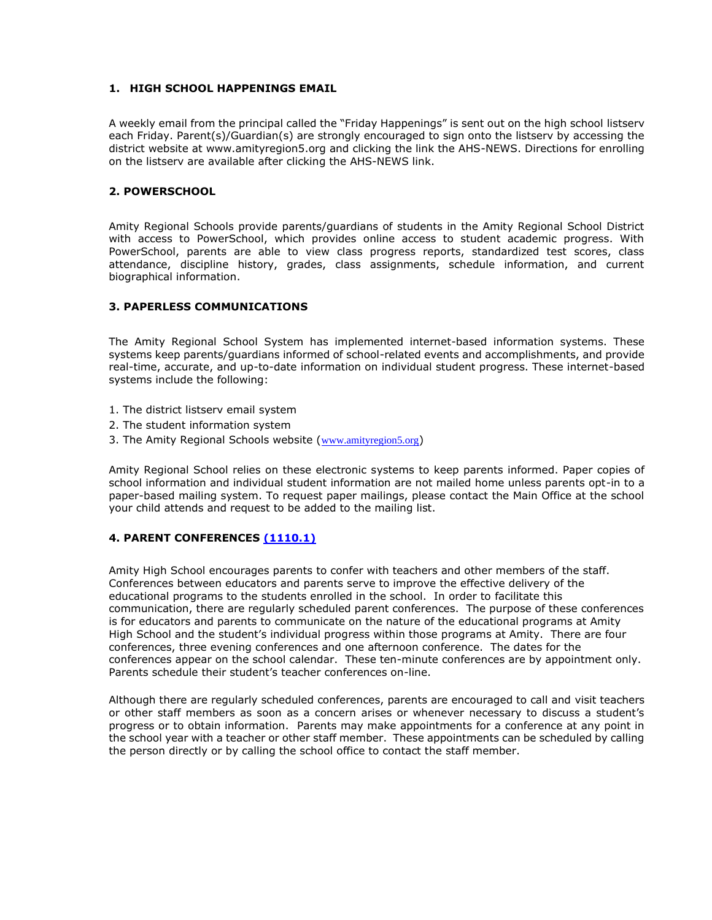### 1. HIGH SCHOOL HAPPENINGS EMAIL

A weekly email from the principal called the "Friday Happenings" is sent out on the high school listserv each Friday. Parent(s)/Guardian(s) are strongly encouraged to sign onto the listserv by accessing the district website at www.amityregion5.org and clicking the link the AHS-NEWS. Directions for enrolling on the listserv are available after clicking the AHS-NEWS link.

### 2. POWERSCHOOL

Amity Regional Schools provide parents/guardians of students in the Amity Regional School District with access to PowerSchool, which provides online access to student academic progress. With PowerSchool, parents are able to view class progress reports, standardized test scores, class attendance, discipline history, grades, class assignments, schedule information, and current biographical information.

### 3. PAPERLESS COMMUNICATIONS

The Amity Regional School System has implemented internet-based information systems. These systems keep parents/guardians informed of school-related events and accomplishments, and provide real-time, accurate, and up-to-date information on individual student progress. These internet-based systems include the following:

1. The district listserv email system
2. The student information system
3. The Amity Regional Schools website (www.amityregion5.org)

Amity Regional School relies on these electronic systems to keep parents informed. Paper copies of school information and individual student information are not mailed home unless parents opt-in to a paper-based mailing system. To request paper mailings, please contact the Main Office at the school your child attends and request to be added to the mailing list.

### 4. PARENT CONFERENCES (1110.1)

Amity High School encourages parents to confer with teachers and other members of the staff. Conferences between educators and parents serve to improve the effective delivery of the educational programs to the students enrolled in the school. In order to facilitate this communication, there are regularly scheduled parent conferences. The purpose of these conferences is for educators and parents to communicate on the nature of the educational programs at Amity High School and the student's individual progress within those programs at Amity. There are four conferences, three evening conferences and one afternoon conference. The dates for the conferences appear on the school calendar. These ten-minute conferences are by appointment only. Parents schedule their student's teacher conferences on-line.

Although there are regularly scheduled conferences, parents are encouraged to call and visit teachers or other staff members as soon as a concern arises or whenever necessary to discuss a student's progress or to obtain information. Parents may make appointments for a conference at any point in the school year with a teacher or other staff member. These appointments can be scheduled by calling the person directly or by calling the school office to contact the staff member.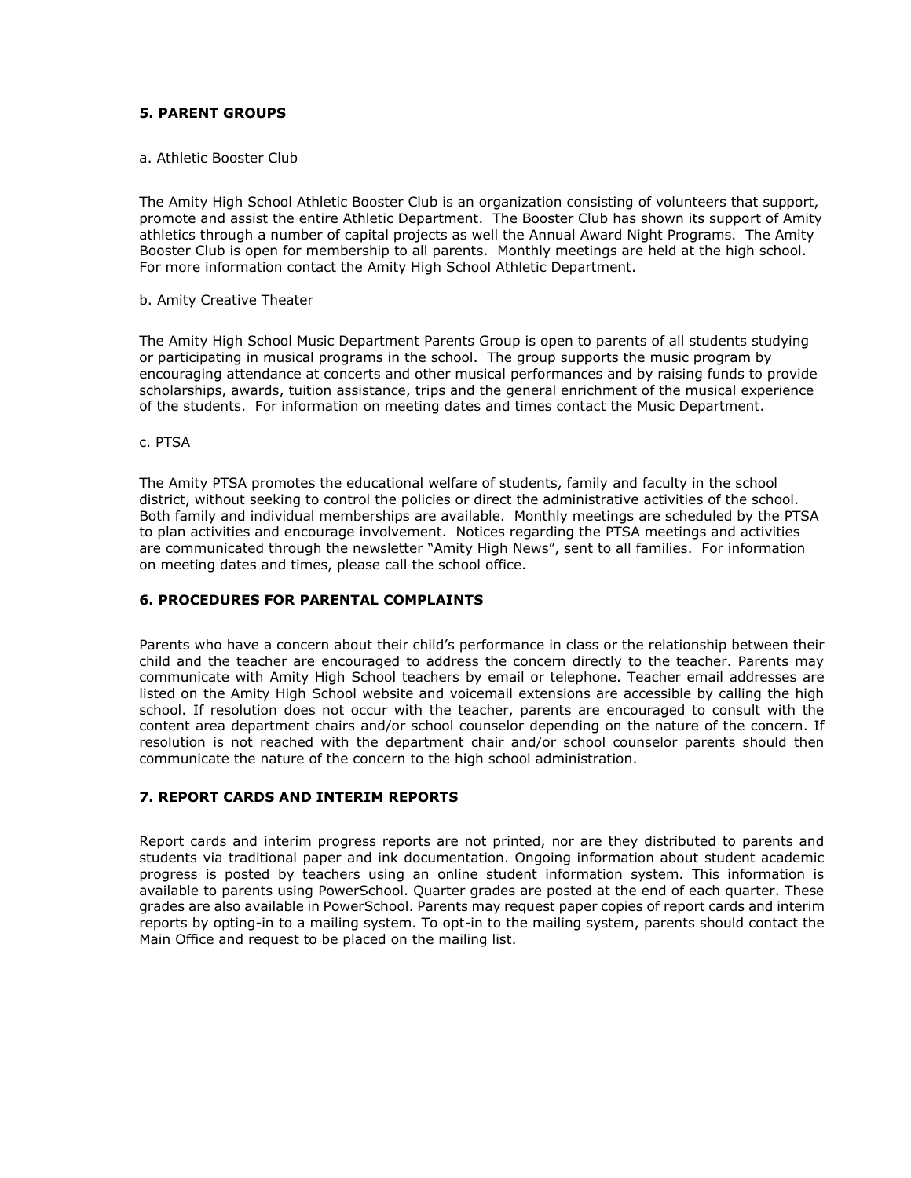## 5. PARENT GROUPS

a. Athletic Booster Club

The Amity High School Athletic Booster Club is an organization consisting of volunteers that support, promote and assist the entire Athletic Department. The Booster Club has shown its support of Amity athletics through a number of capital projects as well the Annual Award Night Programs. The Amity Booster Club is open for membership to all parents. Monthly meetings are held at the high school. For more information contact the Amity High School Athletic Department.

b. Amity Creative Theater

The Amity High School Music Department Parents Group is open to parents of all students studying or participating in musical programs in the school. The group supports the music program by encouraging attendance at concerts and other musical performances and by raising funds to provide scholarships, awards, tuition assistance, trips and the general enrichment of the musical experience of the students. For information on meeting dates and times contact the Music Department.

c. PTSA

The Amity PTSA promotes the educational welfare of students, family and faculty in the school district, without seeking to control the policies or direct the administrative activities of the school. Both family and individual memberships are available. Monthly meetings are scheduled by the PTSA to plan activities and encourage involvement. Notices regarding the PTSA meetings and activities are communicated through the newsletter "Amity High News", sent to all families. For information on meeting dates and times, please call the school office.

## 6. PROCEDURES FOR PARENTAL COMPLAINTS

Parents who have a concern about their child's performance in class or the relationship between their child and the teacher are encouraged to address the concern directly to the teacher. Parents may communicate with Amity High School teachers by email or telephone. Teacher email addresses are listed on the Amity High School website and voicemail extensions are accessible by calling the high school. If resolution does not occur with the teacher, parents are encouraged to consult with the content area department chairs and/or school counselor depending on the nature of the concern. If resolution is not reached with the department chair and/or school counselor parents should then communicate the nature of the concern to the high school administration.

## 7. REPORT CARDS AND INTERIM REPORTS

Report cards and interim progress reports are not printed, nor are they distributed to parents and students via traditional paper and ink documentation. Ongoing information about student academic progress is posted by teachers using an online student information system. This information is available to parents using PowerSchool. Quarter grades are posted at the end of each quarter. These grades are also available in PowerSchool. Parents may request paper copies of report cards and interim reports by opting-in to a mailing system. To opt-in to the mailing system, parents should contact the Main Office and request to be placed on the mailing list.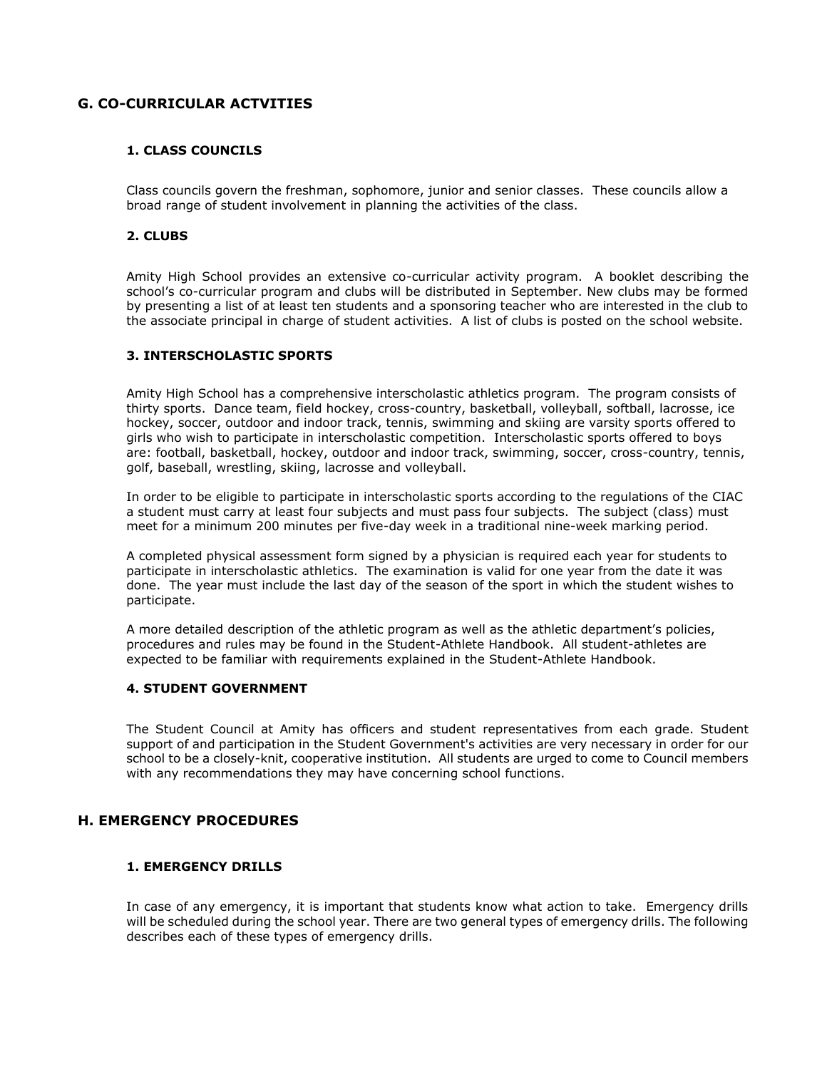## G. CO-CURRICULAR ACTVITIES

### 1. CLASS COUNCILS

Class councils govern the freshman, sophomore, junior and senior classes. These councils allow a broad range of student involvement in planning the activities of the class.

### 2. CLUBS

Amity High School provides an extensive co-curricular activity program. A booklet describing the school's co-curricular program and clubs will be distributed in September. New clubs may be formed by presenting a list of at least ten students and a sponsoring teacher who are interested in the club to the associate principal in charge of student activities. A list of clubs is posted on the school website.

### 3. INTERSCHOLASTIC SPORTS

Amity High School has a comprehensive interscholastic athletics program. The program consists of thirty sports. Dance team, field hockey, cross-country, basketball, volleyball, softball, lacrosse, ice hockey, soccer, outdoor and indoor track, tennis, swimming and skiing are varsity sports offered to girls who wish to participate in interscholastic competition. Interscholastic sports offered to boys are: football, basketball, hockey, outdoor and indoor track, swimming, soccer, cross-country, tennis, golf, baseball, wrestling, skiing, lacrosse and volleyball.

In order to be eligible to participate in interscholastic sports according to the regulations of the CIAC a student must carry at least four subjects and must pass four subjects. The subject (class) must meet for a minimum 200 minutes per five-day week in a traditional nine-week marking period.

A completed physical assessment form signed by a physician is required each year for students to participate in interscholastic athletics. The examination is valid for one year from the date it was done. The year must include the last day of the season of the sport in which the student wishes to participate.

A more detailed description of the athletic program as well as the athletic department's policies, procedures and rules may be found in the Student-Athlete Handbook. All student-athletes are expected to be familiar with requirements explained in the Student-Athlete Handbook.

### 4. STUDENT GOVERNMENT

The Student Council at Amity has officers and student representatives from each grade. Student support of and participation in the Student Government's activities are very necessary in order for our school to be a closely-knit, cooperative institution. All students are urged to come to Council members with any recommendations they may have concerning school functions.

## H. EMERGENCY PROCEDURES

### 1. EMERGENCY DRILLS

In case of any emergency, it is important that students know what action to take. Emergency drills will be scheduled during the school year. There are two general types of emergency drills. The following describes each of these types of emergency drills.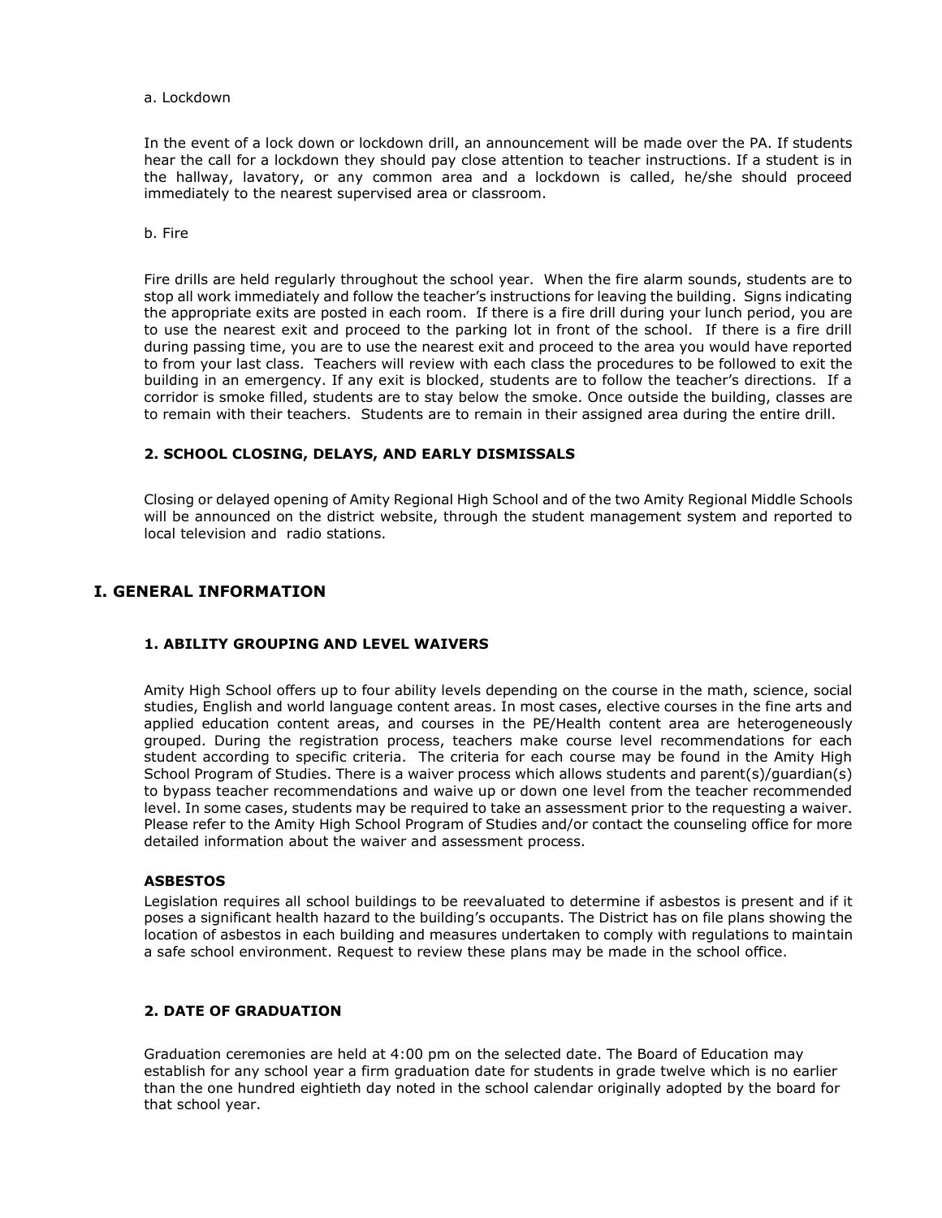a. Lockdown

In the event of a lock down or lockdown drill, an announcement will be made over the PA. If students hear the call for a lockdown they should pay close attention to teacher instructions. If a student is in the hallway, lavatory, or any common area and a lockdown is called, he/she should proceed immediately to the nearest supervised area or classroom.

b. Fire

Fire drills are held regularly throughout the school year. When the fire alarm sounds, students are to stop all work immediately and follow the teacher's instructions for leaving the building. Signs indicating the appropriate exits are posted in each room. If there is a fire drill during your lunch period, you are to use the nearest exit and proceed to the parking lot in front of the school. If there is a fire drill during passing time, you are to use the nearest exit and proceed to the area you would have reported to from your last class. Teachers will review with each class the procedures to be followed to exit the building in an emergency. If any exit is blocked, students are to follow the teacher's directions. If a corridor is smoke filled, students are to stay below the smoke. Once outside the building, classes are to remain with their teachers. Students are to remain in their assigned area during the entire drill.

### 2. SCHOOL CLOSING, DELAYS, AND EARLY DISMISSALS

Closing or delayed opening of Amity Regional High School and of the two Amity Regional Middle Schools will be announced on the district website, through the student management system and reported to local television and radio stations.

## I. GENERAL INFORMATION

### 1. ABILITY GROUPING AND LEVEL WAIVERS

Amity High School offers up to four ability levels depending on the course in the math, science, social studies, English and world language content areas. In most cases, elective courses in the fine arts and applied education content areas, and courses in the PE/Health content area are heterogeneously grouped. During the registration process, teachers make course level recommendations for each student according to specific criteria. The criteria for each course may be found in the Amity High School Program of Studies. There is a waiver process which allows students and parent(s)/guardian(s) to bypass teacher recommendations and waive up or down one level from the teacher recommended level. In some cases, students may be required to take an assessment prior to the requesting a waiver. Please refer to the Amity High School Program of Studies and/or contact the counseling office for more detailed information about the waiver and assessment process.

**ASBESTOS**

Legislation requires all school buildings to be reevaluated to determine if asbestos is present and if it poses a significant health hazard to the building's occupants. The District has on file plans showing the location of asbestos in each building and measures undertaken to comply with regulations to maintain a safe school environment. Request to review these plans may be made in the school office.

### 2. DATE OF GRADUATION

Graduation ceremonies are held at 4:00 pm on the selected date. The Board of Education may establish for any school year a firm graduation date for students in grade twelve which is no earlier than the one hundred eightieth day noted in the school calendar originally adopted by the board for that school year.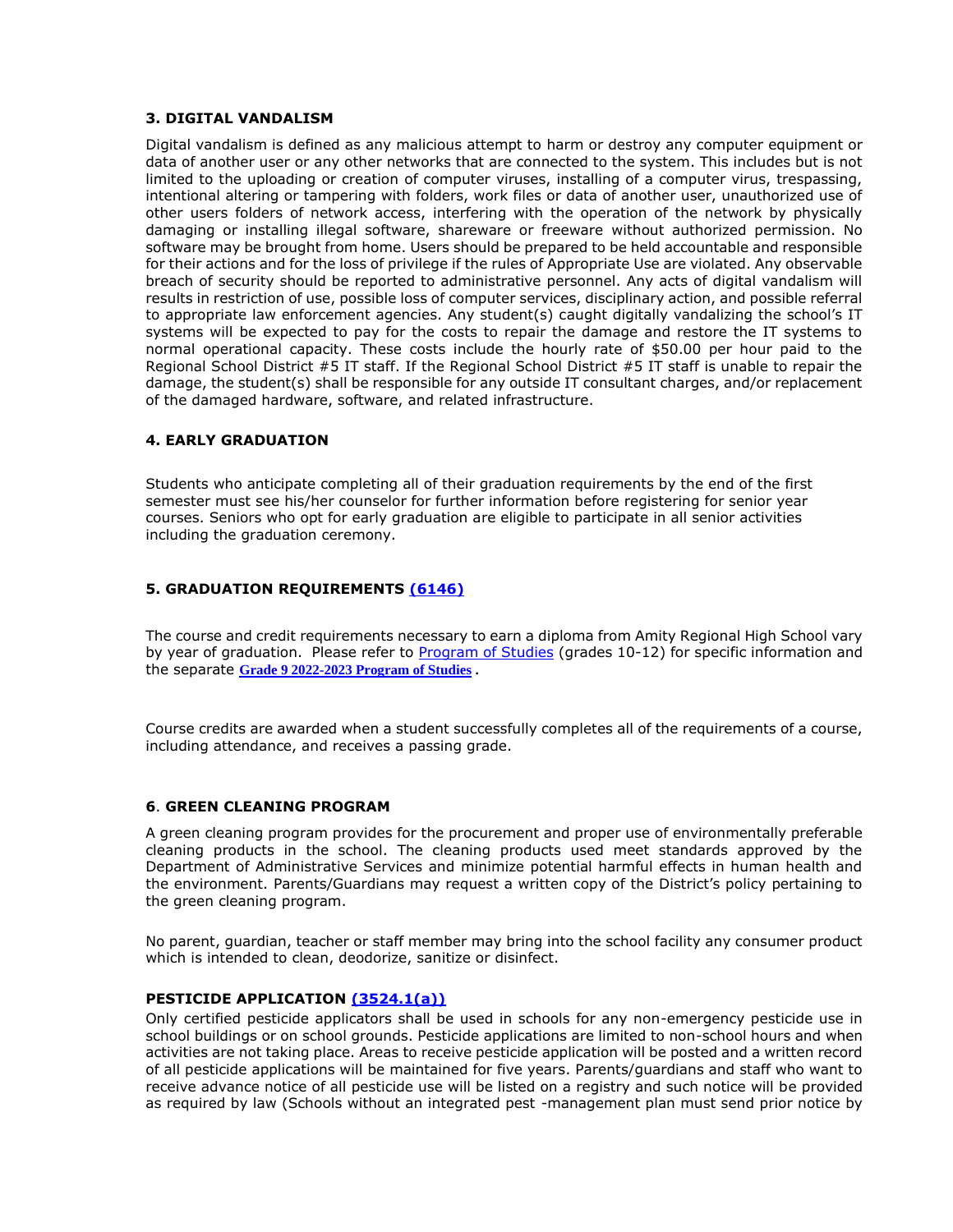### 3. DIGITAL VANDALISM

Digital vandalism is defined as any malicious attempt to harm or destroy any computer equipment or data of another user or any other networks that are connected to the system. This includes but is not limited to the uploading or creation of computer viruses, installing of a computer virus, trespassing, intentional altering or tampering with folders, work files or data of another user, unauthorized use of other users folders of network access, interfering with the operation of the network by physically damaging or installing illegal software, shareware or freeware without authorized permission. No software may be brought from home. Users should be prepared to be held accountable and responsible for their actions and for the loss of privilege if the rules of Appropriate Use are violated. Any observable breach of security should be reported to administrative personnel. Any acts of digital vandalism will results in restriction of use, possible loss of computer services, disciplinary action, and possible referral to appropriate law enforcement agencies. Any student(s) caught digitally vandalizing the school's IT systems will be expected to pay for the costs to repair the damage and restore the IT systems to normal operational capacity. These costs include the hourly rate of $50.00 per hour paid to the Regional School District #5 IT staff. If the Regional School District #5 IT staff is unable to repair the damage, the student(s) shall be responsible for any outside IT consultant charges, and/or replacement of the damaged hardware, software, and related infrastructure.

### 4. EARLY GRADUATION

Students who anticipate completing all of their graduation requirements by the end of the first semester must see his/her counselor for further information before registering for senior year courses. Seniors who opt for early graduation are eligible to participate in all senior activities including the graduation ceremony.

### 5. GRADUATION REQUIREMENTS (6146)

The course and credit requirements necessary to earn a diploma from Amity Regional High School vary by year of graduation. Please refer to Program of Studies (grades 10-12) for specific information and the separate **Grade 9 2022-2023 Program of Studies**.

Course credits are awarded when a student successfully completes all of the requirements of a course, including attendance, and receives a passing grade.

### 6. GREEN CLEANING PROGRAM

A green cleaning program provides for the procurement and proper use of environmentally preferable cleaning products in the school. The cleaning products used meet standards approved by the Department of Administrative Services and minimize potential harmful effects in human health and the environment. Parents/Guardians may request a written copy of the District's policy pertaining to the green cleaning program.

No parent, guardian, teacher or staff member may bring into the school facility any consumer product which is intended to clean, deodorize, sanitize or disinfect.

### PESTICIDE APPLICATION (3524.1(a))

Only certified pesticide applicators shall be used in schools for any non-emergency pesticide use in school buildings or on school grounds. Pesticide applications are limited to non-school hours and when activities are not taking place. Areas to receive pesticide application will be posted and a written record of all pesticide applications will be maintained for five years. Parents/guardians and staff who want to receive advance notice of all pesticide use will be listed on a registry and such notice will be provided as required by law (Schools without an integrated pest -management plan must send prior notice by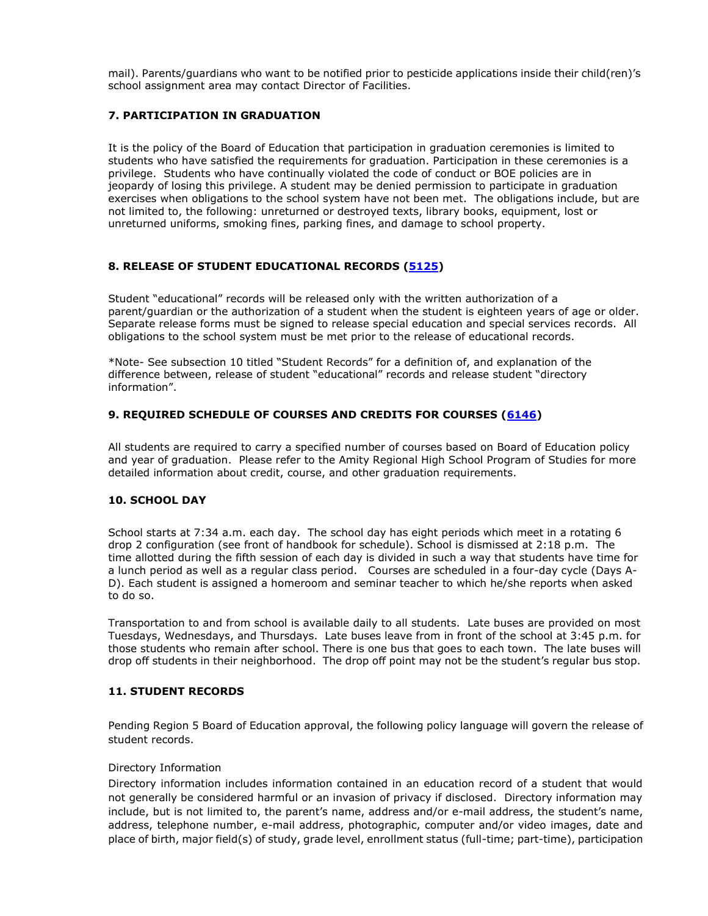mail). Parents/guardians who want to be notified prior to pesticide applications inside their child(ren)'s school assignment area may contact Director of Facilities.

### 7. PARTICIPATION IN GRADUATION

It is the policy of the Board of Education that participation in graduation ceremonies is limited to students who have satisfied the requirements for graduation. Participation in these ceremonies is a privilege. Students who have continually violated the code of conduct or BOE policies are in jeopardy of losing this privilege. A student may be denied permission to participate in graduation exercises when obligations to the school system have not been met. The obligations include, but are not limited to, the following: unreturned or destroyed texts, library books, equipment, lost or unreturned uniforms, smoking fines, parking fines, and damage to school property.

### 8. RELEASE OF STUDENT EDUCATIONAL RECORDS (5125)

Student "educational" records will be released only with the written authorization of a parent/guardian or the authorization of a student when the student is eighteen years of age or older. Separate release forms must be signed to release special education and special services records. All obligations to the school system must be met prior to the release of educational records.

*Note- See subsection 10 titled "Student Records" for a definition of, and explanation of the difference between, release of student "educational" records and release student "directory information".

### 9. REQUIRED SCHEDULE OF COURSES AND CREDITS FOR COURSES (6146)

All students are required to carry a specified number of courses based on Board of Education policy and year of graduation. Please refer to the Amity Regional High School Program of Studies for more detailed information about credit, course, and other graduation requirements.

### 10. SCHOOL DAY

School starts at 7:34 a.m. each day. The school day has eight periods which meet in a rotating 6 drop 2 configuration (see front of handbook for schedule). School is dismissed at 2:18 p.m. The time allotted during the fifth session of each day is divided in such a way that students have time for a lunch period as well as a regular class period. Courses are scheduled in a four-day cycle (Days A-D). Each student is assigned a homeroom and seminar teacher to which he/she reports when asked to do so.

Transportation to and from school is available daily to all students. Late buses are provided on most Tuesdays, Wednesdays, and Thursdays. Late buses leave from in front of the school at 3:45 p.m. for those students who remain after school. There is one bus that goes to each town. The late buses will drop off students in their neighborhood. The drop off point may not be the student's regular bus stop.

### 11. STUDENT RECORDS

Pending Region 5 Board of Education approval, the following policy language will govern the release of student records.

Directory Information

Directory information includes information contained in an education record of a student that would not generally be considered harmful or an invasion of privacy if disclosed. Directory information may include, but is not limited to, the parent's name, address and/or e-mail address, the student's name, address, telephone number, e-mail address, photographic, computer and/or video images, date and place of birth, major field(s) of study, grade level, enrollment status (full-time; part-time), participation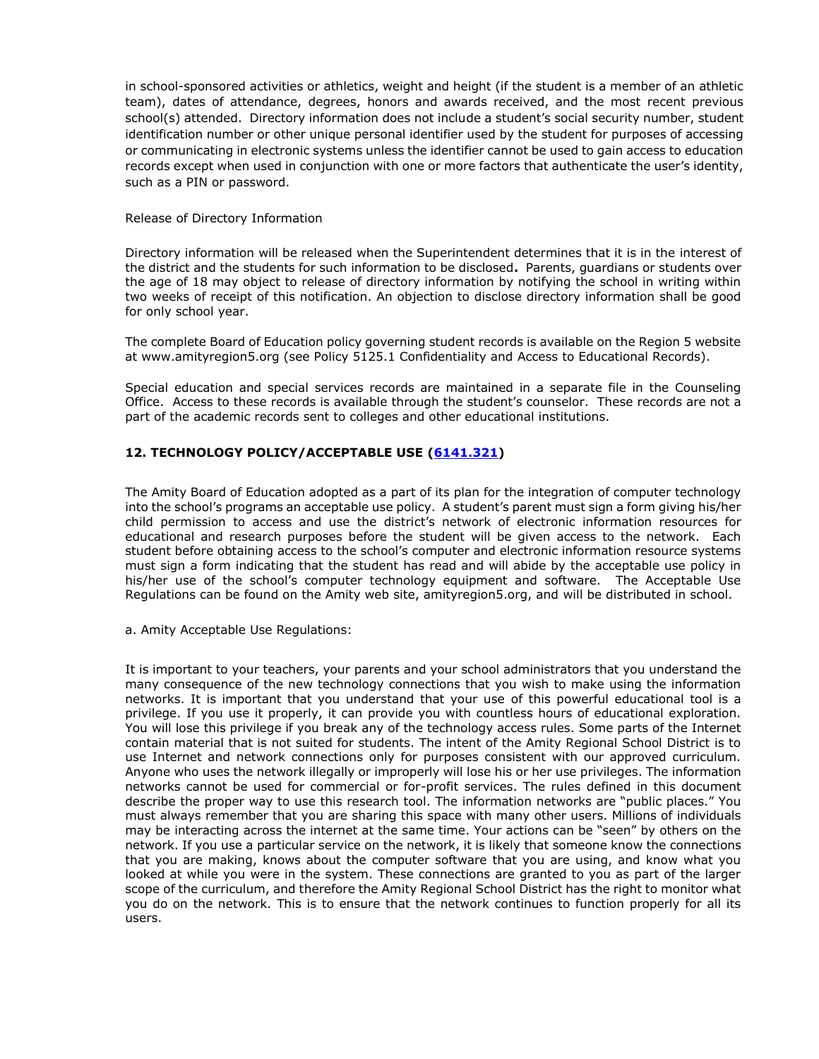in school-sponsored activities or athletics, weight and height (if the student is a member of an athletic team), dates of attendance, degrees, honors and awards received, and the most recent previous school(s) attended. Directory information does not include a student's social security number, student identification number or other unique personal identifier used by the student for purposes of accessing or communicating in electronic systems unless the identifier cannot be used to gain access to education records except when used in conjunction with one or more factors that authenticate the user's identity, such as a PIN or password.

Release of Directory Information

Directory information will be released when the Superintendent determines that it is in the interest of the district and the students for such information to be disclosed**.** Parents, guardians or students over the age of 18 may object to release of directory information by notifying the school in writing within two weeks of receipt of this notification. An objection to disclose directory information shall be good for only school year.

The complete Board of Education policy governing student records is available on the Region 5 website at www.amityregion5.org (see Policy 5125.1 Confidentiality and Access to Educational Records).

Special education and special services records are maintained in a separate file in the Counseling Office. Access to these records is available through the student's counselor. These records are not a part of the academic records sent to colleges and other educational institutions.

### 12. TECHNOLOGY POLICY/ACCEPTABLE USE (6141.321)

The Amity Board of Education adopted as a part of its plan for the integration of computer technology into the school's programs an acceptable use policy. A student's parent must sign a form giving his/her child permission to access and use the district's network of electronic information resources for educational and research purposes before the student will be given access to the network. Each student before obtaining access to the school's computer and electronic information resource systems must sign a form indicating that the student has read and will abide by the acceptable use policy in his/her use of the school's computer technology equipment and software. The Acceptable Use Regulations can be found on the Amity web site, amityregion5.org, and will be distributed in school.

a. Amity Acceptable Use Regulations:

It is important to your teachers, your parents and your school administrators that you understand the many consequence of the new technology connections that you wish to make using the information networks. It is important that you understand that your use of this powerful educational tool is a privilege. If you use it properly, it can provide you with countless hours of educational exploration. You will lose this privilege if you break any of the technology access rules. Some parts of the Internet contain material that is not suited for students. The intent of the Amity Regional School District is to use Internet and network connections only for purposes consistent with our approved curriculum. Anyone who uses the network illegally or improperly will lose his or her use privileges. The information networks cannot be used for commercial or for-profit services. The rules defined in this document describe the proper way to use this research tool. The information networks are "public places." You must always remember that you are sharing this space with many other users. Millions of individuals may be interacting across the internet at the same time. Your actions can be "seen" by others on the network. If you use a particular service on the network, it is likely that someone know the connections that you are making, knows about the computer software that you are using, and know what you looked at while you were in the system. These connections are granted to you as part of the larger scope of the curriculum, and therefore the Amity Regional School District has the right to monitor what you do on the network. This is to ensure that the network continues to function properly for all its users.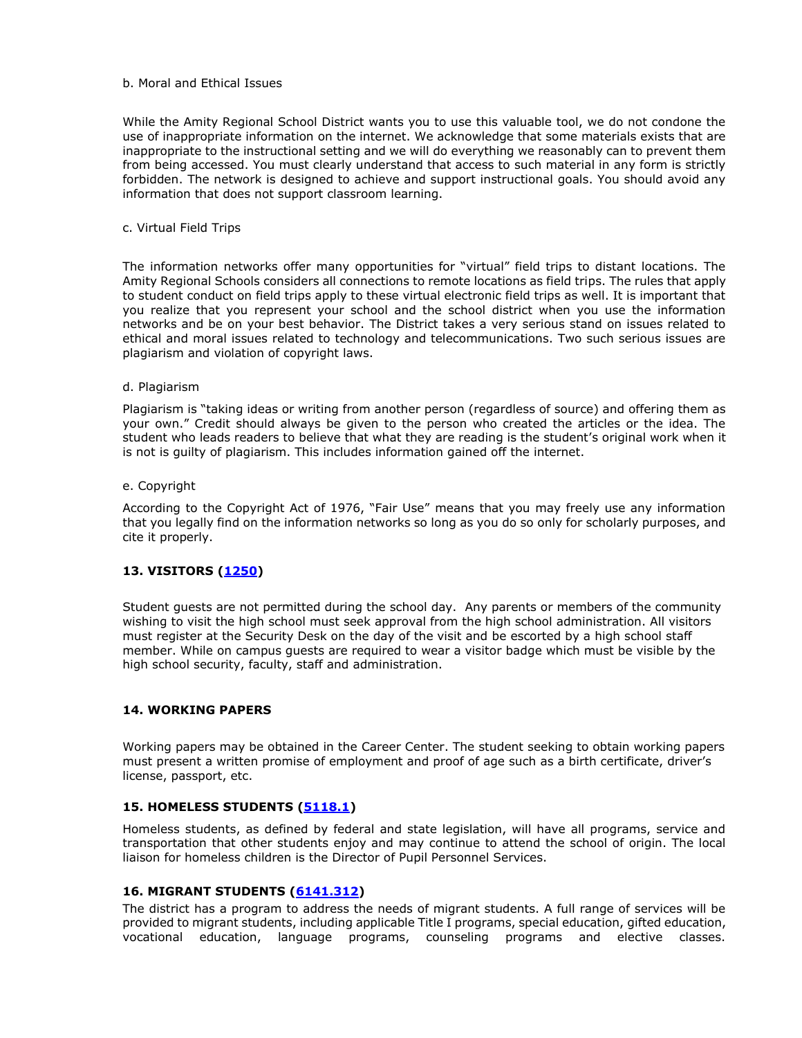b. Moral and Ethical Issues

While the Amity Regional School District wants you to use this valuable tool, we do not condone the use of inappropriate information on the internet. We acknowledge that some materials exists that are inappropriate to the instructional setting and we will do everything we reasonably can to prevent them from being accessed. You must clearly understand that access to such material in any form is strictly forbidden. The network is designed to achieve and support instructional goals. You should avoid any information that does not support classroom learning.

c. Virtual Field Trips

The information networks offer many opportunities for "virtual" field trips to distant locations. The Amity Regional Schools considers all connections to remote locations as field trips. The rules that apply to student conduct on field trips apply to these virtual electronic field trips as well. It is important that you realize that you represent your school and the school district when you use the information networks and be on your best behavior. The District takes a very serious stand on issues related to ethical and moral issues related to technology and telecommunications. Two such serious issues are plagiarism and violation of copyright laws.

d. Plagiarism

Plagiarism is "taking ideas or writing from another person (regardless of source) and offering them as your own." Credit should always be given to the person who created the articles or the idea. The student who leads readers to believe that what they are reading is the student's original work when it is not is guilty of plagiarism. This includes information gained off the internet.

e. Copyright

According to the Copyright Act of 1976, "Fair Use" means that you may freely use any information that you legally find on the information networks so long as you do so only for scholarly purposes, and cite it properly.

### 13. VISITORS (1250)

Student guests are not permitted during the school day. Any parents or members of the community wishing to visit the high school must seek approval from the high school administration. All visitors must register at the Security Desk on the day of the visit and be escorted by a high school staff member. While on campus guests are required to wear a visitor badge which must be visible by the high school security, faculty, staff and administration.

### 14. WORKING PAPERS

Working papers may be obtained in the Career Center. The student seeking to obtain working papers must present a written promise of employment and proof of age such as a birth certificate, driver's license, passport, etc.

### 15. HOMELESS STUDENTS (5118.1)

Homeless students, as defined by federal and state legislation, will have all programs, service and transportation that other students enjoy and may continue to attend the school of origin. The local liaison for homeless children is the Director of Pupil Personnel Services.

### 16. MIGRANT STUDENTS (6141.312)

The district has a program to address the needs of migrant students. A full range of services will be provided to migrant students, including applicable Title I programs, special education, gifted education, vocational education, language programs, counseling programs and elective classes.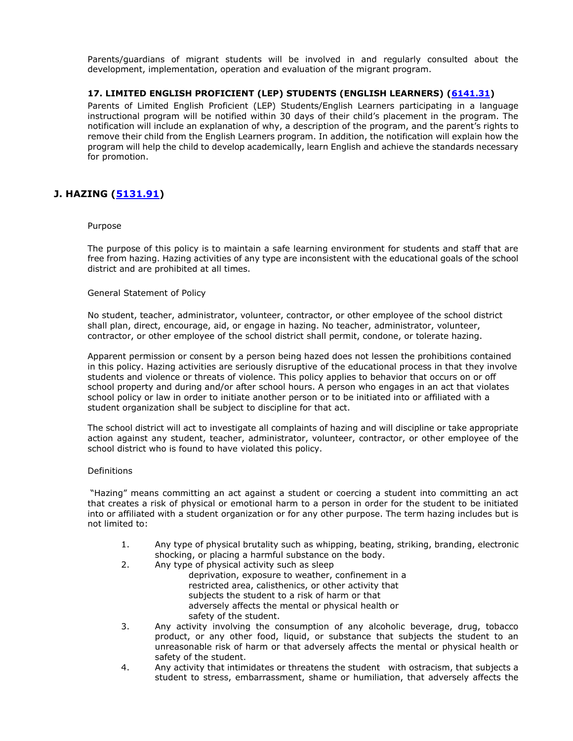Parents/guardians of migrant students will be involved in and regularly consulted about the development, implementation, operation and evaluation of the migrant program.

#### 17. LIMITED ENGLISH PROFICIENT (LEP) STUDENTS (ENGLISH LEARNERS) (6141.31)

Parents of Limited English Proficient (LEP) Students/English Learners participating in a language instructional program will be notified within 30 days of their child's placement in the program. The notification will include an explanation of why, a description of the program, and the parent's rights to remove their child from the English Learners program. In addition, the notification will explain how the program will help the child to develop academically, learn English and achieve the standards necessary for promotion.

## J. HAZING (5131.91)

Purpose

The purpose of this policy is to maintain a safe learning environment for students and staff that are free from hazing. Hazing activities of any type are inconsistent with the educational goals of the school district and are prohibited at all times.

General Statement of Policy

No student, teacher, administrator, volunteer, contractor, or other employee of the school district shall plan, direct, encourage, aid, or engage in hazing. No teacher, administrator, volunteer, contractor, or other employee of the school district shall permit, condone, or tolerate hazing.

Apparent permission or consent by a person being hazed does not lessen the prohibitions contained in this policy. Hazing activities are seriously disruptive of the educational process in that they involve students and violence or threats of violence. This policy applies to behavior that occurs on or off school property and during and/or after school hours. A person who engages in an act that violates school policy or law in order to initiate another person or to be initiated into or affiliated with a student organization shall be subject to discipline for that act.

The school district will act to investigate all complaints of hazing and will discipline or take appropriate action against any student, teacher, administrator, volunteer, contractor, or other employee of the school district who is found to have violated this policy.

Definitions

"Hazing" means committing an act against a student or coercing a student into committing an act that creates a risk of physical or emotional harm to a person in order for the student to be initiated into or affiliated with a student organization or for any other purpose. The term hazing includes but is not limited to:

1. Any type of physical brutality such as whipping, beating, striking, branding, electronic shocking, or placing a harmful substance on the body.
2. Any type of physical activity such as sleep deprivation, exposure to weather, confinement in a restricted area, calisthenics, or other activity that subjects the student to a risk of harm or that adversely affects the mental or physical health or safety of the student.
3. Any activity involving the consumption of any alcoholic beverage, drug, tobacco product, or any other food, liquid, or substance that subjects the student to an unreasonable risk of harm or that adversely affects the mental or physical health or safety of the student.
4. Any activity that intimidates or threatens the student with ostracism, that subjects a student to stress, embarrassment, shame or humiliation, that adversely affects the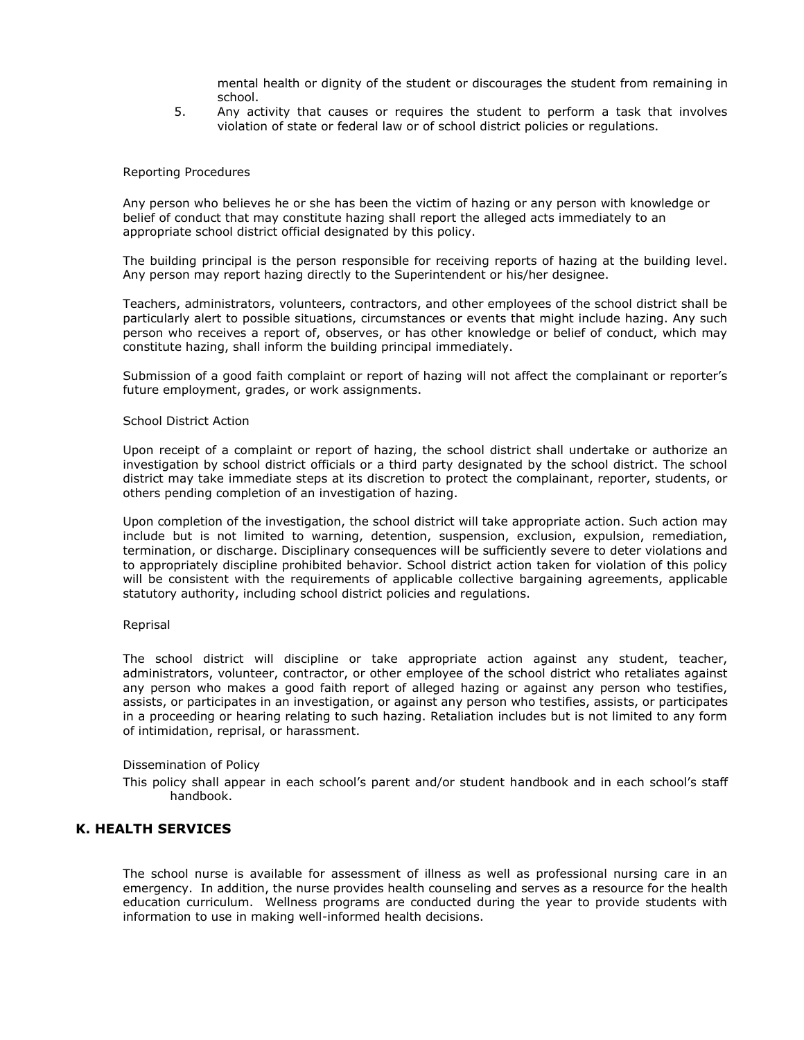mental health or dignity of the student or discourages the student from remaining in school.

5. Any activity that causes or requires the student to perform a task that involves violation of state or federal law or of school district policies or regulations.

Reporting Procedures

Any person who believes he or she has been the victim of hazing or any person with knowledge or belief of conduct that may constitute hazing shall report the alleged acts immediately to an appropriate school district official designated by this policy.

The building principal is the person responsible for receiving reports of hazing at the building level. Any person may report hazing directly to the Superintendent or his/her designee.

Teachers, administrators, volunteers, contractors, and other employees of the school district shall be particularly alert to possible situations, circumstances or events that might include hazing. Any such person who receives a report of, observes, or has other knowledge or belief of conduct, which may constitute hazing, shall inform the building principal immediately.

Submission of a good faith complaint or report of hazing will not affect the complainant or reporter's future employment, grades, or work assignments.

School District Action

Upon receipt of a complaint or report of hazing, the school district shall undertake or authorize an investigation by school district officials or a third party designated by the school district. The school district may take immediate steps at its discretion to protect the complainant, reporter, students, or others pending completion of an investigation of hazing.

Upon completion of the investigation, the school district will take appropriate action. Such action may include but is not limited to warning, detention, suspension, exclusion, expulsion, remediation, termination, or discharge. Disciplinary consequences will be sufficiently severe to deter violations and to appropriately discipline prohibited behavior. School district action taken for violation of this policy will be consistent with the requirements of applicable collective bargaining agreements, applicable statutory authority, including school district policies and regulations.

Reprisal

The school district will discipline or take appropriate action against any student, teacher, administrators, volunteer, contractor, or other employee of the school district who retaliates against any person who makes a good faith report of alleged hazing or against any person who testifies, assists, or participates in an investigation, or against any person who testifies, assists, or participates in a proceeding or hearing relating to such hazing. Retaliation includes but is not limited to any form of intimidation, reprisal, or harassment.

Dissemination of Policy

This policy shall appear in each school's parent and/or student handbook and in each school's staff handbook.

## K. HEALTH SERVICES

The school nurse is available for assessment of illness as well as professional nursing care in an emergency. In addition, the nurse provides health counseling and serves as a resource for the health education curriculum. Wellness programs are conducted during the year to provide students with information to use in making well-informed health decisions.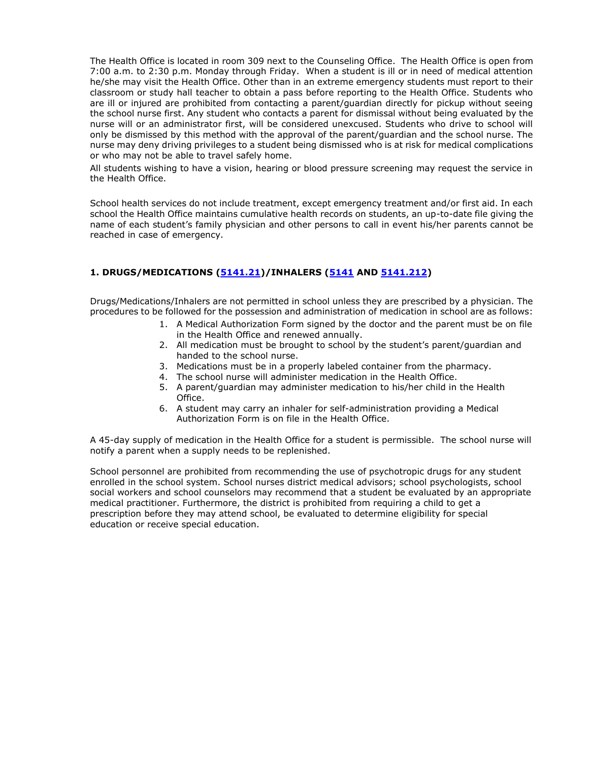The Health Office is located in room 309 next to the Counseling Office. The Health Office is open from 7:00 a.m. to 2:30 p.m. Monday through Friday. When a student is ill or in need of medical attention he/she may visit the Health Office. Other than in an extreme emergency students must report to their classroom or study hall teacher to obtain a pass before reporting to the Health Office. Students who are ill or injured are prohibited from contacting a parent/guardian directly for pickup without seeing the school nurse first. Any student who contacts a parent for dismissal without being evaluated by the nurse will or an administrator first, will be considered unexcused. Students who drive to school will only be dismissed by this method with the approval of the parent/guardian and the school nurse. The nurse may deny driving privileges to a student being dismissed who is at risk for medical complications or who may not be able to travel safely home.

All students wishing to have a vision, hearing or blood pressure screening may request the service in the Health Office.

School health services do not include treatment, except emergency treatment and/or first aid. In each school the Health Office maintains cumulative health records on students, an up-to-date file giving the name of each student's family physician and other persons to call in event his/her parents cannot be reached in case of emergency.

### 1. DRUGS/MEDICATIONS (5141.21)/INHALERS (5141 AND 5141.212)

Drugs/Medications/Inhalers are not permitted in school unless they are prescribed by a physician. The procedures to be followed for the possession and administration of medication in school are as follows:

1. A Medical Authorization Form signed by the doctor and the parent must be on file in the Health Office and renewed annually.
2. All medication must be brought to school by the student's parent/guardian and handed to the school nurse.
3. Medications must be in a properly labeled container from the pharmacy.
4. The school nurse will administer medication in the Health Office.
5. A parent/guardian may administer medication to his/her child in the Health Office.
6. A student may carry an inhaler for self-administration providing a Medical Authorization Form is on file in the Health Office.

A 45-day supply of medication in the Health Office for a student is permissible. The school nurse will notify a parent when a supply needs to be replenished.

School personnel are prohibited from recommending the use of psychotropic drugs for any student enrolled in the school system. School nurses district medical advisors; school psychologists, school social workers and school counselors may recommend that a student be evaluated by an appropriate medical practitioner. Furthermore, the district is prohibited from requiring a child to get a prescription before they may attend school, be evaluated to determine eligibility for special education or receive special education.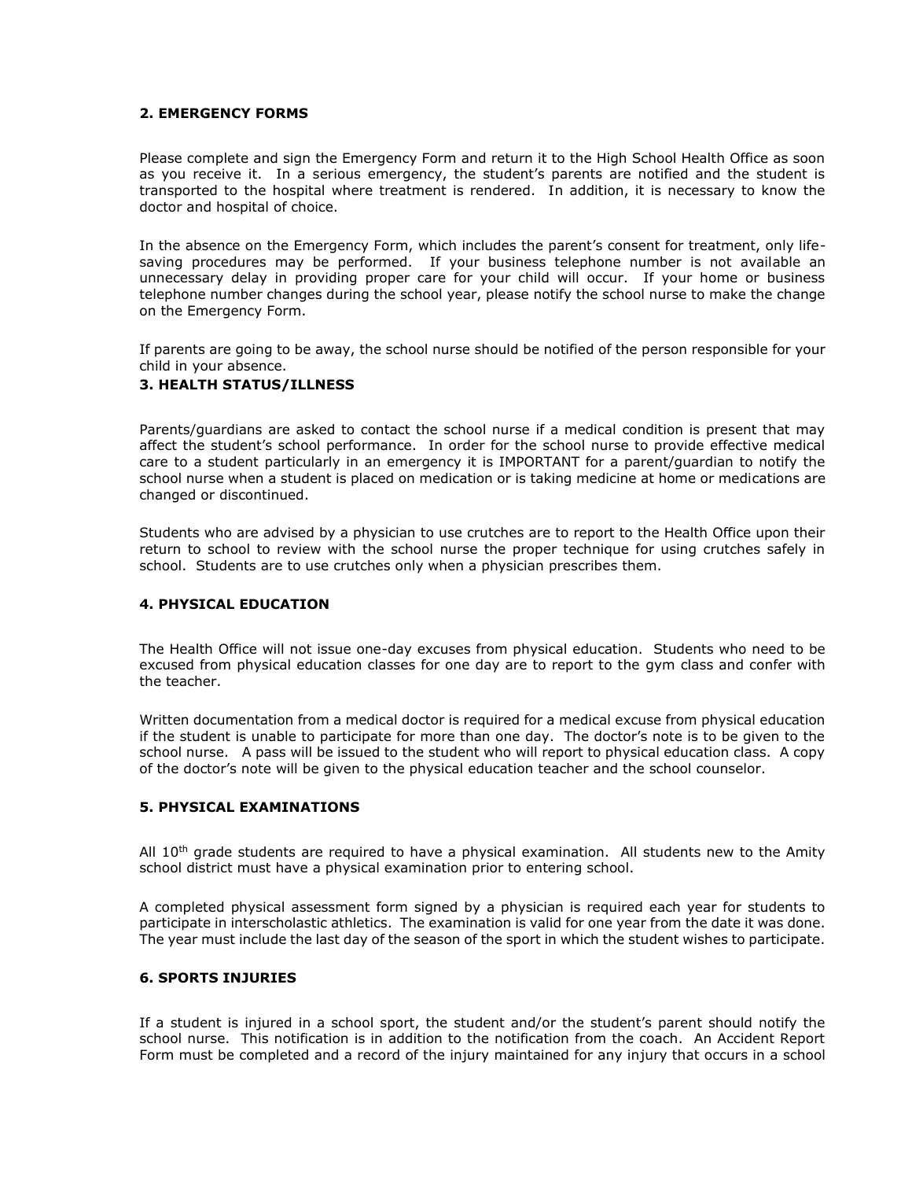### 2. EMERGENCY FORMS

Please complete and sign the Emergency Form and return it to the High School Health Office as soon as you receive it. In a serious emergency, the student's parents are notified and the student is transported to the hospital where treatment is rendered. In addition, it is necessary to know the doctor and hospital of choice.

In the absence on the Emergency Form, which includes the parent's consent for treatment, only life-saving procedures may be performed. If your business telephone number is not available an unnecessary delay in providing proper care for your child will occur. If your home or business telephone number changes during the school year, please notify the school nurse to make the change on the Emergency Form.

If parents are going to be away, the school nurse should be notified of the person responsible for your child in your absence.

### 3. HEALTH STATUS/ILLNESS

Parents/guardians are asked to contact the school nurse if a medical condition is present that may affect the student's school performance. In order for the school nurse to provide effective medical care to a student particularly in an emergency it is IMPORTANT for a parent/guardian to notify the school nurse when a student is placed on medication or is taking medicine at home or medications are changed or discontinued.

Students who are advised by a physician to use crutches are to report to the Health Office upon their return to school to review with the school nurse the proper technique for using crutches safely in school. Students are to use crutches only when a physician prescribes them.

### 4. PHYSICAL EDUCATION

The Health Office will not issue one-day excuses from physical education. Students who need to be excused from physical education classes for one day are to report to the gym class and confer with the teacher.

Written documentation from a medical doctor is required for a medical excuse from physical education if the student is unable to participate for more than one day. The doctor's note is to be given to the school nurse. A pass will be issued to the student who will report to physical education class. A copy of the doctor's note will be given to the physical education teacher and the school counselor.

### 5. PHYSICAL EXAMINATIONS

All 10th grade students are required to have a physical examination. All students new to the Amity school district must have a physical examination prior to entering school.

A completed physical assessment form signed by a physician is required each year for students to participate in interscholastic athletics. The examination is valid for one year from the date it was done. The year must include the last day of the season of the sport in which the student wishes to participate.

### 6. SPORTS INJURIES

If a student is injured in a school sport, the student and/or the student's parent should notify the school nurse. This notification is in addition to the notification from the coach. An Accident Report Form must be completed and a record of the injury maintained for any injury that occurs in a school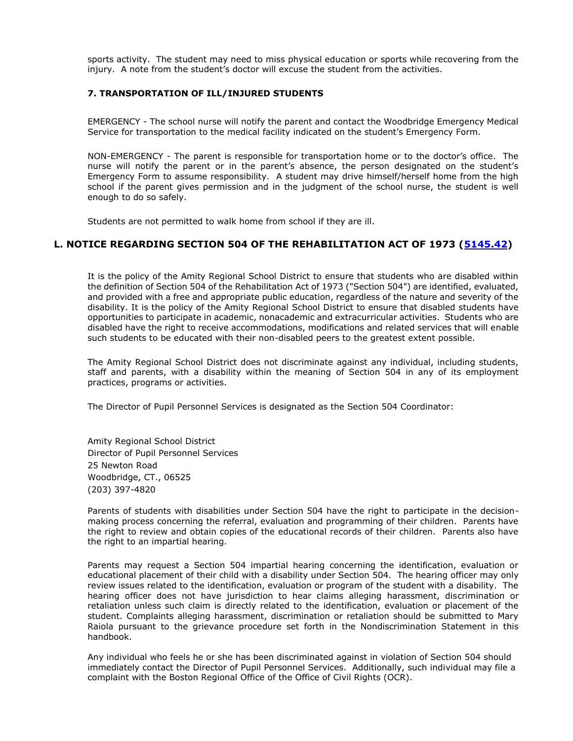sports activity. The student may need to miss physical education or sports while recovering from the injury. A note from the student's doctor will excuse the student from the activities.

#### 7. TRANSPORTATION OF ILL/INJURED STUDENTS

EMERGENCY - The school nurse will notify the parent and contact the Woodbridge Emergency Medical Service for transportation to the medical facility indicated on the student's Emergency Form.

NON-EMERGENCY - The parent is responsible for transportation home or to the doctor's office. The nurse will notify the parent or in the parent's absence, the person designated on the student's Emergency Form to assume responsibility. A student may drive himself/herself home from the high school if the parent gives permission and in the judgment of the school nurse, the student is well enough to do so safely.

Students are not permitted to walk home from school if they are ill.

### L. NOTICE REGARDING SECTION 504 OF THE REHABILITATION ACT OF 1973 (5145.42)

It is the policy of the Amity Regional School District to ensure that students who are disabled within the definition of Section 504 of the Rehabilitation Act of 1973 ("Section 504") are identified, evaluated, and provided with a free and appropriate public education, regardless of the nature and severity of the disability. It is the policy of the Amity Regional School District to ensure that disabled students have opportunities to participate in academic, nonacademic and extracurricular activities. Students who are disabled have the right to receive accommodations, modifications and related services that will enable such students to be educated with their non-disabled peers to the greatest extent possible.

The Amity Regional School District does not discriminate against any individual, including students, staff and parents, with a disability within the meaning of Section 504 in any of its employment practices, programs or activities.

The Director of Pupil Personnel Services is designated as the Section 504 Coordinator:

Amity Regional School District  
Director of Pupil Personnel Services  
25 Newton Road  
Woodbridge, CT., 06525  
(203) 397-4820

Parents of students with disabilities under Section 504 have the right to participate in the decision-making process concerning the referral, evaluation and programming of their children. Parents have the right to review and obtain copies of the educational records of their children. Parents also have the right to an impartial hearing.

Parents may request a Section 504 impartial hearing concerning the identification, evaluation or educational placement of their child with a disability under Section 504. The hearing officer may only review issues related to the identification, evaluation or program of the student with a disability. The hearing officer does not have jurisdiction to hear claims alleging harassment, discrimination or retaliation unless such claim is directly related to the identification, evaluation or placement of the student. Complaints alleging harassment, discrimination or retaliation should be submitted to Mary Raiola pursuant to the grievance procedure set forth in the Nondiscrimination Statement in this handbook.

Any individual who feels he or she has been discriminated against in violation of Section 504 should immediately contact the Director of Pupil Personnel Services. Additionally, such individual may file a complaint with the Boston Regional Office of the Office of Civil Rights (OCR).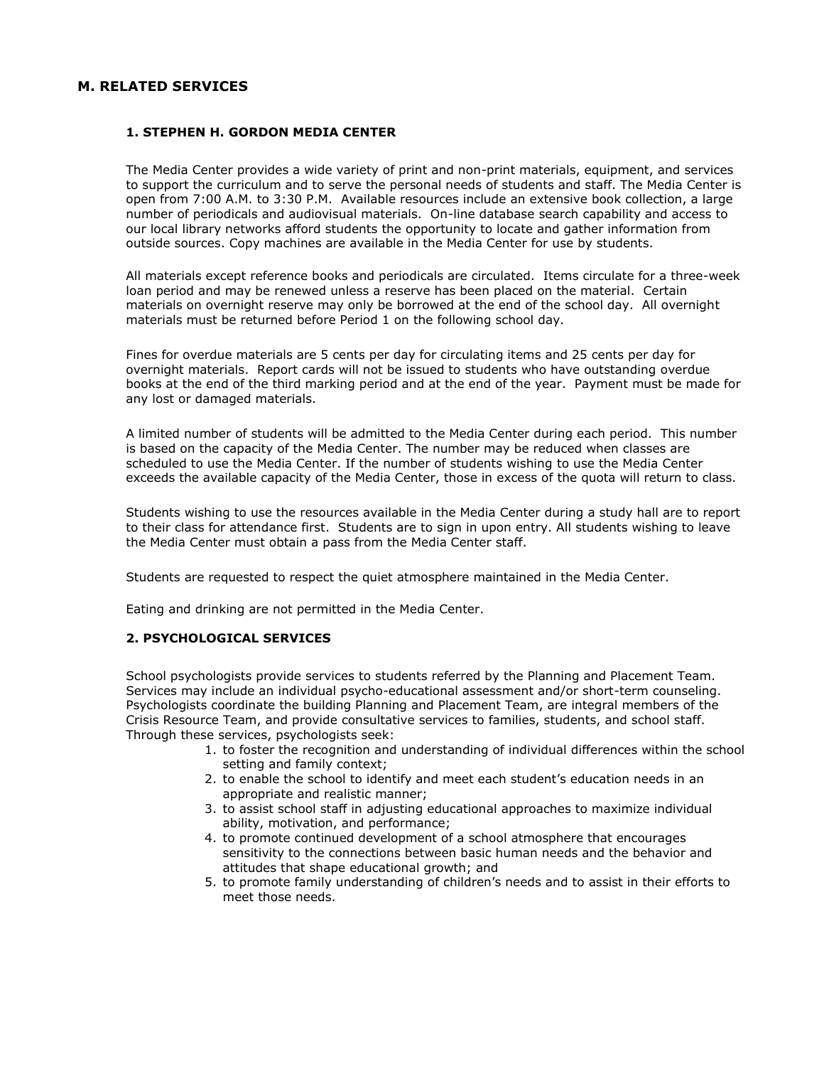## M. RELATED SERVICES

### 1. STEPHEN H. GORDON MEDIA CENTER

The Media Center provides a wide variety of print and non-print materials, equipment, and services to support the curriculum and to serve the personal needs of students and staff. The Media Center is open from 7:00 A.M. to 3:30 P.M. Available resources include an extensive book collection, a large number of periodicals and audiovisual materials. On-line database search capability and access to our local library networks afford students the opportunity to locate and gather information from outside sources. Copy machines are available in the Media Center for use by students.

All materials except reference books and periodicals are circulated. Items circulate for a three-week loan period and may be renewed unless a reserve has been placed on the material. Certain materials on overnight reserve may only be borrowed at the end of the school day. All overnight materials must be returned before Period 1 on the following school day.

Fines for overdue materials are 5 cents per day for circulating items and 25 cents per day for overnight materials. Report cards will not be issued to students who have outstanding overdue books at the end of the third marking period and at the end of the year. Payment must be made for any lost or damaged materials.

A limited number of students will be admitted to the Media Center during each period. This number is based on the capacity of the Media Center. The number may be reduced when classes are scheduled to use the Media Center. If the number of students wishing to use the Media Center exceeds the available capacity of the Media Center, those in excess of the quota will return to class.

Students wishing to use the resources available in the Media Center during a study hall are to report to their class for attendance first. Students are to sign in upon entry. All students wishing to leave the Media Center must obtain a pass from the Media Center staff.

Students are requested to respect the quiet atmosphere maintained in the Media Center.

Eating and drinking are not permitted in the Media Center.

### 2. PSYCHOLOGICAL SERVICES

School psychologists provide services to students referred by the Planning and Placement Team. Services may include an individual psycho-educational assessment and/or short-term counseling. Psychologists coordinate the building Planning and Placement Team, are integral members of the Crisis Resource Team, and provide consultative services to families, students, and school staff. Through these services, psychologists seek:

1. to foster the recognition and understanding of individual differences within the school setting and family context;
2. to enable the school to identify and meet each student's education needs in an appropriate and realistic manner;
3. to assist school staff in adjusting educational approaches to maximize individual ability, motivation, and performance;
4. to promote continued development of a school atmosphere that encourages sensitivity to the connections between basic human needs and the behavior and attitudes that shape educational growth; and
5. to promote family understanding of children's needs and to assist in their efforts to meet those needs.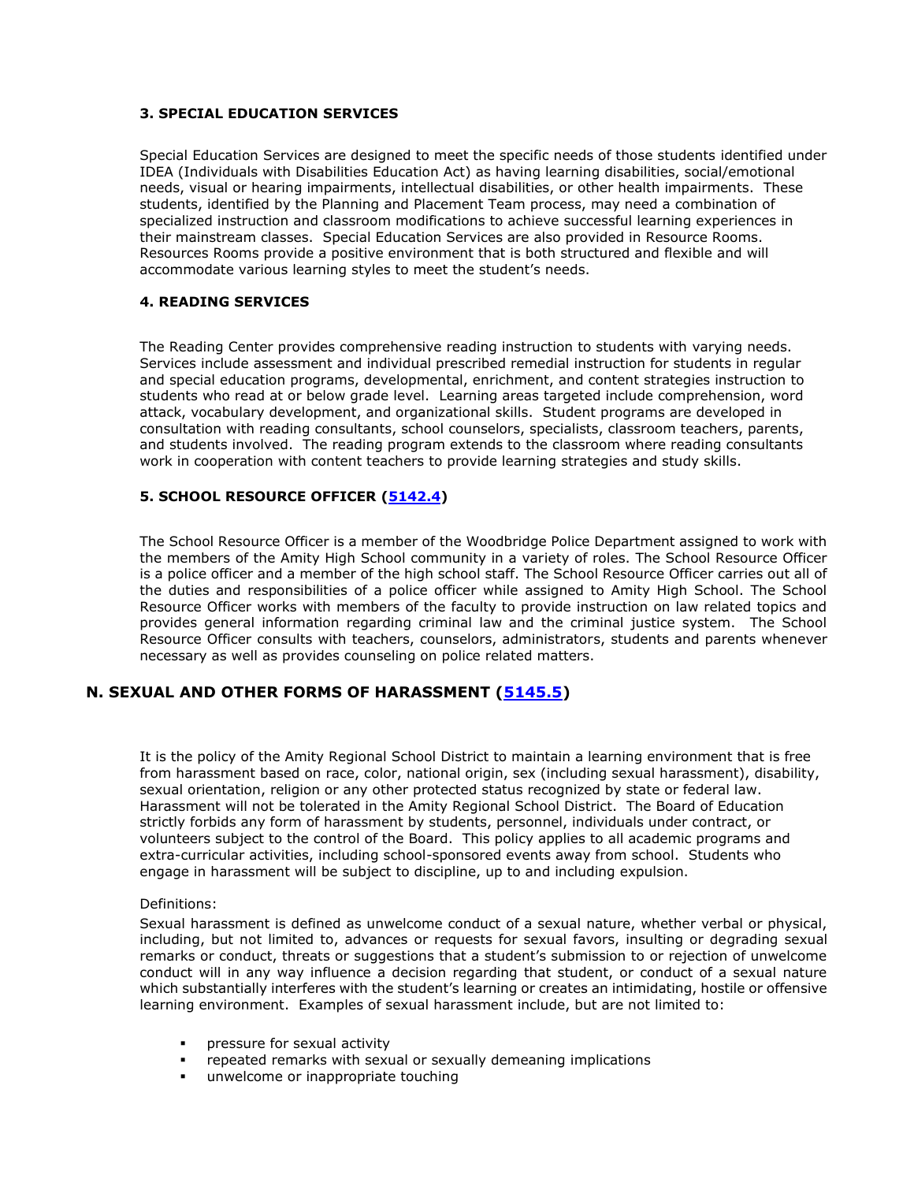#### 3. SPECIAL EDUCATION SERVICES

Special Education Services are designed to meet the specific needs of those students identified under IDEA (Individuals with Disabilities Education Act) as having learning disabilities, social/emotional needs, visual or hearing impairments, intellectual disabilities, or other health impairments. These students, identified by the Planning and Placement Team process, may need a combination of specialized instruction and classroom modifications to achieve successful learning experiences in their mainstream classes. Special Education Services are also provided in Resource Rooms. Resources Rooms provide a positive environment that is both structured and flexible and will accommodate various learning styles to meet the student's needs.

#### 4. READING SERVICES

The Reading Center provides comprehensive reading instruction to students with varying needs. Services include assessment and individual prescribed remedial instruction for students in regular and special education programs, developmental, enrichment, and content strategies instruction to students who read at or below grade level. Learning areas targeted include comprehension, word attack, vocabulary development, and organizational skills. Student programs are developed in consultation with reading consultants, school counselors, specialists, classroom teachers, parents, and students involved. The reading program extends to the classroom where reading consultants work in cooperation with content teachers to provide learning strategies and study skills.

#### 5. SCHOOL RESOURCE OFFICER (5142.4)

The School Resource Officer is a member of the Woodbridge Police Department assigned to work with the members of the Amity High School community in a variety of roles. The School Resource Officer is a police officer and a member of the high school staff. The School Resource Officer carries out all of the duties and responsibilities of a police officer while assigned to Amity High School. The School Resource Officer works with members of the faculty to provide instruction on law related topics and provides general information regarding criminal law and the criminal justice system. The School Resource Officer consults with teachers, counselors, administrators, students and parents whenever necessary as well as provides counseling on police related matters.

### N. SEXUAL AND OTHER FORMS OF HARASSMENT (5145.5)

It is the policy of the Amity Regional School District to maintain a learning environment that is free from harassment based on race, color, national origin, sex (including sexual harassment), disability, sexual orientation, religion or any other protected status recognized by state or federal law. Harassment will not be tolerated in the Amity Regional School District. The Board of Education strictly forbids any form of harassment by students, personnel, individuals under contract, or volunteers subject to the control of the Board. This policy applies to all academic programs and extra-curricular activities, including school-sponsored events away from school. Students who engage in harassment will be subject to discipline, up to and including expulsion.

Definitions:

Sexual harassment is defined as unwelcome conduct of a sexual nature, whether verbal or physical, including, but not limited to, advances or requests for sexual favors, insulting or degrading sexual remarks or conduct, threats or suggestions that a student's submission to or rejection of unwelcome conduct will in any way influence a decision regarding that student, or conduct of a sexual nature which substantially interferes with the student's learning or creates an intimidating, hostile or offensive learning environment. Examples of sexual harassment include, but are not limited to:

- pressure for sexual activity
- repeated remarks with sexual or sexually demeaning implications
- unwelcome or inappropriate touching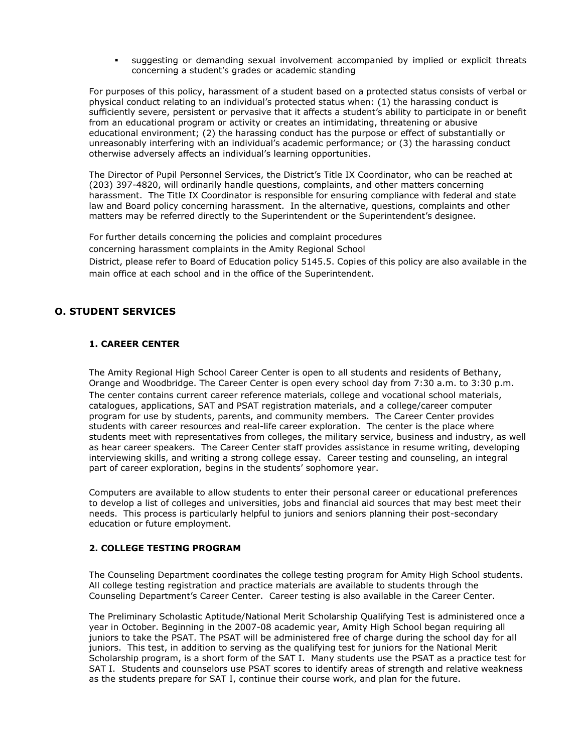- suggesting or demanding sexual involvement accompanied by implied or explicit threats concerning a student's grades or academic standing

For purposes of this policy, harassment of a student based on a protected status consists of verbal or physical conduct relating to an individual's protected status when: (1) the harassing conduct is sufficiently severe, persistent or pervasive that it affects a student's ability to participate in or benefit from an educational program or activity or creates an intimidating, threatening or abusive educational environment; (2) the harassing conduct has the purpose or effect of substantially or unreasonably interfering with an individual's academic performance; or (3) the harassing conduct otherwise adversely affects an individual's learning opportunities.

The Director of Pupil Personnel Services, the District's Title IX Coordinator, who can be reached at (203) 397-4820, will ordinarily handle questions, complaints, and other matters concerning harassment. The Title IX Coordinator is responsible for ensuring compliance with federal and state law and Board policy concerning harassment. In the alternative, questions, complaints and other matters may be referred directly to the Superintendent or the Superintendent's designee.

For further details concerning the policies and complaint procedures concerning harassment complaints in the Amity Regional School District, please refer to Board of Education policy 5145.5. Copies of this policy are also available in the main office at each school and in the office of the Superintendent.

## O. STUDENT SERVICES

### 1. CAREER CENTER

The Amity Regional High School Career Center is open to all students and residents of Bethany, Orange and Woodbridge. The Career Center is open every school day from 7:30 a.m. to 3:30 p.m. The center contains current career reference materials, college and vocational school materials, catalogues, applications, SAT and PSAT registration materials, and a college/career computer program for use by students, parents, and community members. The Career Center provides students with career resources and real-life career exploration. The center is the place where students meet with representatives from colleges, the military service, business and industry, as well as hear career speakers. The Career Center staff provides assistance in resume writing, developing interviewing skills, and writing a strong college essay. Career testing and counseling, an integral part of career exploration, begins in the students' sophomore year.

Computers are available to allow students to enter their personal career or educational preferences to develop a list of colleges and universities, jobs and financial aid sources that may best meet their needs. This process is particularly helpful to juniors and seniors planning their post-secondary education or future employment.

### 2. COLLEGE TESTING PROGRAM

The Counseling Department coordinates the college testing program for Amity High School students. All college testing registration and practice materials are available to students through the Counseling Department's Career Center. Career testing is also available in the Career Center.

The Preliminary Scholastic Aptitude/National Merit Scholarship Qualifying Test is administered once a year in October. Beginning in the 2007-08 academic year, Amity High School began requiring all juniors to take the PSAT. The PSAT will be administered free of charge during the school day for all juniors. This test, in addition to serving as the qualifying test for juniors for the National Merit Scholarship program, is a short form of the SAT I. Many students use the PSAT as a practice test for SAT I. Students and counselors use PSAT scores to identify areas of strength and relative weakness as the students prepare for SAT I, continue their course work, and plan for the future.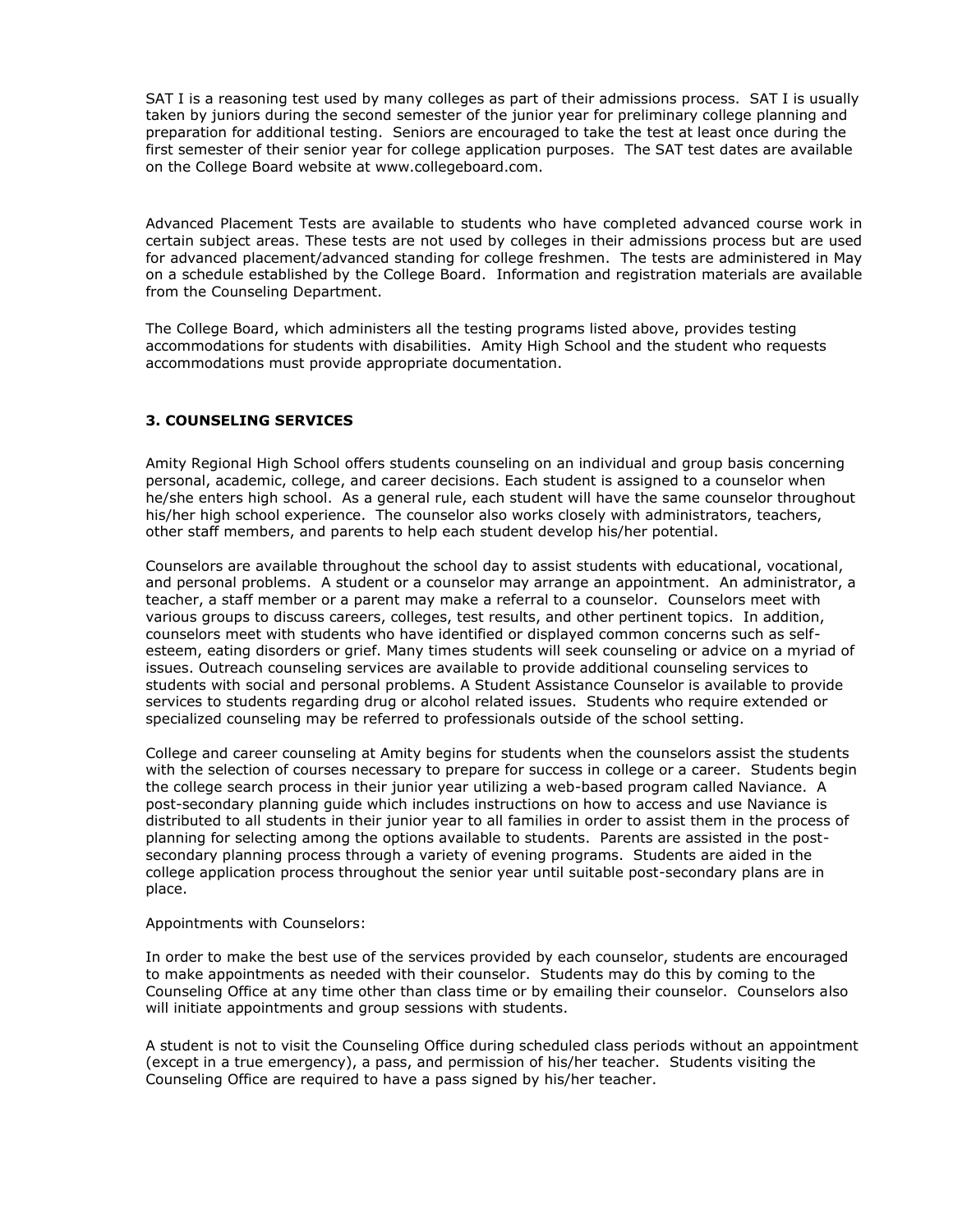SAT I is a reasoning test used by many colleges as part of their admissions process. SAT I is usually taken by juniors during the second semester of the junior year for preliminary college planning and preparation for additional testing. Seniors are encouraged to take the test at least once during the first semester of their senior year for college application purposes. The SAT test dates are available on the College Board website at www.collegeboard.com.

Advanced Placement Tests are available to students who have completed advanced course work in certain subject areas. These tests are not used by colleges in their admissions process but are used for advanced placement/advanced standing for college freshmen. The tests are administered in May on a schedule established by the College Board. Information and registration materials are available from the Counseling Department.

The College Board, which administers all the testing programs listed above, provides testing accommodations for students with disabilities. Amity High School and the student who requests accommodations must provide appropriate documentation.

### 3. COUNSELING SERVICES

Amity Regional High School offers students counseling on an individual and group basis concerning personal, academic, college, and career decisions. Each student is assigned to a counselor when he/she enters high school. As a general rule, each student will have the same counselor throughout his/her high school experience. The counselor also works closely with administrators, teachers, other staff members, and parents to help each student develop his/her potential.

Counselors are available throughout the school day to assist students with educational, vocational, and personal problems. A student or a counselor may arrange an appointment. An administrator, a teacher, a staff member or a parent may make a referral to a counselor. Counselors meet with various groups to discuss careers, colleges, test results, and other pertinent topics. In addition, counselors meet with students who have identified or displayed common concerns such as self-esteem, eating disorders or grief. Many times students will seek counseling or advice on a myriad of issues. Outreach counseling services are available to provide additional counseling services to students with social and personal problems. A Student Assistance Counselor is available to provide services to students regarding drug or alcohol related issues. Students who require extended or specialized counseling may be referred to professionals outside of the school setting.

College and career counseling at Amity begins for students when the counselors assist the students with the selection of courses necessary to prepare for success in college or a career. Students begin the college search process in their junior year utilizing a web-based program called Naviance. A post-secondary planning guide which includes instructions on how to access and use Naviance is distributed to all students in their junior year to all families in order to assist them in the process of planning for selecting among the options available to students. Parents are assisted in the post-secondary planning process through a variety of evening programs. Students are aided in the college application process throughout the senior year until suitable post-secondary plans are in place.

Appointments with Counselors:

In order to make the best use of the services provided by each counselor, students are encouraged to make appointments as needed with their counselor. Students may do this by coming to the Counseling Office at any time other than class time or by emailing their counselor. Counselors also will initiate appointments and group sessions with students.

A student is not to visit the Counseling Office during scheduled class periods without an appointment (except in a true emergency), a pass, and permission of his/her teacher. Students visiting the Counseling Office are required to have a pass signed by his/her teacher.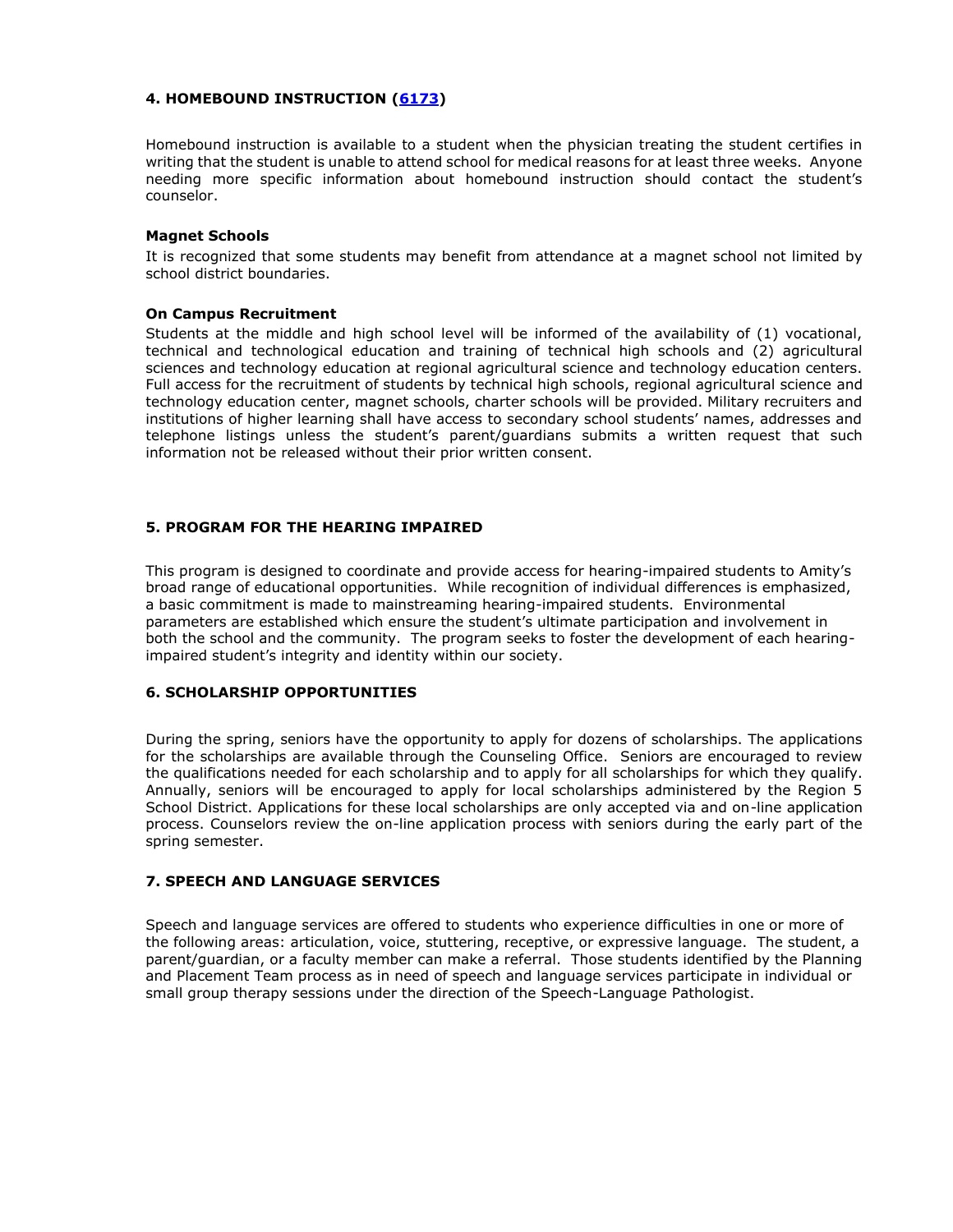### 4. HOMEBOUND INSTRUCTION (6173)

Homebound instruction is available to a student when the physician treating the student certifies in writing that the student is unable to attend school for medical reasons for at least three weeks. Anyone needing more specific information about homebound instruction should contact the student's counselor.

**Magnet Schools**

It is recognized that some students may benefit from attendance at a magnet school not limited by school district boundaries.

**On Campus Recruitment**

Students at the middle and high school level will be informed of the availability of (1) vocational, technical and technological education and training of technical high schools and (2) agricultural sciences and technology education at regional agricultural science and technology education centers. Full access for the recruitment of students by technical high schools, regional agricultural science and technology education center, magnet schools, charter schools will be provided. Military recruiters and institutions of higher learning shall have access to secondary school students' names, addresses and telephone listings unless the student's parent/guardians submits a written request that such information not be released without their prior written consent.

### 5. PROGRAM FOR THE HEARING IMPAIRED

This program is designed to coordinate and provide access for hearing-impaired students to Amity's broad range of educational opportunities. While recognition of individual differences is emphasized, a basic commitment is made to mainstreaming hearing-impaired students. Environmental parameters are established which ensure the student's ultimate participation and involvement in both the school and the community. The program seeks to foster the development of each hearing-impaired student's integrity and identity within our society.

### 6. SCHOLARSHIP OPPORTUNITIES

During the spring, seniors have the opportunity to apply for dozens of scholarships. The applications for the scholarships are available through the Counseling Office. Seniors are encouraged to review the qualifications needed for each scholarship and to apply for all scholarships for which they qualify. Annually, seniors will be encouraged to apply for local scholarships administered by the Region 5 School District. Applications for these local scholarships are only accepted via and on-line application process. Counselors review the on-line application process with seniors during the early part of the spring semester.

### 7. SPEECH AND LANGUAGE SERVICES

Speech and language services are offered to students who experience difficulties in one or more of the following areas: articulation, voice, stuttering, receptive, or expressive language. The student, a parent/guardian, or a faculty member can make a referral. Those students identified by the Planning and Placement Team process as in need of speech and language services participate in individual or small group therapy sessions under the direction of the Speech-Language Pathologist.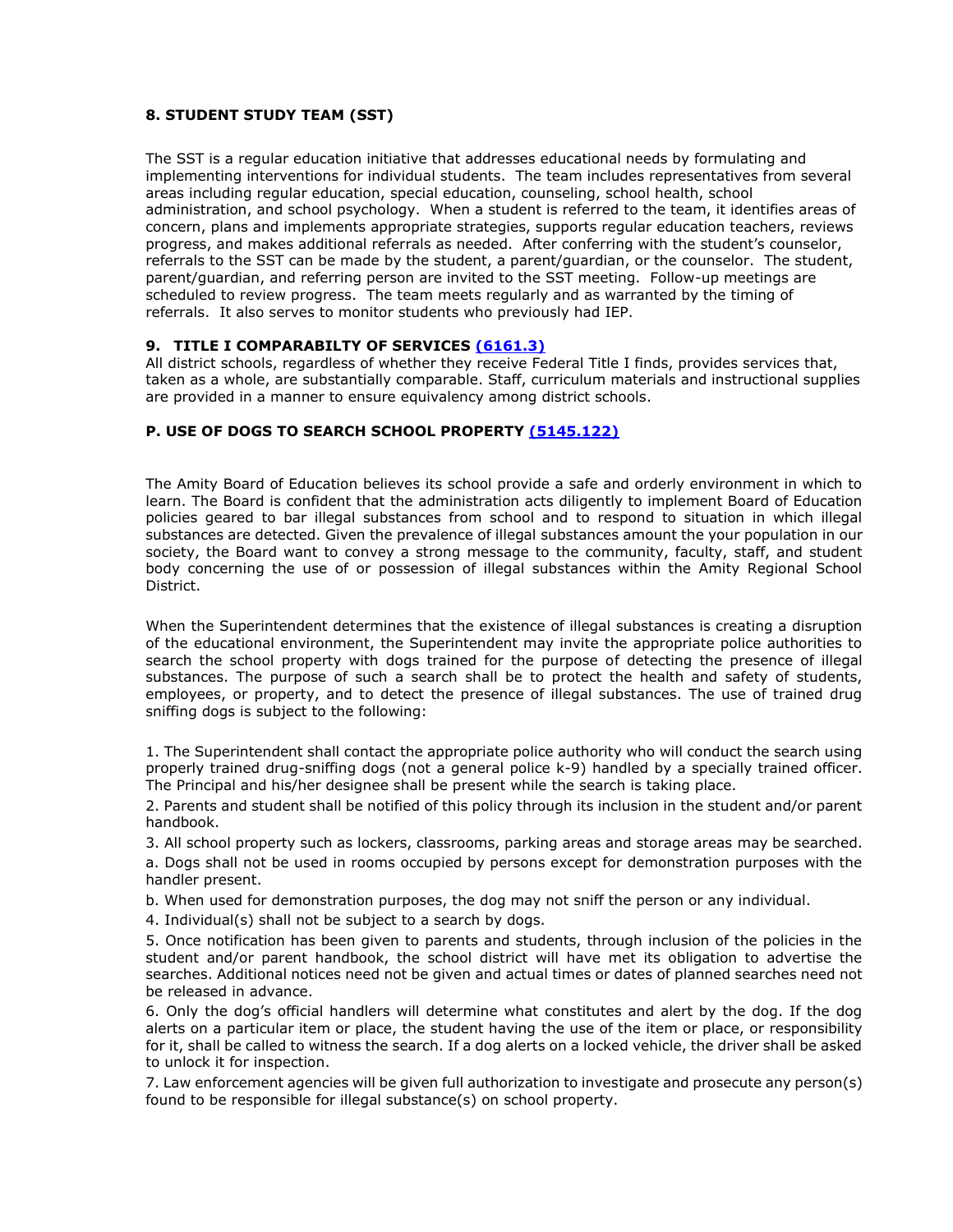### 8. STUDENT STUDY TEAM (SST)

The SST is a regular education initiative that addresses educational needs by formulating and implementing interventions for individual students. The team includes representatives from several areas including regular education, special education, counseling, school health, school administration, and school psychology. When a student is referred to the team, it identifies areas of concern, plans and implements appropriate strategies, supports regular education teachers, reviews progress, and makes additional referrals as needed. After conferring with the student's counselor, referrals to the SST can be made by the student, a parent/guardian, or the counselor. The student, parent/guardian, and referring person are invited to the SST meeting. Follow-up meetings are scheduled to review progress. The team meets regularly and as warranted by the timing of referrals. It also serves to monitor students who previously had IEP.

### 9. TITLE I COMPARABILTY OF SERVICES (6161.3)

All district schools, regardless of whether they receive Federal Title I finds, provides services that, taken as a whole, are substantially comparable. Staff, curriculum materials and instructional supplies are provided in a manner to ensure equivalency among district schools.

### P. USE OF DOGS TO SEARCH SCHOOL PROPERTY (5145.122)

The Amity Board of Education believes its school provide a safe and orderly environment in which to learn. The Board is confident that the administration acts diligently to implement Board of Education policies geared to bar illegal substances from school and to respond to situation in which illegal substances are detected. Given the prevalence of illegal substances amount the your population in our society, the Board want to convey a strong message to the community, faculty, staff, and student body concerning the use of or possession of illegal substances within the Amity Regional School District.

When the Superintendent determines that the existence of illegal substances is creating a disruption of the educational environment, the Superintendent may invite the appropriate police authorities to search the school property with dogs trained for the purpose of detecting the presence of illegal substances. The purpose of such a search shall be to protect the health and safety of students, employees, or property, and to detect the presence of illegal substances. The use of trained drug sniffing dogs is subject to the following:

1. The Superintendent shall contact the appropriate police authority who will conduct the search using properly trained drug-sniffing dogs (not a general police k-9) handled by a specially trained officer. The Principal and his/her designee shall be present while the search is taking place.

2. Parents and student shall be notified of this policy through its inclusion in the student and/or parent handbook.

3. All school property such as lockers, classrooms, parking areas and storage areas may be searched.

a. Dogs shall not be used in rooms occupied by persons except for demonstration purposes with the handler present.

b. When used for demonstration purposes, the dog may not sniff the person or any individual.

4. Individual(s) shall not be subject to a search by dogs.

5. Once notification has been given to parents and students, through inclusion of the policies in the student and/or parent handbook, the school district will have met its obligation to advertise the searches. Additional notices need not be given and actual times or dates of planned searches need not be released in advance.

6. Only the dog's official handlers will determine what constitutes and alert by the dog. If the dog alerts on a particular item or place, the student having the use of the item or place, or responsibility for it, shall be called to witness the search. If a dog alerts on a locked vehicle, the driver shall be asked to unlock it for inspection.

7. Law enforcement agencies will be given full authorization to investigate and prosecute any person(s) found to be responsible for illegal substance(s) on school property.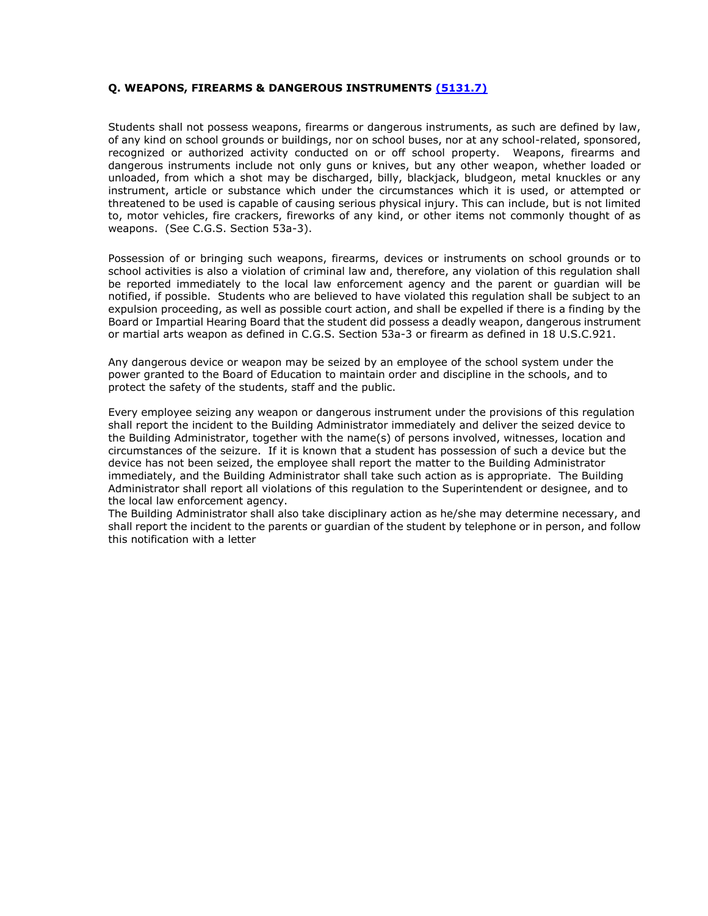### Q. WEAPONS, FIREARMS & DANGEROUS INSTRUMENTS [(5131.7)]

Students shall not possess weapons, firearms or dangerous instruments, as such are defined by law, of any kind on school grounds or buildings, nor on school buses, nor at any school-related, sponsored, recognized or authorized activity conducted on or off school property. Weapons, firearms and dangerous instruments include not only guns or knives, but any other weapon, whether loaded or unloaded, from which a shot may be discharged, billy, blackjack, bludgeon, metal knuckles or any instrument, article or substance which under the circumstances which it is used, or attempted or threatened to be used is capable of causing serious physical injury. This can include, but is not limited to, motor vehicles, fire crackers, fireworks of any kind, or other items not commonly thought of as weapons. (See C.G.S. Section 53a-3).

Possession of or bringing such weapons, firearms, devices or instruments on school grounds or to school activities is also a violation of criminal law and, therefore, any violation of this regulation shall be reported immediately to the local law enforcement agency and the parent or guardian will be notified, if possible. Students who are believed to have violated this regulation shall be subject to an expulsion proceeding, as well as possible court action, and shall be expelled if there is a finding by the Board or Impartial Hearing Board that the student did possess a deadly weapon, dangerous instrument or martial arts weapon as defined in C.G.S. Section 53a-3 or firearm as defined in 18 U.S.C.921.

Any dangerous device or weapon may be seized by an employee of the school system under the power granted to the Board of Education to maintain order and discipline in the schools, and to protect the safety of the students, staff and the public.

Every employee seizing any weapon or dangerous instrument under the provisions of this regulation shall report the incident to the Building Administrator immediately and deliver the seized device to the Building Administrator, together with the name(s) of persons involved, witnesses, location and circumstances of the seizure. If it is known that a student has possession of such a device but the device has not been seized, the employee shall report the matter to the Building Administrator immediately, and the Building Administrator shall take such action as is appropriate. The Building Administrator shall report all violations of this regulation to the Superintendent or designee, and to the local law enforcement agency.

The Building Administrator shall also take disciplinary action as he/she may determine necessary, and shall report the incident to the parents or guardian of the student by telephone or in person, and follow this notification with a letter